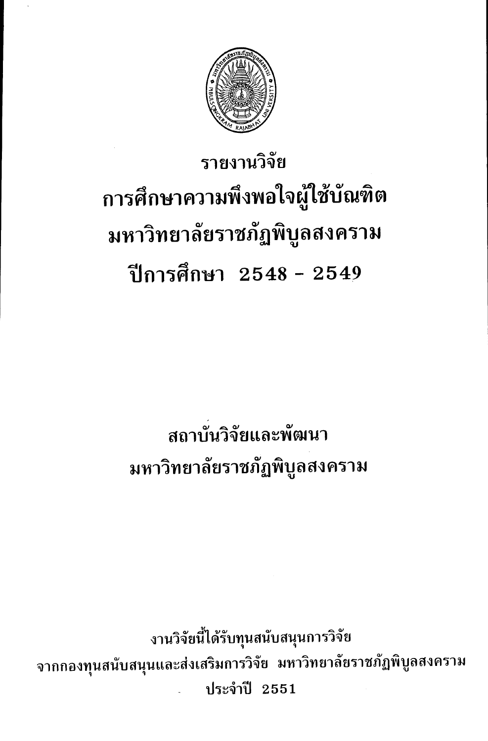# รายงานวิจัย

# การศึกษาความพึงพอใจผู้ใช้บัณฑิต มหาวิทยาลัยราชภัฏพิบูลสงคราม ปีการศึกษา 2548 - 2549

## สถาบันวิจัยและพัฒนา
## มหาวิทยาลัยราชภัฏพิบูลสงคราม

งานวิจัยนี้ได้รับทุนสนับสนุนการวิจัย
จากกองทุนสนับสนุนและส่งเสริมการวิจัย มหาวิทยาลัยราชภัฏพิบูลสงคราม
ประจำปี 2551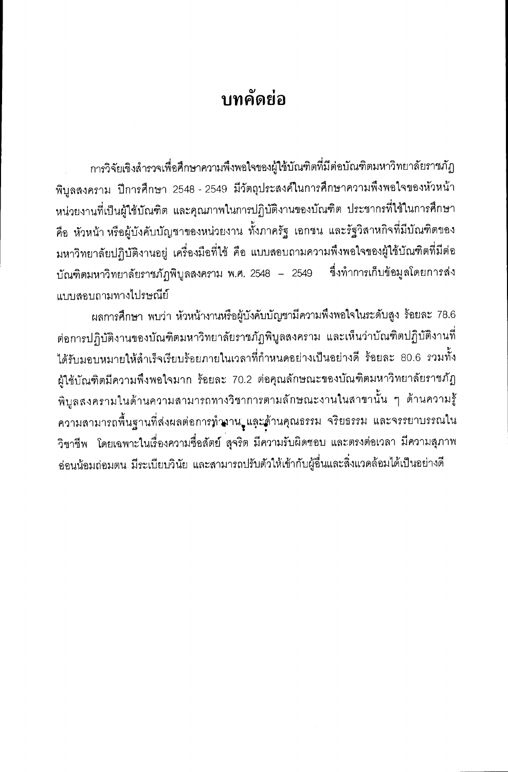# บทคัดย่อ

การวิจัยเชิงสำรวจเพื่อศึกษาความพึงพอใจของผู้ใช้บัณฑิตที่มีต่อบัณฑิตมหาวิทยาลัยราชภัฏพิบูลสงคราม ปีการศึกษา 2548 - 2549 มีวัตถุประสงค์ในการศึกษาความพึงพอใจของหัวหน้าหน่วยงานที่เป็นผู้ใช้บัณฑิต และคุณภาพในการปฏิบัติงานของบัณฑิต ประชากรที่ใช้ในการศึกษา คือ หัวหน้า หรือผู้บังคับบัญชาของหน่วยงาน ทั้งภาครัฐ เอกชน และรัฐวิสาหกิจที่มีบัณฑิตของมหาวิทยาลัยปฏิบัติงานอยู่ เครื่องมือที่ใช้ คือ แบบสอบถามความพึงพอใจของผู้ใช้บัณฑิตที่มีต่อบัณฑิตมหาวิทยาลัยราชภัฏพิบูลสงคราม พ.ศ. 2548 – 2549 ซึ่งทำการเก็บข้อมูลโดยการส่งแบบสอบถามทางไปรษณีย์

ผลการศึกษา พบว่า หัวหน้างานหรือผู้บังคับบัญชามีความพึงพอใจในระดับสูง ร้อยละ 78.6 ต่อการปฏิบัติงานของบัณฑิตมหาวิทยาลัยราชภัฏพิบูลสงคราม และเห็นว่าบัณฑิตปฏิบัติงานที่ได้รับมอบหมายให้สำเร็จเรียบร้อยภายในเวลาที่กำหนดอย่างเป็นอย่างดี ร้อยละ 80.6 รวมทั้งผู้ใช้บัณฑิตมีความพึงพอใจมาก ร้อยละ 70.2 ต่อคุณลักษณะของบัณฑิตมหาวิทยาลัยราชภัฏพิบูลสงครามในด้านความสามารถทางวิชาการตามลักษณะงานในสาขานั้น ๆ ด้านความรู้ความสามารถพื้นฐานที่ส่งผลต่อการทำงาน และด้านคุณธรรม จริยธรรม และจรรยาบรรณในวิชาชีพ โดยเฉพาะในเรื่องความซื่อสัตย์ สุจริต มีความรับผิดชอบ และตรงต่อเวลา มีความสุภาพอ่อนน้อมถ่อมตน มีระเบียบวินัย และสามารถปรับตัวให้เข้ากับผู้อื่นและสิ่งแวดล้อมได้เป็นอย่างดี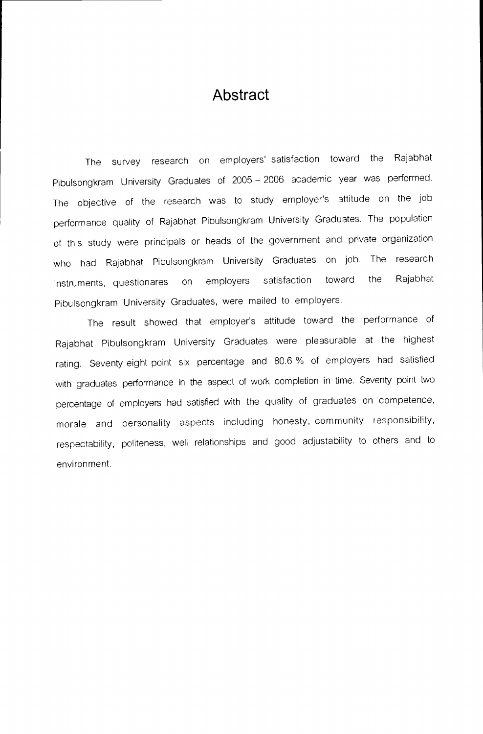# Abstract

The survey research on employers' satisfaction toward the Rajabhat Pibulsongkram University Graduates of 2005 – 2006 academic year was performed. The objective of the research was to study employer's attitude on the job performance quality of Rajabhat Pibulsongkram University Graduates. The population of this study were principals or heads of the government and private organization who had Rajabhat Pibulsongkram University Graduates on job. The research instruments, questionares on employers satisfaction toward the Rajabhat Pibulsongkram University Graduates, were mailed to employers.

The result showed that employer's attitude toward the performance of Rajabhat Pibulsongkram University Graduates were pleasurable at the highest rating. Seventy eight point six percentage and 80.6 % of employers had satisfied with graduates performance in the aspect of work completion in time. Seventy point two percentage of employers had satisfied with the quality of graduates on competence, morale and personality aspects including honesty, community responsibility, respectability, politeness, well relationships and good adjustability to others and to environment.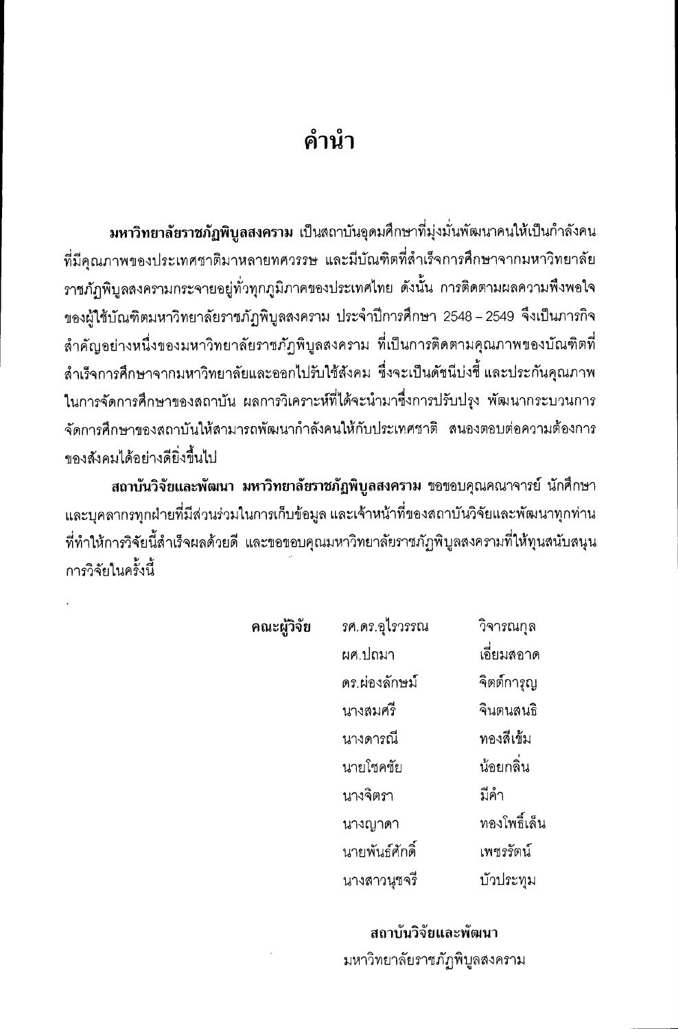# คำนำ

**มหาวิทยาลัยราชภัฏพิบูลสงคราม** เป็นสถาบันอุดมศึกษาที่มุ่งมั่นพัฒนาคนให้เป็นกำลังคนที่มีคุณภาพของประเทศชาติมาหลายทศวรรษ และมีบัณฑิตที่สำเร็จการศึกษาจากมหาวิทยาลัยราชภัฏพิบูลสงครามกระจายอยู่ทั่วทุกภูมิภาคของประเทศไทย ดังนั้น การติดตามผลความพึงพอใจของผู้ใช้บัณฑิตมหาวิทยาลัยราชภัฏพิบูลสงคราม ประจำปีการศึกษา 2548 – 2549 จึงเป็นภารกิจสำคัญอย่างหนึ่งของมหาวิทยาลัยราชภัฏพิบูลสงคราม ที่เป็นการติดตามคุณภาพของบัณฑิตที่สำเร็จการศึกษาจากมหาวิทยาลัยและออกไปรับใช้สังคม ซึ่งจะเป็นดัชนีบ่งชี้ และประกันคุณภาพในการจัดการศึกษาของสถาบัน ผลการวิเคราะห์ที่ได้จะนำมาซึ่งการปรับปรุง พัฒนากระบวนการจัดการศึกษาของสถาบันให้สามารถพัฒนากำลังคนให้กับประเทศชาติ สนองตอบต่อความต้องการของสังคมได้อย่างดียิ่งขึ้นไป

**สถาบันวิจัยและพัฒนา มหาวิทยาลัยราชภัฏพิบูลสงคราม** ขอขอบคุณคณาจารย์ นักศึกษา และบุคลากรทุกฝ่ายที่มีส่วนร่วมในการเก็บข้อมูล และเจ้าหน้าที่ของสถาบันวิจัยและพัฒนาทุกท่านที่ทำให้การวิจัยนี้สำเร็จผลด้วยดี และขอขอบคุณมหาวิทยาลัยราชภัฏพิบูลสงครามที่ให้ทุนสนับสนุนการวิจัยในครั้งนี้

**คณะผู้วิจัย**

รศ.ดร.อุไรวรรณ วิจารณกุล
ผศ.ปถมา เอี่ยมสอาด
ดร.ผ่องลักษม์ จิตต์การุญ
นางสมศรี จินตนสนธิ
นางดารณี ทองสีเข้ม
นายโชคชัย น้อยกลิ่น
นางจิตรา มีคำ
นางญาดา ทองโพธิ์เล็น
นายพันธ์ศักดิ์ เพชรรัตน์
นางสาวนุชจรี บัวประทุม

**สถาบันวิจัยและพัฒนา**
มหาวิทยาลัยราชภัฏพิบูลสงคราม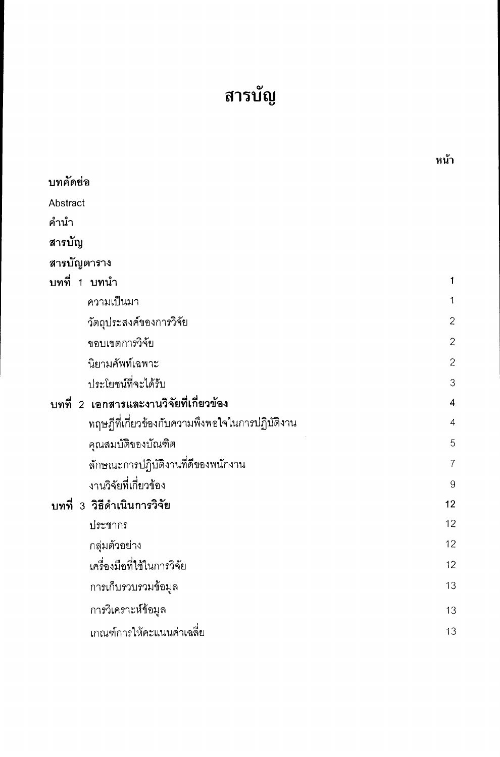# สารบัญ

| | หน้า |
|---|---|
| **บทคัดย่อ** | |
| Abstract | |
| **คำนำ** | |
| **สารบัญ** | |
| **สารบัญตาราง** | |
| **บทที่ 1 บทนำ** | 1 |
| ความเป็นมา | 1 |
| วัตถุประสงค์ของการวิจัย | 2 |
| ขอบเขตการวิจัย | 2 |
| นิยามศัพท์เฉพาะ | 2 |
| ประโยชน์ที่จะได้รับ | 3 |
| **บทที่ 2 เอกสารและงานวิจัยที่เกี่ยวข้อง** | 4 |
| ทฤษฎีที่เกี่ยวข้องกับความพึงพอใจในการปฏิบัติงาน | 4 |
| คุณสมบัติของบัณฑิต | 5 |
| ลักษณะการปฏิบัติงานที่ดีของพนักงาน | 7 |
| งานวิจัยที่เกี่ยวข้อง | 9 |
| **บทที่ 3 วิธีดำเนินการวิจัย** | 12 |
| ประชากร | 12 |
| กลุ่มตัวอย่าง | 12 |
| เครื่องมือที่ใช้ในการวิจัย | 12 |
| การเก็บรวบรวมข้อมูล | 13 |
| การวิเคราะห์ข้อมูล | 13 |
| เกณฑ์การให้คะแนนค่าเฉลี่ย | 13 |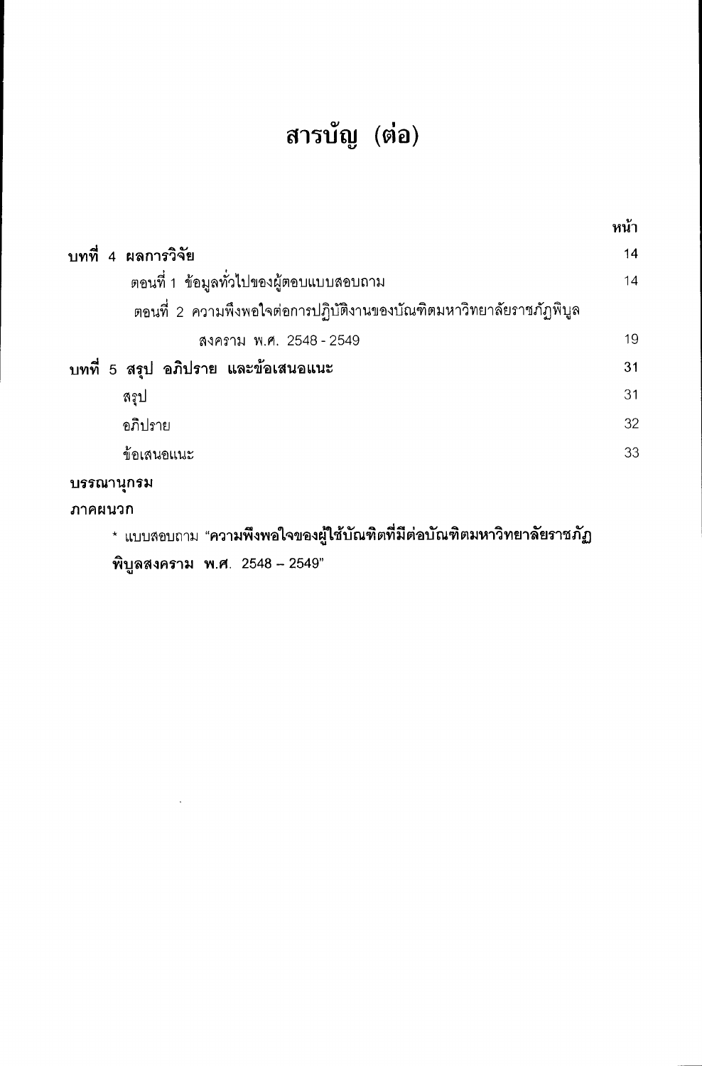# สารบัญ (ต่อ)

| | หน้า |
|---|---|
| **บทที่ 4 ผลการวิจัย** | 14 |
| ตอนที่ 1 ข้อมูลทั่วไปของผู้ตอบแบบสอบถาม | 14 |
| ตอนที่ 2 ความพึงพอใจต่อการปฏิบัติงานของบัณฑิตมหาวิทยาลัยราชภัฏพิบูลสงคราม พ.ศ. 2548 - 2549 | 19 |
| **บทที่ 5 สรุป อภิปราย และข้อเสนอแนะ** | 31 |
| สรุป | 31 |
| อภิปราย | 32 |
| ข้อเสนอแนะ | 33 |
| **บรรณานุกรม** | |
| **ภาคผนวก** | |
| * แบบสอบถาม "**ความพึงพอใจของผู้ใช้บัณฑิตที่มีต่อบัณฑิตมหาวิทยาลัยราชภัฏพิบูลสงคราม พ.ศ.** 2548 – 2549" | |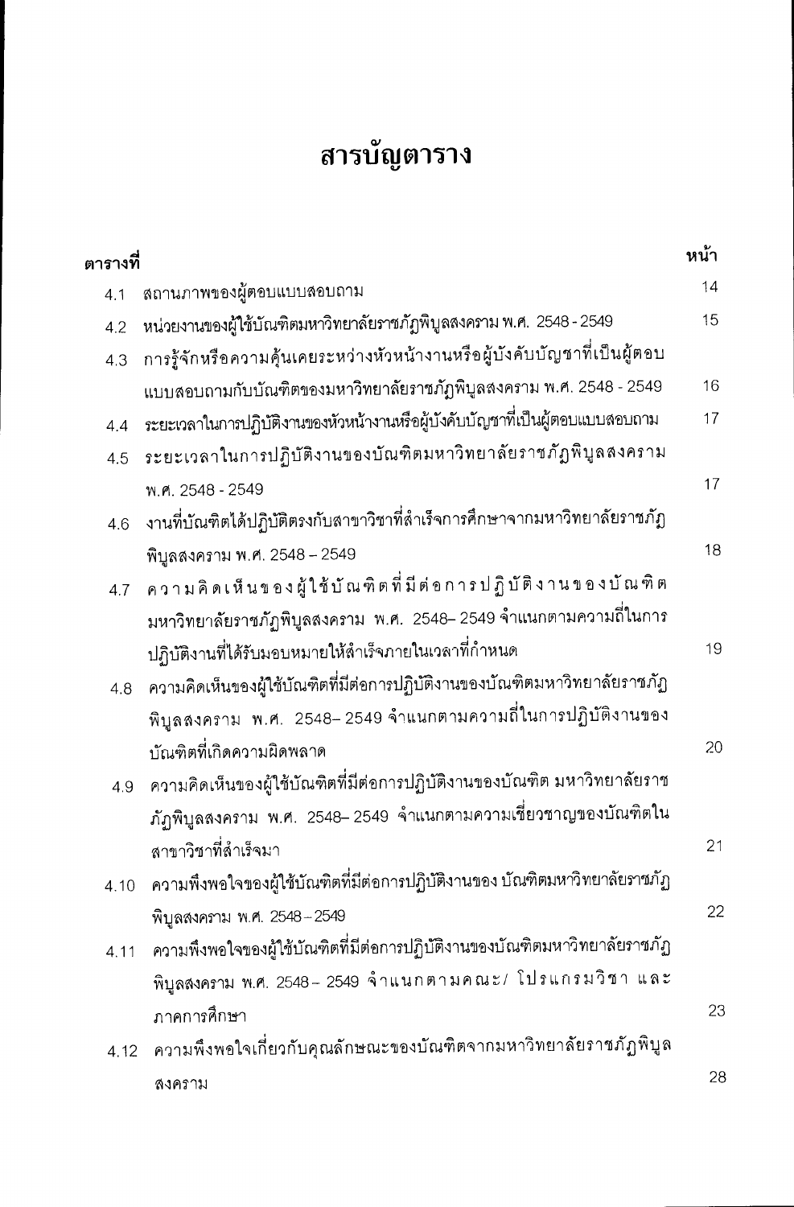# สารบัญตาราง

| ตารางที่ | | หน้า |
|---|---|---|
| 4.1 | สถานภาพของผู้ตอบแบบสอบถาม | 14 |
| 4.2 | หน่วยงานของผู้ใช้บัณฑิตมหาวิทยาลัยราชภัฏพิบูลสงคราม พ.ศ. 2548 - 2549 | 15 |
| 4.3 | การรู้จักหรือความคุ้นเคยระหว่างหัวหน้างานหรือผู้บังคับบัญชาที่เป็นผู้ตอบแบบสอบถามกับบัณฑิตของมหาวิทยาลัยราชภัฏพิบูลสงคราม พ.ศ. 2548 - 2549 | 16 |
| 4.4 | ระยะเวลาในการปฏิบัติงานของหัวหน้างานหรือผู้บังคับบัญชาที่เป็นผู้ตอบแบบสอบถาม | 17 |
| 4.5 | ระยะเวลาในการปฏิบัติงานของบัณฑิตมหาวิทยาลัยราชภัฏพิบูลสงคราม พ.ศ. 2548 - 2549 | 17 |
| 4.6 | งานที่บัณฑิตได้ปฏิบัติตรงกับสาขาวิชาที่สำเร็จการศึกษาจากมหาวิทยาลัยราชภัฏพิบูลสงคราม พ.ศ. 2548 – 2549 | 18 |
| 4.7 | ความคิดเห็นของผู้ใช้บัณฑิตที่มีต่อการปฏิบัติงานของบัณฑิตมหาวิทยาลัยราชภัฏพิบูลสงคราม พ.ศ. 2548– 2549 จำแนกตามความถี่ในการปฏิบัติงานที่ได้รับมอบหมายให้สำเร็จภายในเวลาที่กำหนด | 19 |
| 4.8 | ความคิดเห็นของผู้ใช้บัณฑิตที่มีต่อการปฏิบัติงานของบัณฑิตมหาวิทยาลัยราชภัฏพิบูลสงคราม พ.ศ. 2548– 2549 จำแนกตามความถี่ในการปฏิบัติงานของบัณฑิตที่เกิดความผิดพลาด | 20 |
| 4.9 | ความคิดเห็นของผู้ใช้บัณฑิตที่มีต่อการปฏิบัติงานของบัณฑิต มหาวิทยาลัยราชภัฏพิบูลสงคราม พ.ศ. 2548– 2549 จำแนกตามความเชี่ยวชาญของบัณฑิตในสาขาวิชาที่สำเร็จมา | 21 |
| 4.10 | ความพึงพอใจของผู้ใช้บัณฑิตที่มีต่อการปฏิบัติงานของ บัณฑิตมหาวิทยาลัยราชภัฏพิบูลสงคราม พ.ศ. 2548 – 2549 | 22 |
| 4.11 | ความพึงพอใจของผู้ใช้บัณฑิตที่มีต่อการปฏิบัติงานของบัณฑิตมหาวิทยาลัยราชภัฏพิบูลสงคราม พ.ศ. 2548 – 2549 จำแนกตามคณะ/ โปรแกรมวิชา และภาคการศึกษา | 23 |
| 4.12 | ความพึงพอใจเกี่ยวกับคุณลักษณะของบัณฑิตจากมหาวิทยาลัยราชภัฏพิบูลสงคราม | 28 |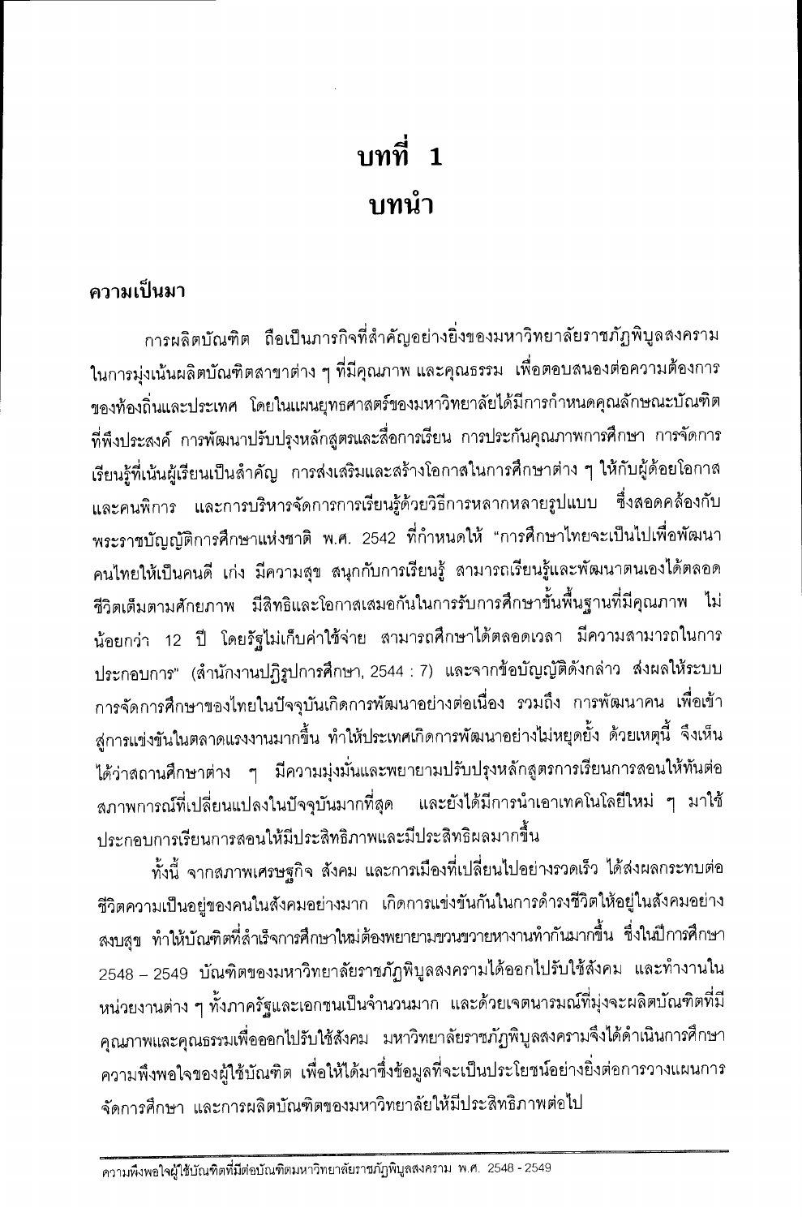# บทที่ 1
# บทนำ

## ความเป็นมา

การผลิตบัณฑิต ถือเป็นภารกิจที่สำคัญอย่างยิ่งของมหาวิทยาลัยราชภัฏพิบูลสงคราม ในการมุ่งเน้นผลิตบัณฑิตสาขาต่าง ๆ ที่มีคุณภาพ และคุณธรรม เพื่อตอบสนองต่อความต้องการของท้องถิ่นและประเทศ โดยในแผนยุทธศาสตร์ของมหาวิทยาลัยได้มีการกำหนดคุณลักษณะบัณฑิตที่พึงประสงค์ การพัฒนาปรับปรุงหลักสูตรและสื่อการเรียน การประกันคุณภาพการศึกษา การจัดการเรียนรู้ที่เน้นผู้เรียนเป็นสำคัญ การส่งเสริมและสร้างโอกาสในการศึกษาต่าง ๆ ให้กับผู้ด้อยโอกาสและคนพิการ และการบริหารจัดการการเรียนรู้ด้วยวิธีการหลากหลายรูปแบบ ซึ่งสอดคล้องกับพระราชบัญญัติการศึกษาแห่งชาติ พ.ศ. 2542 ที่กำหนดให้ "การศึกษาไทยจะเป็นไปเพื่อพัฒนาคนไทยให้เป็นคนดี เก่ง มีความสุข สนุกกับการเรียนรู้ สามารถเรียนรู้และพัฒนาตนเองได้ตลอดชีวิตเต็มตามศักยภาพ มีสิทธิและโอกาสเสมอกันในการรับการศึกษาขั้นพื้นฐานที่มีคุณภาพ ไม่น้อยกว่า 12 ปี โดยรัฐไม่เก็บค่าใช้จ่าย สามารถศึกษาได้ตลอดเวลา มีความสามารถในการประกอบการ" (สำนักงานปฏิรูปการศึกษา, 2544 : 7) และจากข้อบัญญัติดังกล่าว ส่งผลให้ระบบการจัดการศึกษาของไทยในปัจจุบันเกิดการพัฒนาอย่างต่อเนื่อง รวมถึง การพัฒนาคน เพื่อเข้าสู่การแข่งขันในตลาดแรงงานมากขึ้น ทำให้ประเทศเกิดการพัฒนาอย่างไม่หยุดยั้ง ด้วยเหตุนี้ จึงเห็นได้ว่าสถานศึกษาต่าง ๆ มีความมุ่งมั่นและพยายามปรับปรุงหลักสูตรการเรียนการสอนให้ทันต่อสภาพการณ์ที่เปลี่ยนแปลงในปัจจุบันมากที่สุด และยังได้มีการนำเอาเทคโนโลยีใหม่ ๆ มาใช้ประกอบการเรียนการสอนให้มีประสิทธิภาพและมีประสิทธิผลมากขึ้น

ทั้งนี้ จากสภาพเศรษฐกิจ สังคม และการเมืองที่เปลี่ยนไปอย่างรวดเร็ว ได้ส่งผลกระทบต่อชีวิตความเป็นอยู่ของคนในสังคมอย่างมาก เกิดการแข่งขันกันในการดำรงชีวิตให้อยู่ในสังคมอย่างสงบสุข ทำให้บัณฑิตที่สำเร็จการศึกษาใหม่ต้องพยายามขวนขวายหางานทำกันมากขึ้น ซึ่งในปีการศึกษา 2548 – 2549 บัณฑิตของมหาวิทยาลัยราชภัฏพิบูลสงครามได้ออกไปรับใช้สังคม และทำงานในหน่วยงานต่าง ๆ ทั้งภาครัฐและเอกชนเป็นจำนวนมาก และด้วยเจตนารมณ์ที่มุ่งจะผลิตบัณฑิตที่มีคุณภาพและคุณธรรมเพื่อออกไปรับใช้สังคม มหาวิทยาลัยราชภัฏพิบูลสงครามจึงได้ดำเนินการศึกษาความพึงพอใจของผู้ใช้บัณฑิต เพื่อให้ได้มาซึ่งข้อมูลที่จะเป็นประโยชน์อย่างยิ่งต่อการวางแผนการจัดการศึกษา และการผลิตบัณฑิตของมหาวิทยาลัยให้มีประสิทธิภาพต่อไป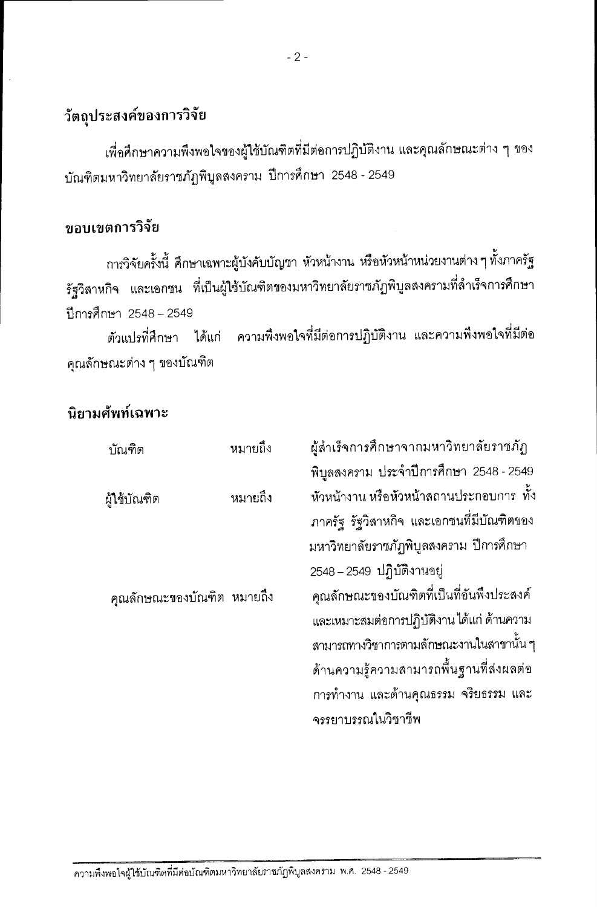## วัตถุประสงค์ของการวิจัย

เพื่อศึกษาความพึงพอใจของผู้ใช้บัณฑิตที่มีต่อการปฏิบัติงาน และคุณลักษณะต่าง ๆ ของบัณฑิตมหาวิทยาลัยราชภัฏพิบูลสงคราม ปีการศึกษา 2548 - 2549

## ขอบเขตการวิจัย

การวิจัยครั้งนี้ ศึกษาเฉพาะผู้บังคับบัญชา หัวหน้างาน หรือหัวหน้าหน่วยงานต่าง ๆ ทั้งภาครัฐ รัฐวิสาหกิจ และเอกชน ที่เป็นผู้ใช้บัณฑิตของมหาวิทยาลัยราชภัฏพิบูลสงครามที่สำเร็จการศึกษา ปีการศึกษา 2548 – 2549

ตัวแปรที่ศึกษา ได้แก่ ความพึงพอใจที่มีต่อการปฏิบัติงาน และความพึงพอใจที่มีต่อคุณลักษณะต่าง ๆ ของบัณฑิต

## นิยามศัพท์เฉพาะ

บัณฑิต หมายถึง ผู้สำเร็จการศึกษาจากมหาวิทยาลัยราชภัฏพิบูลสงคราม ประจำปีการศึกษา 2548 - 2549

ผู้ใช้บัณฑิต หมายถึง หัวหน้างาน หรือหัวหน้าสถานประกอบการ ทั้งภาครัฐ รัฐวิสาหกิจ และเอกชนที่มีบัณฑิตของมหาวิทยาลัยราชภัฏพิบูลสงคราม ปีการศึกษา 2548 – 2549 ปฏิบัติงานอยู่

คุณลักษณะของบัณฑิต หมายถึง คุณลักษณะของบัณฑิตที่เป็นที่อันพึงประสงค์และเหมาะสมต่อการปฏิบัติงาน ได้แก่ ด้านความสามารถทางวิชาการตามลักษณะงานในสาขานั้น ๆ ด้านความรู้ความสามารถพื้นฐานที่ส่งผลต่อการทำงาน และด้านคุณธรรม จริยธรรม และจรรยาบรรณในวิชาชีพ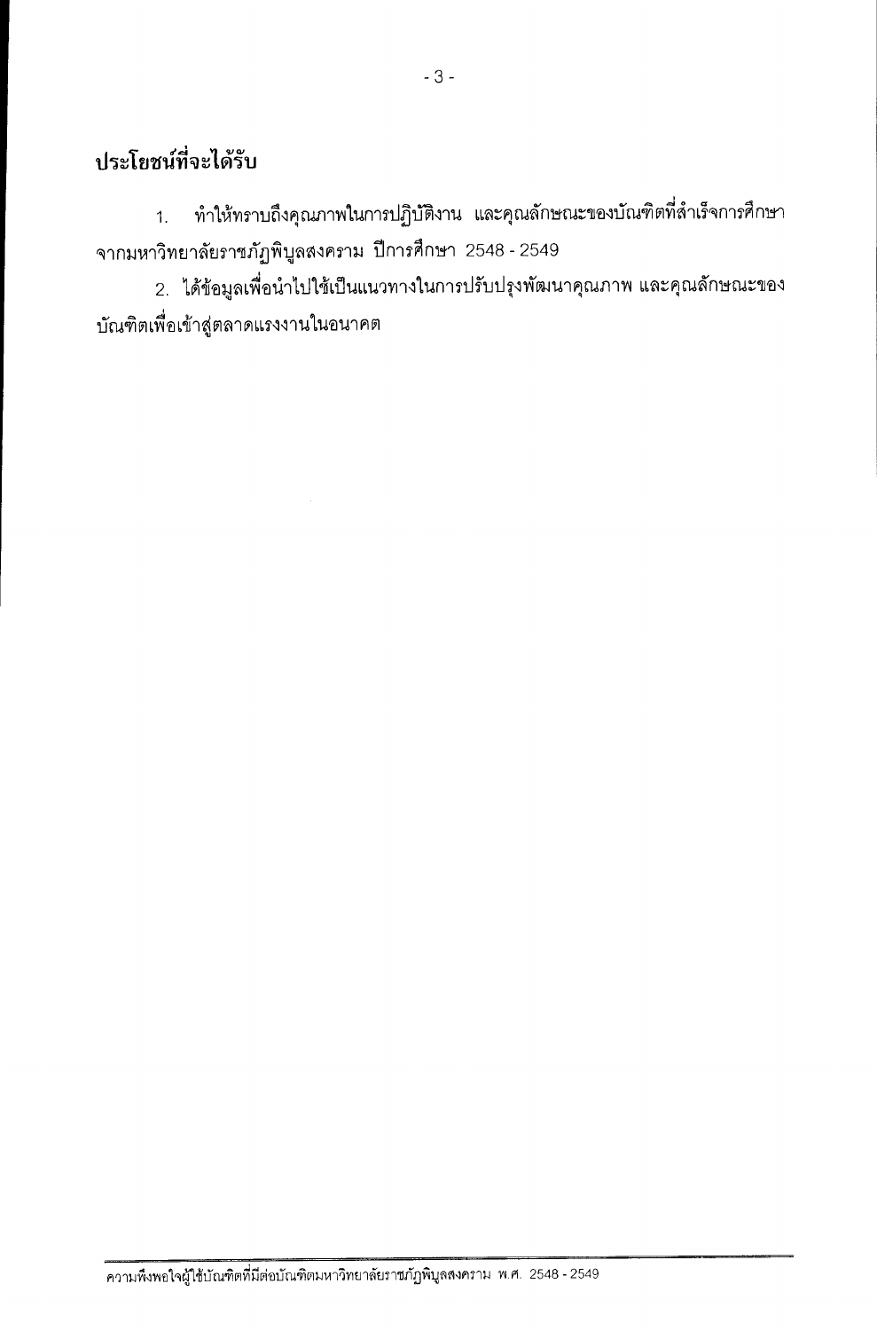## ประโยชน์ที่จะได้รับ

1. ทำให้ทราบถึงคุณภาพในการปฏิบัติงาน และคุณลักษณะของบัณฑิตที่สำเร็จการศึกษาจากมหาวิทยาลัยราชภัฏพิบูลสงคราม ปีการศึกษา 2548 - 2549
2. ได้ข้อมูลเพื่อนำไปใช้เป็นแนวทางในการปรับปรุงพัฒนาคุณภาพ และคุณลักษณะของบัณฑิตเพื่อเข้าสู่ตลาดแรงงานในอนาคต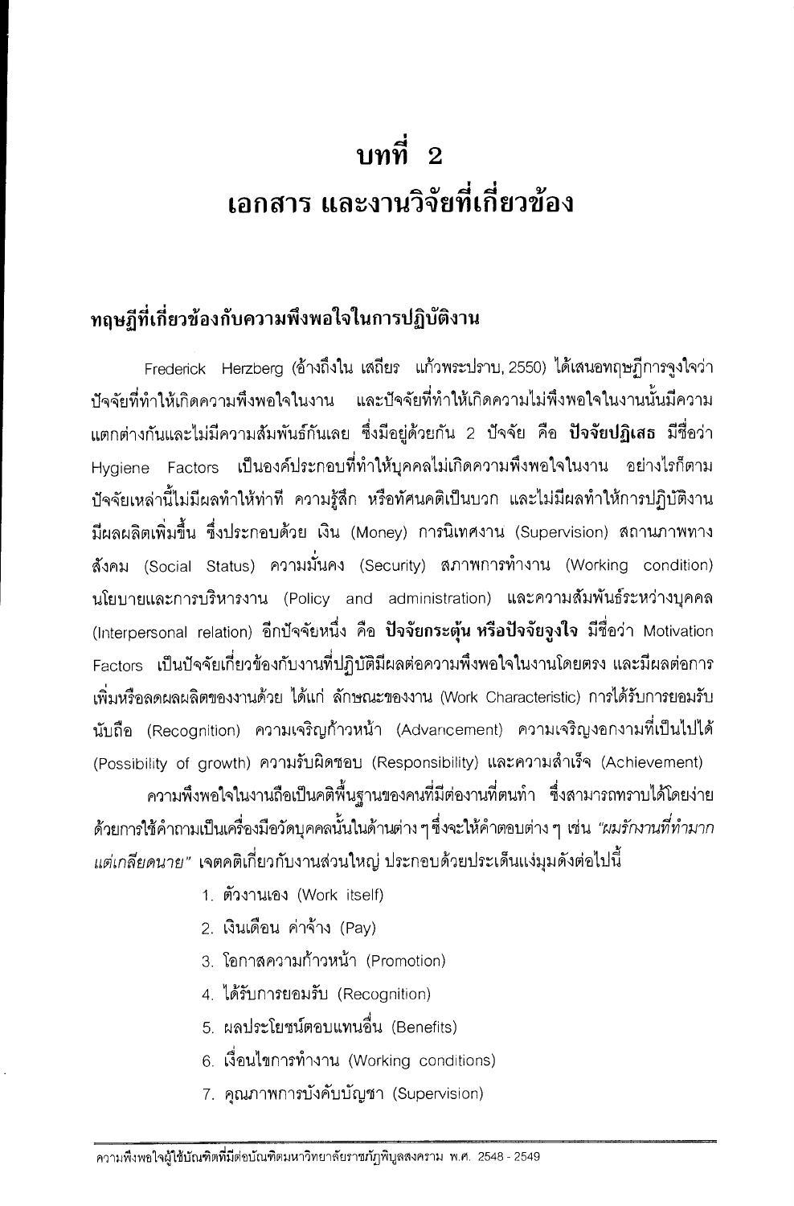# บทที่ 2
# เอกสาร และงานวิจัยที่เกี่ยวข้อง

## ทฤษฎีที่เกี่ยวข้องกับความพึงพอใจในการปฏิบัติงาน

Frederick Herzberg (อ้างถึงใน เสถียร แก้วพระปราบ, 2550) ได้เสนอทฤษฎีการจูงใจว่า ปัจจัยที่ทำให้เกิดความพึงพอใจในงาน และปัจจัยที่ทำให้เกิดความไม่พึงพอใจในงานนั้นมีความแตกต่างกันและไม่มีความสัมพันธ์กันเลย ซึ่งมีอยู่ด้วยกัน 2 ปัจจัย คือ **ปัจจัยปฏิเสธ** มีชื่อว่า Hygiene Factors เป็นองค์ประกอบที่ทำให้บุคคลไม่เกิดความพึงพอใจในงาน อย่างไรก็ตาม ปัจจัยเหล่านี้ไม่มีผลทำให้ท่าที ความรู้สึก หรือทัศนคติเป็นบวก และไม่มีผลทำให้การปฏิบัติงานมีผลผลิตเพิ่มขึ้น ซึ่งประกอบด้วย เงิน (Money) การนิเทศงาน (Supervision) สถานภาพทางสังคม (Social Status) ความมั่นคง (Security) สภาพการทำงาน (Working condition) นโยบายและการบริหารงาน (Policy and administration) และความสัมพันธ์ระหว่างบุคคล (Interpersonal relation) อีกปัจจัยหนึ่ง คือ **ปัจจัยกระตุ้น หรือปัจจัยจูงใจ** มีชื่อว่า Motivation Factors เป็นปัจจัยเกี่ยวข้องกับงานที่ปฏิบัติมีผลต่อความพึงพอใจในงานโดยตรง และมีผลต่อการเพิ่มหรือลดผลผลิตของงานด้วย ได้แก่ ลักษณะของงาน (Work Characteristic) การได้รับการยอมรับนับถือ (Recognition) ความเจริญก้าวหน้า (Advancement) ความเจริญงอกงามที่เป็นไปได้ (Possibility of growth) ความรับผิดชอบ (Responsibility) และความสำเร็จ (Achievement)

ความพึงพอใจในงานถือเป็นคติพื้นฐานของคนที่มีต่องานที่ตนทำ ซึ่งสามารถทราบได้โดยง่ายด้วยการใช้คำถามเป็นเครื่องมือวัดบุคคลนั้นในด้านต่าง ๆ ซึ่งจะให้คำตอบต่าง ๆ เช่น *"ผมรักงานที่ทำมาก แต่เกลียดนาย"* เจตคติเกี่ยวกับงานส่วนใหญ่ ประกอบด้วยประเด็นแง่มุมดังต่อไปนี้

1. ตัวงานเอง (Work itself)
2. เงินเดือน ค่าจ้าง (Pay)
3. โอกาสความก้าวหน้า (Promotion)
4. ได้รับการยอมรับ (Recognition)
5. ผลประโยชน์ตอบแทนอื่น (Benefits)
6. เงื่อนไขการทำงาน (Working conditions)
7. คุณภาพการบังคับบัญชา (Supervision)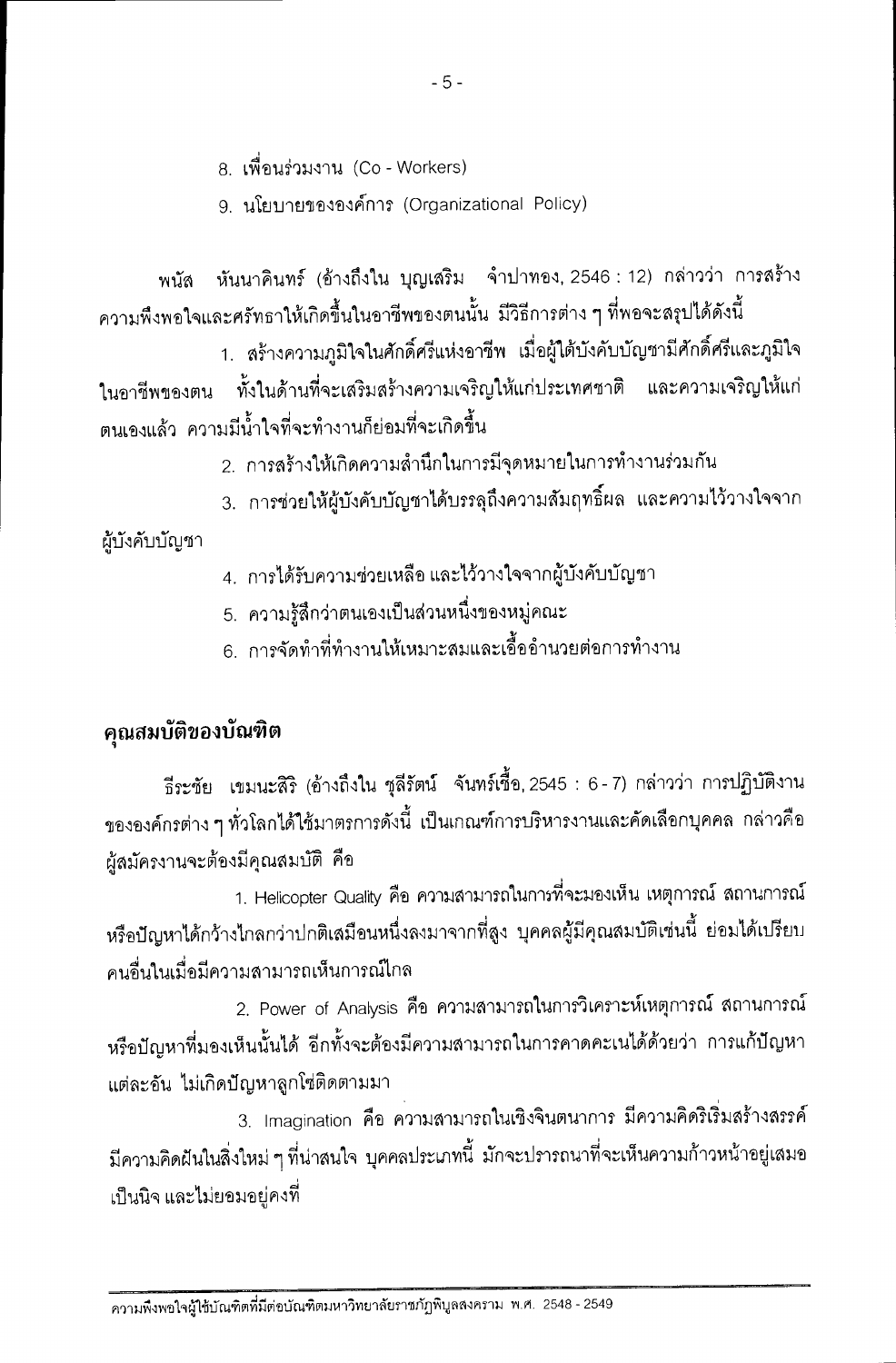8. เพื่อนร่วมงาน (Co - Workers)
9. นโยบายขององค์การ (Organizational Policy)

พนัส หันนาคินทร์ (อ้างถึงใน บุญเสริม จำปาทอง, 2546 : 12) กล่าวว่า การสร้างความพึงพอใจและศรัทธาให้เกิดขึ้นในอาชีพของตนนั้น มีวิธีการต่าง ๆ ที่พอจะสรุปได้ดังนี้

1. สร้างความภูมิใจในศักดิ์ศรีแห่งอาชีพ เมื่อผู้ใต้บังคับบัญชามีศักดิ์ศรีและภูมิใจในอาชีพของตน ทั้งในด้านที่จะเสริมสร้างความเจริญให้แก่ประเทศชาติ และความเจริญให้แก่ตนเองแล้ว ความมีน้ำใจที่จะทำงานก็ย่อมที่จะเกิดขึ้น
2. การสร้างให้เกิดความสำนึกในการมีจุดหมายในการทำงานร่วมกัน
3. การช่วยให้ผู้บังคับบัญชาได้บรรลุถึงความสัมฤทธิ์ผล และความไว้วางใจจากผู้บังคับบัญชา
4. การได้รับความช่วยเหลือ และไว้วางใจจากผู้บังคับบัญชา
5. ความรู้สึกว่าตนเองเป็นส่วนหนึ่งของหมู่คณะ
6. การจัดทำที่ทำงานให้เหมาะสมและเอื้ออำนวยต่อการทำงาน

## คุณสมบัติของบัณฑิต

ธีระชัย เขมนะสิริ (อ้างถึงใน ชุลีรัตน์ จันทร์เชื้อ, 2545 : 6 - 7) กล่าวว่า การปฏิบัติงานขององค์กรต่าง ๆ ทั่วโลกได้ใช้มาตรการดังนี้ เป็นเกณฑ์การบริหารงานและคัดเลือกบุคคล กล่าวคือ ผู้สมัครงานจะต้องมีคุณสมบัติ คือ

1. Helicopter Quality คือ ความสามารถในการที่จะมองเห็น เหตุการณ์ สถานการณ์ หรือปัญหาได้กว้างไกลกว่าปกติเสมือนหนึ่งลงมาจากที่สูง บุคคลผู้มีคุณสมบัติเช่นนี้ ย่อมได้เปรียบคนอื่นในเมื่อมีความสามารถเห็นการณ์ไกล
2. Power of Analysis คือ ความสามารถในการวิเคราะห์เหตุการณ์ สถานการณ์ หรือปัญหาที่มองเห็นนั้นได้ อีกทั้งจะต้องมีความสามารถในการคาดคะเนได้ด้วยว่า การแก้ปัญหาแต่ละอัน ไม่เกิดปัญหาลูกโซ่ติดตามมา
3. Imagination คือ ความสามารถในเชิงจินตนาการ มีความคิดริเริ่มสร้างสรรค์ มีความคิดฝันในสิ่งใหม่ ๆ ที่น่าสนใจ บุคคลประเภทนี้ มักจะปรารถนาที่จะเห็นความก้าวหน้าอยู่เสมอเป็นนิจ และไม่ยอมอยู่คงที่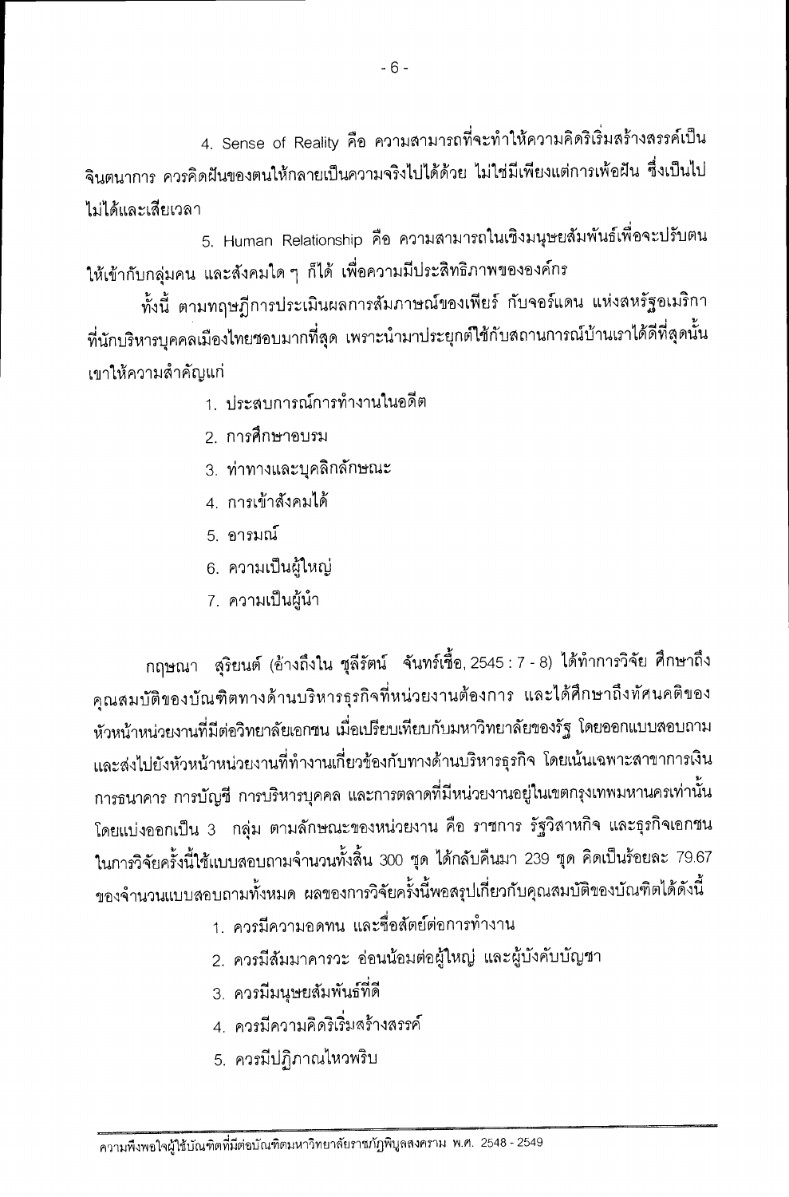4. Sense of Reality คือ ความสามารถที่จะทำให้ความคิดริเริ่มสร้างสรรค์เป็นจินตนาการ ควรคิดฝันของตนให้กลายเป็นความจริงไปได้ด้วย ไม่ใช่มีเพียงแต่การเพ้อฝัน ซึ่งเป็นไปไม่ได้และเสียเวลา

5. Human Relationship คือ ความสามารถในเชิงมนุษยสัมพันธ์เพื่อจะปรับตนให้เข้ากับกลุ่มคน และสังคมใด ๆ ก็ได้ เพื่อความมีประสิทธิภาพขององค์กร

ทั้งนี้ ตามทฤษฎีการประเมินผลการสัมภาษณ์ของเพียร์ กับจอร์แดน แห่งสหรัฐอเมริกา ที่นักบริหารบุคคลเมืองไทยชอบมากที่สุด เพราะนำมาประยุกต์ใช้กับสถานการณ์บ้านเราได้ดีที่สุดนั้น เขาให้ความสำคัญแก่

1. ประสบการณ์การทำงานในอดีต
2. การศึกษาอบรม
3. ท่าทางและบุคลิกลักษณะ
4. การเข้าสังคมได้
5. อารมณ์
6. ความเป็นผู้ใหญ่
7. ความเป็นผู้นำ

กฤษณา สุริยนต์ (อ้างถึงใน ชุลีรัตน์ จันทร์เชื้อ, 2545 : 7 - 8) ได้ทำการวิจัย ศึกษาถึงคุณสมบัติของบัณฑิตทางด้านบริหารธุรกิจที่หน่วยงานต้องการ และได้ศึกษาถึงทัศนคติของหัวหน้าหน่วยงานที่มีต่อวิทยาลัยเอกชน เมื่อเปรียบเทียบกับมหาวิทยาลัยของรัฐ โดยออกแบบสอบถามและส่งไปยังหัวหน้าหน่วยงานที่ทำงานเกี่ยวข้องกับทางด้านบริหารธุรกิจ โดยเน้นเฉพาะสาขาการเงิน การธนาคาร การบัญชี การบริหารบุคคล และการตลาดที่มีหน่วยงานอยู่ในเขตกรุงเทพมหานครเท่านั้น โดยแบ่งออกเป็น 3 กลุ่ม ตามลักษณะของหน่วยงาน คือ ราชการ รัฐวิสาหกิจ และธุรกิจเอกชน ในการวิจัยครั้งนี้ใช้แบบสอบถามจำนวนทั้งสิ้น 300 ชุด ได้กลับคืนมา 239 ชุด คิดเป็นร้อยละ 79.67 ของจำนวนแบบสอบถามทั้งหมด ผลของการวิจัยครั้งนี้พอสรุปเกี่ยวกับคุณสมบัติของบัณฑิตได้ดังนี้

1. ควรมีความอดทน และซื่อสัตย์ต่อการทำงาน
2. ควรมีสัมมาคารวะ อ่อนน้อมต่อผู้ใหญ่ และผู้บังคับบัญชา
3. ควรมีมนุษยสัมพันธ์ที่ดี
4. ควรมีความคิดริเริ่มสร้างสรรค์
5. ควรมีปฏิภาณไหวพริบ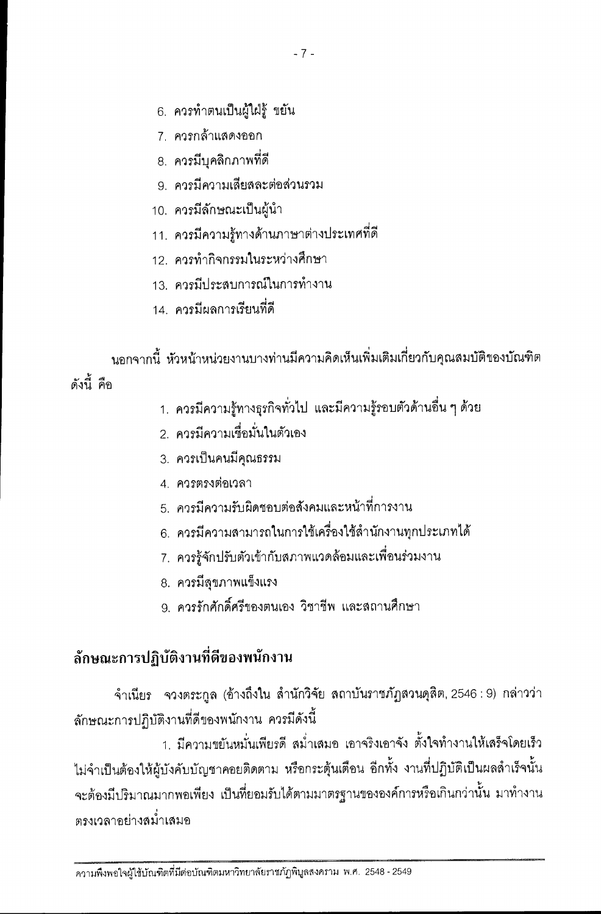6. ควรทำตนเป็นผู้ใฝ่รู้ ขยัน
7. ควรกล้าแสดงออก
8. ควรมีบุคลิกภาพที่ดี
9. ควรมีความเสียสละต่อส่วนรวม
10. ควรมีลักษณะเป็นผู้นำ
11. ควรมีความรู้ทางด้านภาษาต่างประเทศที่ดี
12. ควรทำกิจกรรมในระหว่างศึกษา
13. ควรมีประสบการณ์ในการทำงาน
14. ควรมีผลการเรียนที่ดี

นอกจากนี้ หัวหน้าหน่วยงานบางท่านมีความคิดเห็นเพิ่มเติมเกี่ยวกับคุณสมบัติของบัณฑิต ดังนี้ คือ

1. ควรมีความรู้ทางธุรกิจทั่วไป และมีความรู้รอบตัวด้านอื่น ๆ ด้วย
2. ควรมีความเชื่อมั่นในตัวเอง
3. ควรเป็นคนมีคุณธรรม
4. ควรตรงต่อเวลา
5. ควรมีความรับผิดชอบต่อสังคมและหน้าที่การงาน
6. ควรมีความสามารถในการใช้เครื่องใช้สำนักงานทุกประเภทได้
7. ควรรู้จักปรับตัวเข้ากับสภาพแวดล้อมและเพื่อนร่วมงาน
8. ควรมีสุขภาพแข็งแรง
9. ควรรักศักดิ์ศรีของตนเอง วิชาชีพ และสถานศึกษา

## ลักษณะการปฏิบัติงานที่ดีของพนักงาน

จำเนียร จวงตระกูล (อ้างถึงใน สำนักวิจัย สถาบันราชภัฏสวนดุสิต, 2546 : 9) กล่าวว่า ลักษณะการปฏิบัติงานที่ดีของพนักงาน ควรมีดังนี้

1. มีความขยันหมั่นเพียรดี สม่ำเสมอ เอาจริงเอาจัง ตั้งใจทำงานให้เสร็จโดยเร็ว ไม่จำเป็นต้องให้ผู้บังคับบัญชาคอยติดตาม หรือกระตุ้นเตือน อีกทั้ง งานที่ปฏิบัติเป็นผลสำเร็จนั้นจะต้องมีปริมาณมากพอเพียง เป็นที่ยอมรับได้ตามมาตรฐานขององค์การหรือเกินกว่านั้น มาทำงานตรงเวลาอย่างสม่ำเสมอ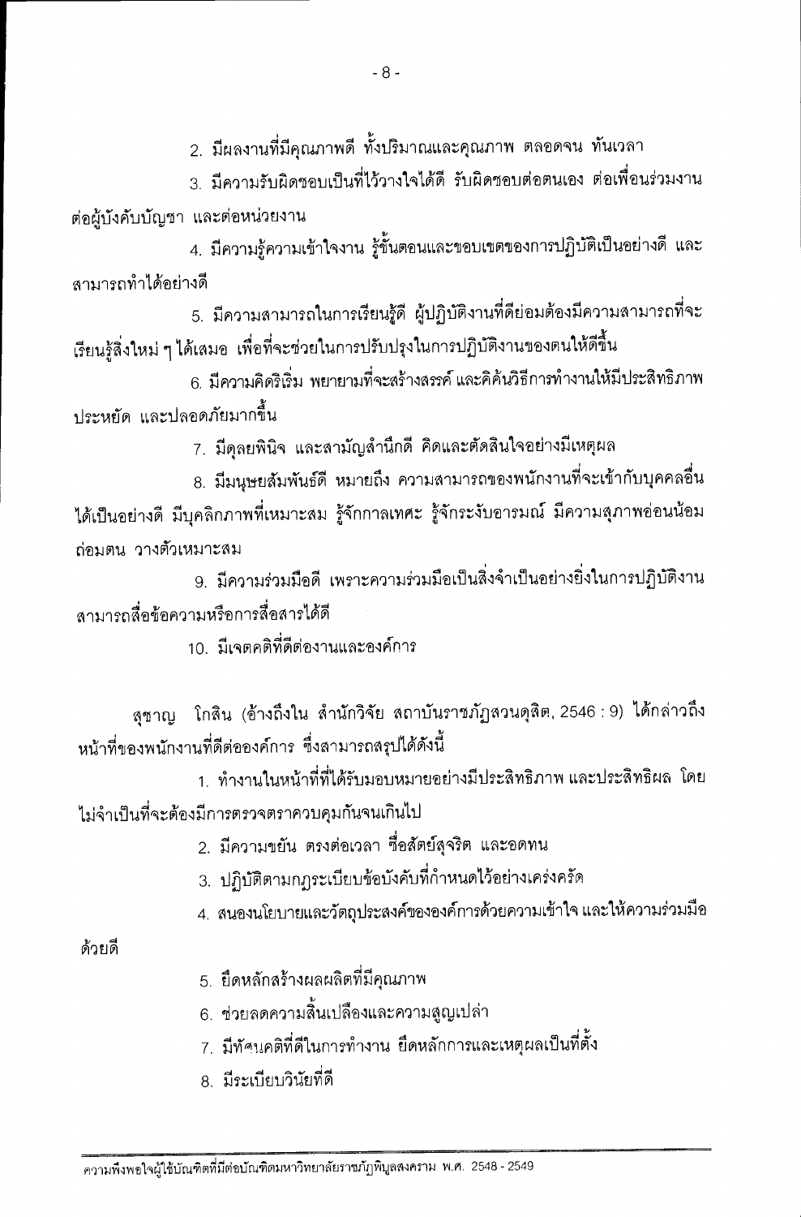2. มีผลงานที่มีคุณภาพดี ทั้งปริมาณและคุณภาพ ตลอดจน ทันเวลา

3. มีความรับผิดชอบเป็นที่ไว้วางใจได้ดี รับผิดชอบต่อตนเอง ต่อเพื่อนร่วมงาน ต่อผู้บังคับบัญชา และต่อหน่วยงาน

4. มีความรู้ความเข้าใจงาน รู้ขั้นตอนและขอบเขตของการปฏิบัติเป็นอย่างดี และสามารถทำได้อย่างดี

5. มีความสามารถในการเรียนรู้ดี ผู้ปฏิบัติงานที่ดีย่อมต้องมีความสามารถที่จะเรียนรู้สิ่งใหม่ ๆ ได้เสมอ เพื่อที่จะช่วยในการปรับปรุงในการปฏิบัติงานของตนให้ดีขึ้น

6. มีความคิดริเริ่ม พยายามที่จะสร้างสรรค์ และคิดค้นวิธีการทำงานให้มีประสิทธิภาพ ประหยัด และปลอดภัยมากขึ้น

7. มีดุลยพินิจ และสามัญสำนึกดี คิดและตัดสินใจอย่างมีเหตุผล

8. มีมนุษยสัมพันธ์ดี หมายถึง ความสามารถของพนักงานที่จะเข้ากับบุคคลอื่นได้เป็นอย่างดี มีบุคลิกภาพที่เหมาะสม รู้จักกาลเทศะ รู้จักระงับอารมณ์ มีความสุภาพอ่อนน้อมถ่อมตน วางตัวเหมาะสม

9. มีความร่วมมือดี เพราะความร่วมมือเป็นสิ่งจำเป็นอย่างยิ่งในการปฏิบัติงาน สามารถสื่อข้อความหรือการสื่อสารได้ดี

10. มีเจตคติที่ดีต่องานและองค์การ

สุชาญ โกสิน (อ้างถึงใน สำนักวิจัย สถาบันราชภัฏสวนดุสิต, 2546 : 9) ได้กล่าวถึงหน้าที่ของพนักงานที่ดีต่อองค์การ ซึ่งสามารถสรุปได้ดังนี้

1. ทำงานในหน้าที่ที่ได้รับมอบหมายอย่างมีประสิทธิภาพ และประสิทธิผล โดยไม่จำเป็นที่จะต้องมีการตรวจตราควบคุมกันจนเกินไป

2. มีความขยัน ตรงต่อเวลา ซื่อสัตย์สุจริต และอดทน

3. ปฏิบัติตามกฎระเบียบข้อบังคับที่กำหนดไว้อย่างเคร่งครัด

4. สนองนโยบายและวัตถุประสงค์ขององค์การด้วยความเข้าใจ และให้ความร่วมมือด้วยดี

5. ยึดหลักสร้างผลผลิตที่มีคุณภาพ

6. ช่วยลดความสิ้นเปลืองและความสูญเปล่า

7. มีทัศนคติที่ดีในการทำงาน ยึดหลักการและเหตุผลเป็นที่ตั้ง

8. มีระเบียบวินัยที่ดี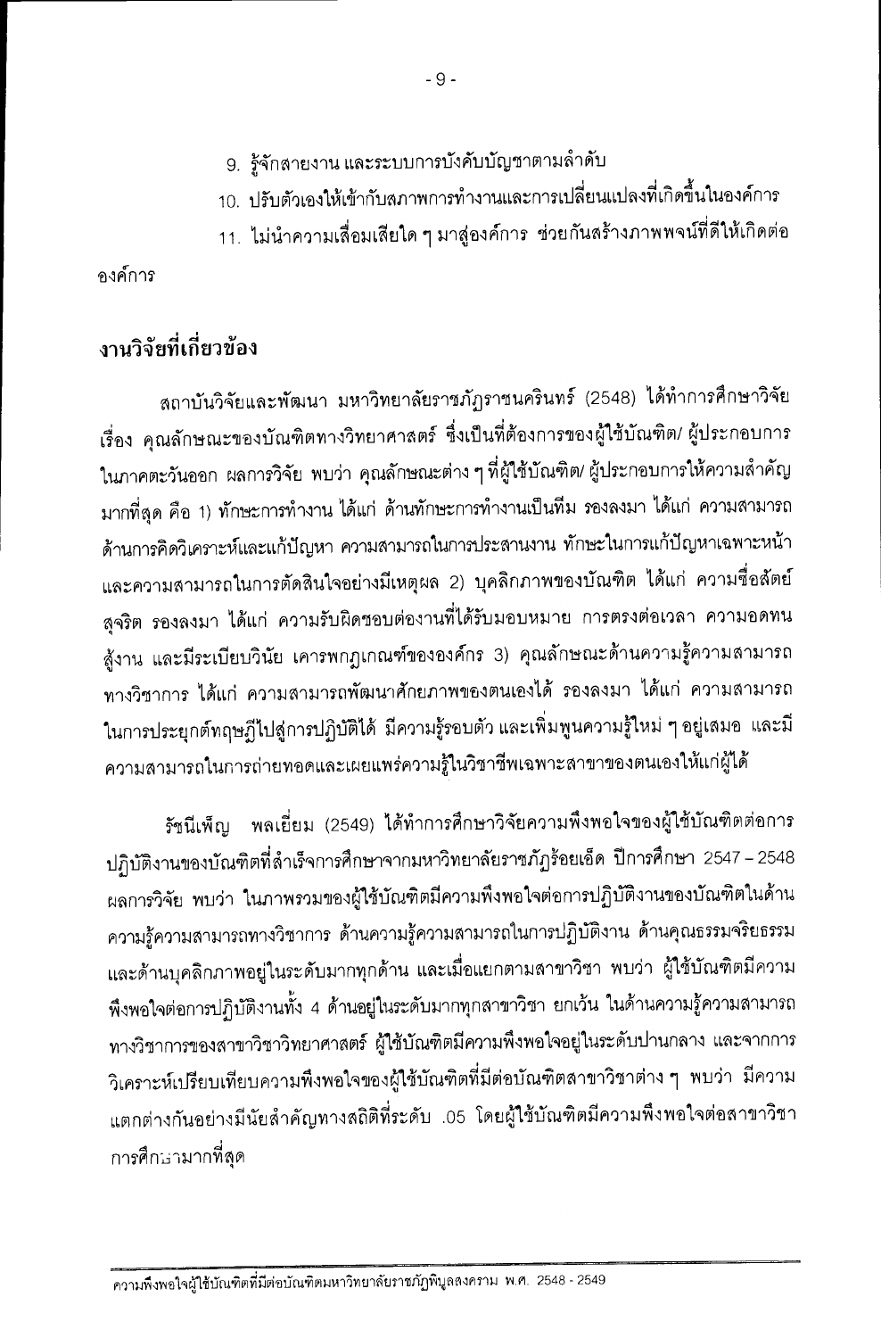9. รู้จักสายงาน และระบบการบังคับบัญชาตามลำดับ

10. ปรับตัวเองให้เข้ากับสภาพการทำงานและการเปลี่ยนแปลงที่เกิดขึ้นในองค์การ

11. ไม่นำความเสื่อมเสียใด ๆ มาสู่องค์การ ช่วยกันสร้างภาพพจน์ที่ดีให้เกิดต่อองค์การ

## งานวิจัยที่เกี่ยวข้อง

สถาบันวิจัยและพัฒนา มหาวิทยาลัยราชภัฏราชนครินทร์ (2548) ได้ทำการศึกษาวิจัยเรื่อง คุณลักษณะของบัณฑิตทางวิทยาศาสตร์ ซึ่งเป็นที่ต้องการของผู้ใช้บัณฑิต/ ผู้ประกอบการในภาคตะวันออก ผลการวิจัย พบว่า คุณลักษณะต่าง ๆ ที่ผู้ใช้บัณฑิต/ ผู้ประกอบการให้ความสำคัญมากที่สุด คือ 1) ทักษะการทำงาน ได้แก่ ด้านทักษะการทำงานเป็นทีม รองลงมา ได้แก่ ความสามารถด้านการคิดวิเคราะห์และแก้ปัญหา ความสามารถในการประสานงาน ทักษะในการแก้ปัญหาเฉพาะหน้าและความสามารถในการตัดสินใจอย่างมีเหตุผล 2) บุคลิกภาพของบัณฑิต ได้แก่ ความซื่อสัตย์สุจริต รองลงมา ได้แก่ ความรับผิดชอบต่องานที่ได้รับมอบหมาย การตรงต่อเวลา ความอดทนสู้งาน และมีระเบียบวินัย เคารพกฎเกณฑ์ขององค์กร 3) คุณลักษณะด้านความรู้ความสามารถทางวิชาการ ได้แก่ ความสามารถพัฒนาศักยภาพของตนเองได้ รองลงมา ได้แก่ ความสามารถในการประยุกต์ทฤษฎีไปสู่การปฏิบัติได้ มีความรู้รอบตัว และเพิ่มพูนความรู้ใหม่ ๆ อยู่เสมอ และมีความสามารถในการถ่ายทอดและเผยแพร่ความรู้ในวิชาชีพเฉพาะสาขาของตนเองให้แก่ผู้ได้

รัชนีเพ็ญ พลเยี่ยม (2549) ได้ทำการศึกษาวิจัยความพึงพอใจของผู้ใช้บัณฑิตต่อการปฏิบัติงานของบัณฑิตที่สำเร็จการศึกษาจากมหาวิทยาลัยราชภัฏร้อยเอ็ด ปีการศึกษา 2547 – 2548 ผลการวิจัย พบว่า ในภาพรวมของผู้ใช้บัณฑิตมีความพึงพอใจต่อการปฏิบัติงานของบัณฑิตในด้านความรู้ความสามารถทางวิชาการ ด้านความรู้ความสามารถในการปฏิบัติงาน ด้านคุณธรรมจริยธรรม และด้านบุคลิกภาพอยู่ในระดับมากทุกด้าน และเมื่อแยกตามสาขาวิชา พบว่า ผู้ใช้บัณฑิตมีความพึงพอใจต่อการปฏิบัติงานทั้ง 4 ด้านอยู่ในระดับมากทุกสาขาวิชา ยกเว้น ในด้านความรู้ความสามารถทางวิชาการของสาขาวิชาวิทยาศาสตร์ ผู้ใช้บัณฑิตมีความพึงพอใจอยู่ในระดับปานกลาง และจากการวิเคราะห์เปรียบเทียบความพึงพอใจของผู้ใช้บัณฑิตที่มีต่อบัณฑิตสาขาวิชาต่าง ๆ พบว่า มีความแตกต่างกันอย่างมีนัยสำคัญทางสถิติที่ระดับ .05 โดยผู้ใช้บัณฑิตมีความพึงพอใจต่อสาขาวิชาการศึกษามากที่สุด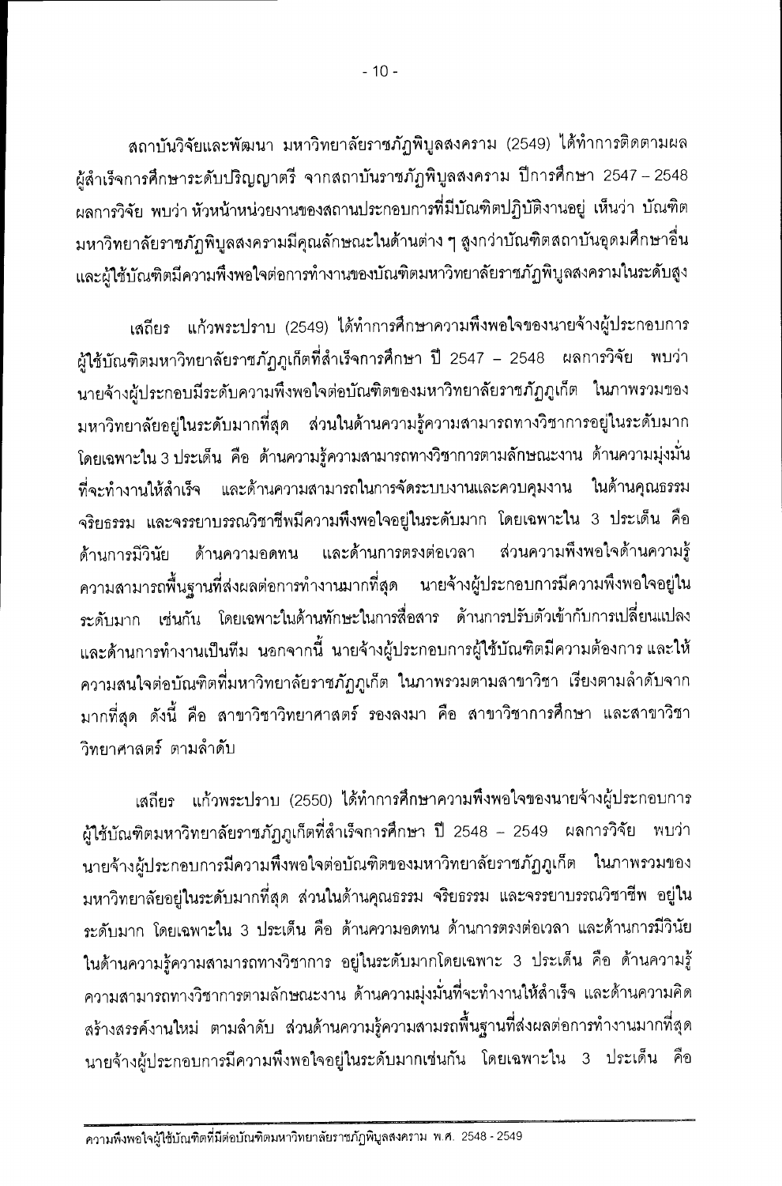สถาบันวิจัยและพัฒนา มหาวิทยาลัยราชภัฏพิบูลสงคราม (2549) ได้ทำการติดตามผลผู้สำเร็จการศึกษาระดับปริญญาตรี จากสถาบันราชภัฏพิบูลสงคราม ปีการศึกษา 2547 – 2548 ผลการวิจัย พบว่า หัวหน้าหน่วยงานของสถานประกอบการที่มีบัณฑิตปฏิบัติงานอยู่ เห็นว่า บัณฑิตมหาวิทยาลัยราชภัฏพิบูลสงครามมีคุณลักษณะในด้านต่าง ๆ สูงกว่าบัณฑิตสถาบันอุดมศึกษาอื่น และผู้ใช้บัณฑิตมีความพึงพอใจต่อการทำงานของบัณฑิตมหาวิทยาลัยราชภัฏพิบูลสงครามในระดับสูง

เสถียร แก้วพระปราบ (2549) ได้ทำการศึกษาความพึงพอใจของนายจ้างผู้ประกอบการผู้ใช้บัณฑิตมหาวิทยาลัยราชภัฏภูเก็ตที่สำเร็จการศึกษา ปี 2547 – 2548 ผลการวิจัย พบว่า นายจ้างผู้ประกอบมีระดับความพึงพอใจต่อบัณฑิตของมหาวิทยาลัยราชภัฏภูเก็ต ในภาพรวมของมหาวิทยาลัยอยู่ในระดับมากที่สุด ส่วนในด้านความรู้ความสามารถทางวิชาการอยู่ในระดับมาก โดยเฉพาะใน 3 ประเด็น คือ ด้านความรู้ความสามารถทางวิชาการตามลักษณะงาน ด้านความมุ่งมั่นที่จะทำงานให้สำเร็จ และด้านความสามารถในการจัดระบบงานและควบคุมงาน ในด้านคุณธรรม จริยธรรม และจรรยาบรรณวิชาชีพมีความพึงพอใจอยู่ในระดับมาก โดยเฉพาะใน 3 ประเด็น คือ ด้านการมีวินัย ด้านความอดทน และด้านการตรงต่อเวลา ส่วนความพึงพอใจด้านความรู้ความสามารถพื้นฐานที่ส่งผลต่อการทำงานมากที่สุด นายจ้างผู้ประกอบการมีความพึงพอใจอยู่ในระดับมาก เช่นกัน โดยเฉพาะในด้านทักษะในการสื่อสาร ด้านการปรับตัวเข้ากับการเปลี่ยนแปลง และด้านการทำงานเป็นทีม นอกจากนี้ นายจ้างผู้ประกอบการผู้ใช้บัณฑิตมีความต้องการ และให้ความสนใจต่อบัณฑิตที่มหาวิทยาลัยราชภัฏภูเก็ต ในภาพรวมตามสาขาวิชา เรียงตามลำดับจากมากที่สุด ดังนี้ คือ สาขาวิชาวิทยาศาสตร์ รองลงมา คือ สาขาวิชาการศึกษา และสาขาวิชาวิทยาศาสตร์ ตามลำดับ

เสถียร แก้วพระปราบ (2550) ได้ทำการศึกษาความพึงพอใจของนายจ้างผู้ประกอบการผู้ใช้บัณฑิตมหาวิทยาลัยราชภัฏภูเก็ตที่สำเร็จการศึกษา ปี 2548 – 2549 ผลการวิจัย พบว่า นายจ้างผู้ประกอบการมีความพึงพอใจต่อบัณฑิตของมหาวิทยาลัยราชภัฏภูเก็ต ในภาพรวมของมหาวิทยาลัยอยู่ในระดับมากที่สุด ส่วนในด้านคุณธรรม จริยธรรม และจรรยาบรรณวิชาชีพ อยู่ในระดับมาก โดยเฉพาะใน 3 ประเด็น คือ ด้านความอดทน ด้านการตรงต่อเวลา และด้านการมีวินัย ในด้านความรู้ความสามารถทางวิชาการ อยู่ในระดับมากโดยเฉพาะ 3 ประเด็น คือ ด้านความรู้ความสามารถทางวิชาการตามลักษณะงาน ด้านความมุ่งมั่นที่จะทำงานให้สำเร็จ และด้านความคิดสร้างสรรค์งานใหม่ ตามลำดับ ส่วนด้านความรู้ความสามรถพื้นฐานที่ส่งผลต่อการทำงานมากที่สุด นายจ้างผู้ประกอบการมีความพึงพอใจอยู่ในระดับมากเช่นกัน โดยเฉพาะใน 3 ประเด็น คือ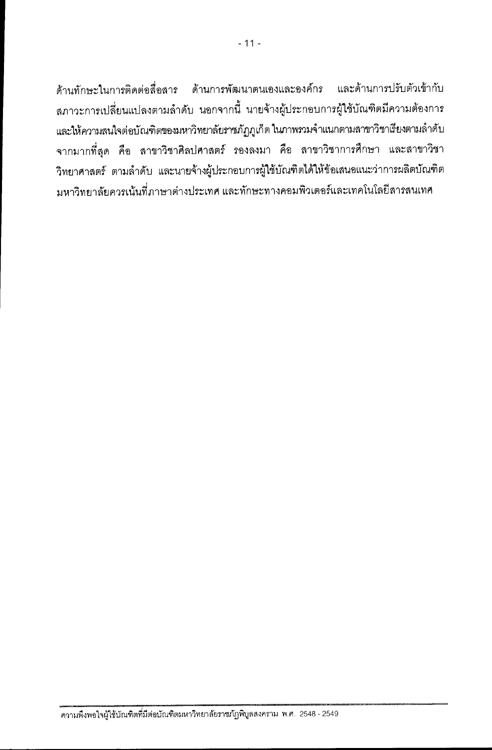ด้านทักษะในการติดต่อสื่อสาร ด้านการพัฒนาตนเองและองค์กร และด้านการปรับตัวเข้ากับสภาวะการเปลี่ยนแปลงตามลำดับ นอกจากนี้ นายจ้างผู้ประกอบการผู้ใช้บัณฑิตมีความต้องการและให้ความสนใจต่อบัณฑิตของมหาวิทยาลัยราชภัฏภูเก็ต ในภาพรวมจำแนกตามสาขาวิชาเรียงตามลำดับจากมากที่สุด คือ สาขาวิชาศิลปศาสตร์ รองลงมา คือ สาขาวิชาการศึกษา และสาขาวิชาวิทยาศาสตร์ ตามลำดับ และนายจ้างผู้ประกอบการผู้ใช้บัณฑิตได้ให้ข้อเสนอแนะว่าการผลิตบัณฑิตมหาวิทยาลัยควรเน้นที่ภาษาต่างประเทศ และทักษะทางคอมพิวเตอร์และเทคโนโลยีสารสนเทศ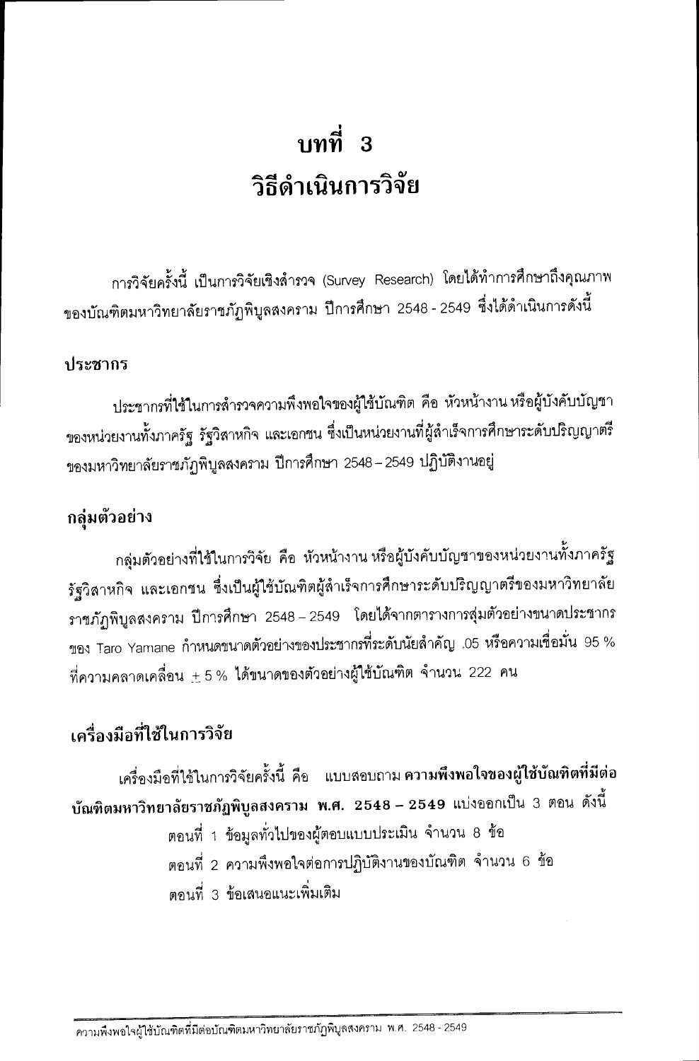# บทที่ 3
# วิธีดำเนินการวิจัย

การวิจัยครั้งนี้ เป็นการวิจัยเชิงสำรวจ (Survey Research) โดยได้ทำการศึกษาถึงคุณภาพของบัณฑิตมหาวิทยาลัยราชภัฏพิบูลสงคราม ปีการศึกษา 2548 - 2549 ซึ่งได้ดำเนินการดังนี้

## ประชากร

ประชากรที่ใช้ในการสำรวจความพึงพอใจของผู้ใช้บัณฑิต คือ หัวหน้างาน หรือผู้บังคับบัญชาของหน่วยงานทั้งภาครัฐ รัฐวิสาหกิจ และเอกชน ซึ่งเป็นหน่วยงานที่ผู้สำเร็จการศึกษาระดับปริญญาตรีของมหาวิทยาลัยราชภัฏพิบูลสงคราม ปีการศึกษา 2548 – 2549 ปฏิบัติงานอยู่

## กลุ่มตัวอย่าง

กลุ่มตัวอย่างที่ใช้ในการวิจัย คือ หัวหน้างาน หรือผู้บังคับบัญชาของหน่วยงานทั้งภาครัฐ รัฐวิสาหกิจ และเอกชน ซึ่งเป็นผู้ใช้บัณฑิตผู้สำเร็จการศึกษาระดับปริญญาตรีของมหาวิทยาลัยราชภัฏพิบูลสงคราม ปีการศึกษา 2548 – 2549 โดยได้จากตารางการสุ่มตัวอย่างขนาดประชากรของ Taro Yamane กำหนดขนาดตัวอย่างของประชากรที่ระดับนัยสำคัญ .05 หรือความเชื่อมั่น 95 % ที่ความคลาดเคลื่อน ± 5 % ได้ขนาดของตัวอย่างผู้ใช้บัณฑิต จำนวน 222 คน

## เครื่องมือที่ใช้ในการวิจัย

เครื่องมือที่ใช้ในการวิจัยครั้งนี้ คือ แบบสอบถาม **ความพึงพอใจของผู้ใช้บัณฑิตที่มีต่อบัณฑิตมหาวิทยาลัยราชภัฏพิบูลสงคราม พ.ศ. 2548 – 2549** แบ่งออกเป็น 3 ตอน ดังนี้

ตอนที่ 1 ข้อมูลทั่วไปของผู้ตอบแบบประเมิน จำนวน 8 ข้อ

ตอนที่ 2 ความพึงพอใจต่อการปฏิบัติงานของบัณฑิต จำนวน 6 ข้อ

ตอนที่ 3 ข้อเสนอแนะเพิ่มเติม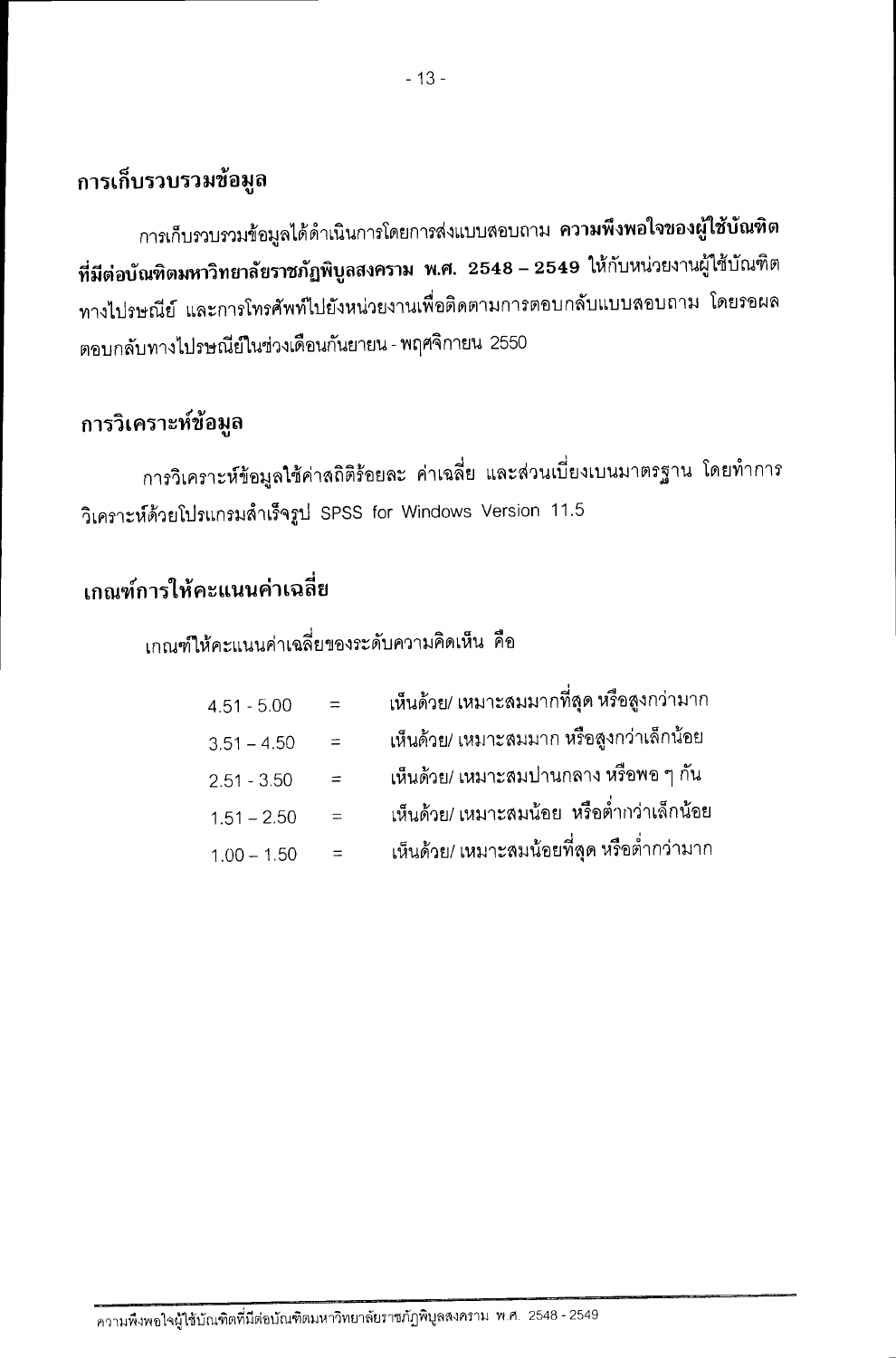## การเก็บรวบรวมข้อมูล

การเก็บรวบรวมข้อมูลได้ดำเนินการโดยการส่งแบบสอบถาม **ความพึงพอใจของผู้ใช้บัณฑิตที่มีต่อบัณฑิตมหาวิทยาลัยราชภัฏพิบูลสงคราม พ.ศ. 2548 – 2549** ให้กับหน่วยงานผู้ใช้บัณฑิตทางไปรษณีย์ และการโทรศัพท์ไปยังหน่วยงานเพื่อติดตามการตอบกลับแบบสอบถาม โดยรอผลตอบกลับทางไปรษณีย์ในช่วงเดือนกันยายน - พฤศจิกายน 2550

## การวิเคราะห์ข้อมูล

การวิเคราะห์ข้อมูลใช้ค่าสถิติร้อยละ ค่าเฉลี่ย และส่วนเบี่ยงเบนมาตรฐาน โดยทำการวิเคราะห์ด้วยโปรแกรมสำเร็จรูป SPSS for Windows Version 11.5

## เกณฑ์การให้คะแนนค่าเฉลี่ย

เกณฑ์ให้คะแนนค่าเฉลี่ยของระดับความคิดเห็น คือ

| | | |
|---|---|---|
| 4.51 - 5.00 | = | เห็นด้วย/ เหมาะสมมากที่สุด หรือสูงกว่ามาก |
| 3.51 – 4.50 | = | เห็นด้วย/ เหมาะสมมาก หรือสูงกว่าเล็กน้อย |
| 2.51 - 3.50 | = | เห็นด้วย/ เหมาะสมปานกลาง หรือพอ ๆ กัน |
| 1.51 – 2.50 | = | เห็นด้วย/ เหมาะสมน้อย หรือต่ำกว่าเล็กน้อย |
| 1.00 – 1.50 | = | เห็นด้วย/ เหมาะสมน้อยที่สุด หรือต่ำกว่ามาก |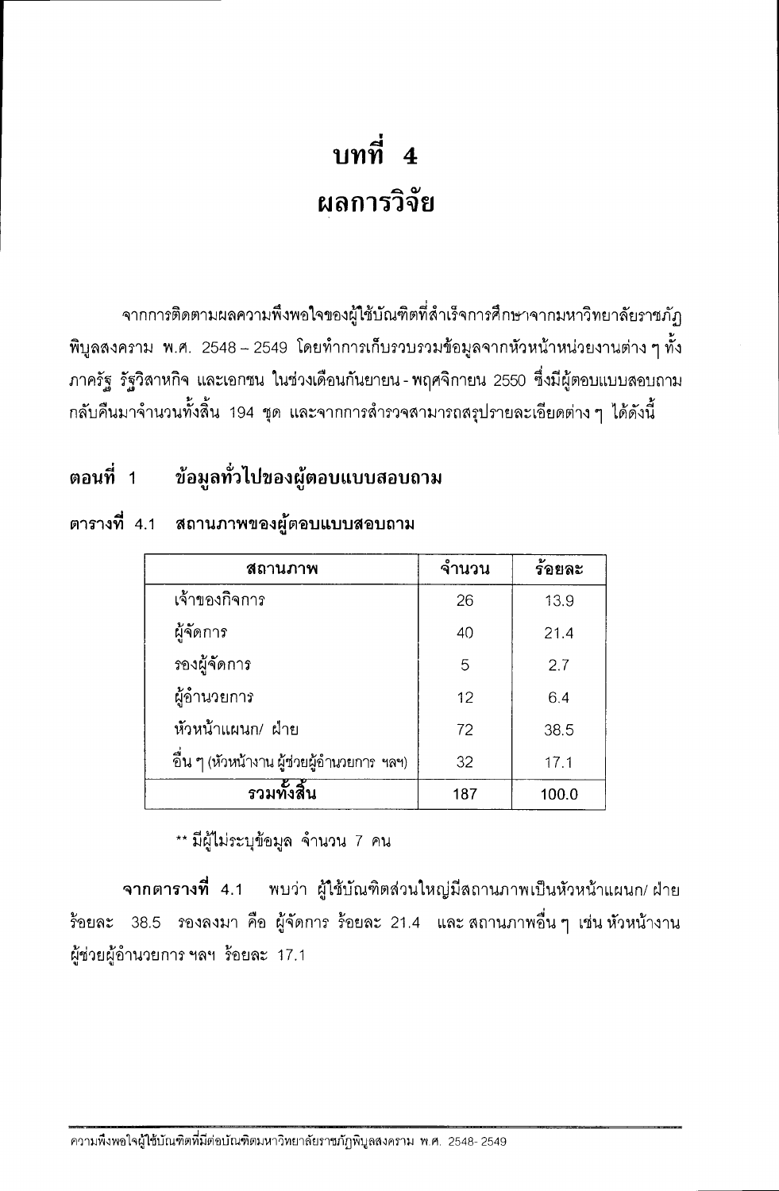# บทที่ 4
# ผลการวิจัย

จากการติดตามผลความพึงพอใจของผู้ใช้บัณฑิตที่สำเร็จการศึกษาจากมหาวิทยาลัยราชภัฏพิบูลสงคราม พ.ศ. 2548 – 2549 โดยทำการเก็บรวบรวมข้อมูลจากหัวหน้าหน่วยงานต่าง ๆ ทั้งภาครัฐ รัฐวิสาหกิจ และเอกชน ในช่วงเดือนกันยายน - พฤศจิกายน 2550 ซึ่งมีผู้ตอบแบบสอบถามกลับคืนมาจำนวนทั้งสิ้น 194 ชุด และจากการสำรวจสามารถสรุปรายละเอียดต่าง ๆ ได้ดังนี้

## ตอนที่ 1 ข้อมูลทั่วไปของผู้ตอบแบบสอบถาม

**ตารางที่ 4.1 สถานภาพของผู้ตอบแบบสอบถาม**

| สถานภาพ | จำนวน | ร้อยละ |
|---|---|---|
| เจ้าของกิจการ | 26 | 13.9 |
| ผู้จัดการ | 40 | 21.4 |
| รองผู้จัดการ | 5 | 2.7 |
| ผู้อำนวยการ | 12 | 6.4 |
| หัวหน้าแผนก/ ฝ่าย | 72 | 38.5 |
| อื่น ๆ (หัวหน้างาน ผู้ช่วยผู้อำนวยการ ฯลฯ) | 32 | 17.1 |
| **รวมทั้งสิ้น** | 187 | 100.0 |

** มีผู้ไม่ระบุข้อมูล จำนวน 7 คน

**จากตารางที่ 4.1** พบว่า ผู้ใช้บัณฑิตส่วนใหญ่มีสถานภาพเป็นหัวหน้าแผนก/ ฝ่าย ร้อยละ 38.5 รองลงมา คือ ผู้จัดการ ร้อยละ 21.4 และสถานภาพอื่น ๆ เช่น หัวหน้างาน ผู้ช่วยผู้อำนวยการ ฯลฯ ร้อยละ 17.1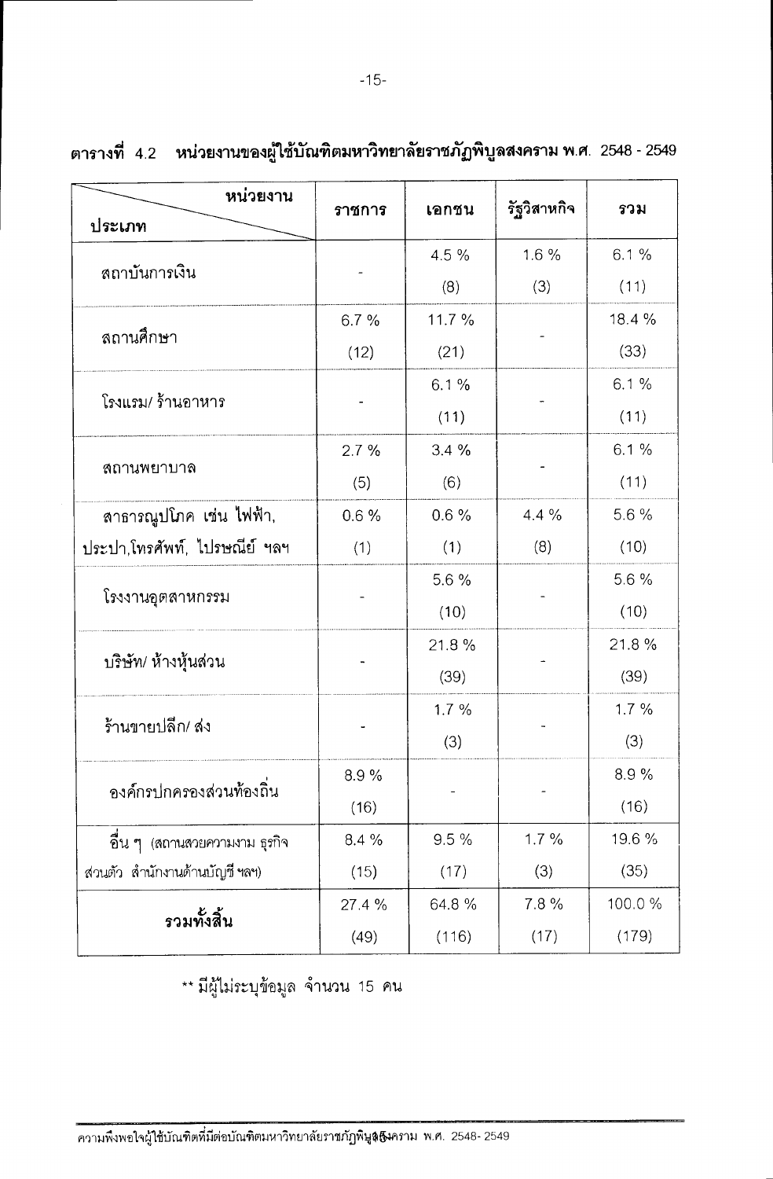ตารางที่ 4.2 **หน่วยงานของผู้ใช้บัณฑิตมหาวิทยาลัยราชภัฏพิบูลสงคราม พ.ศ. 2548 - 2549**

| ประเภท \ หน่วยงาน | ราชการ | เอกชน | รัฐวิสาหกิจ | รวม |
|---|---|---|---|---|
| สถาบันการเงิน | - | 4.5 % (8) | 1.6 % (3) | 6.1 % (11) |
| สถานศึกษา | 6.7 % (12) | 11.7 % (21) | - | 18.4 % (33) |
| โรงแรม/ ร้านอาหาร | - | 6.1 % (11) | - | 6.1 % (11) |
| สถานพยาบาล | 2.7 % (5) | 3.4 % (6) | - | 6.1 % (11) |
| สาธารณูปโภค เช่น ไฟฟ้า, ประปา,โทรศัพท์, ไปรษณีย์ ฯลฯ | 0.6 % (1) | 0.6 % (1) | 4.4 % (8) | 5.6 % (10) |
| โรงงานอุตสาหกรรม | - | 5.6 % (10) | - | 5.6 % (10) |
| บริษัท/ ห้างหุ้นส่วน | - | 21.8 % (39) | - | 21.8 % (39) |
| ร้านขายปลีก/ ส่ง | - | 1.7 % (3) | - | 1.7 % (3) |
| องค์กรปกครองส่วนท้องถิ่น | 8.9 % (16) | - | - | 8.9 % (16) |
| อื่น ๆ (สถานสวยความงาม ธุรกิจส่วนตัว สำนักงานด้านบัญชี ฯลฯ) | 8.4 % (15) | 9.5 % (17) | 1.7 % (3) | 19.6 % (35) |
| **รวมทั้งสิ้น** | 27.4 % (49) | 64.8 % (116) | 7.8 % (17) | 100.0 % (179) |

** มีผู้ไม่ระบุข้อมูล จำนวน 15 คน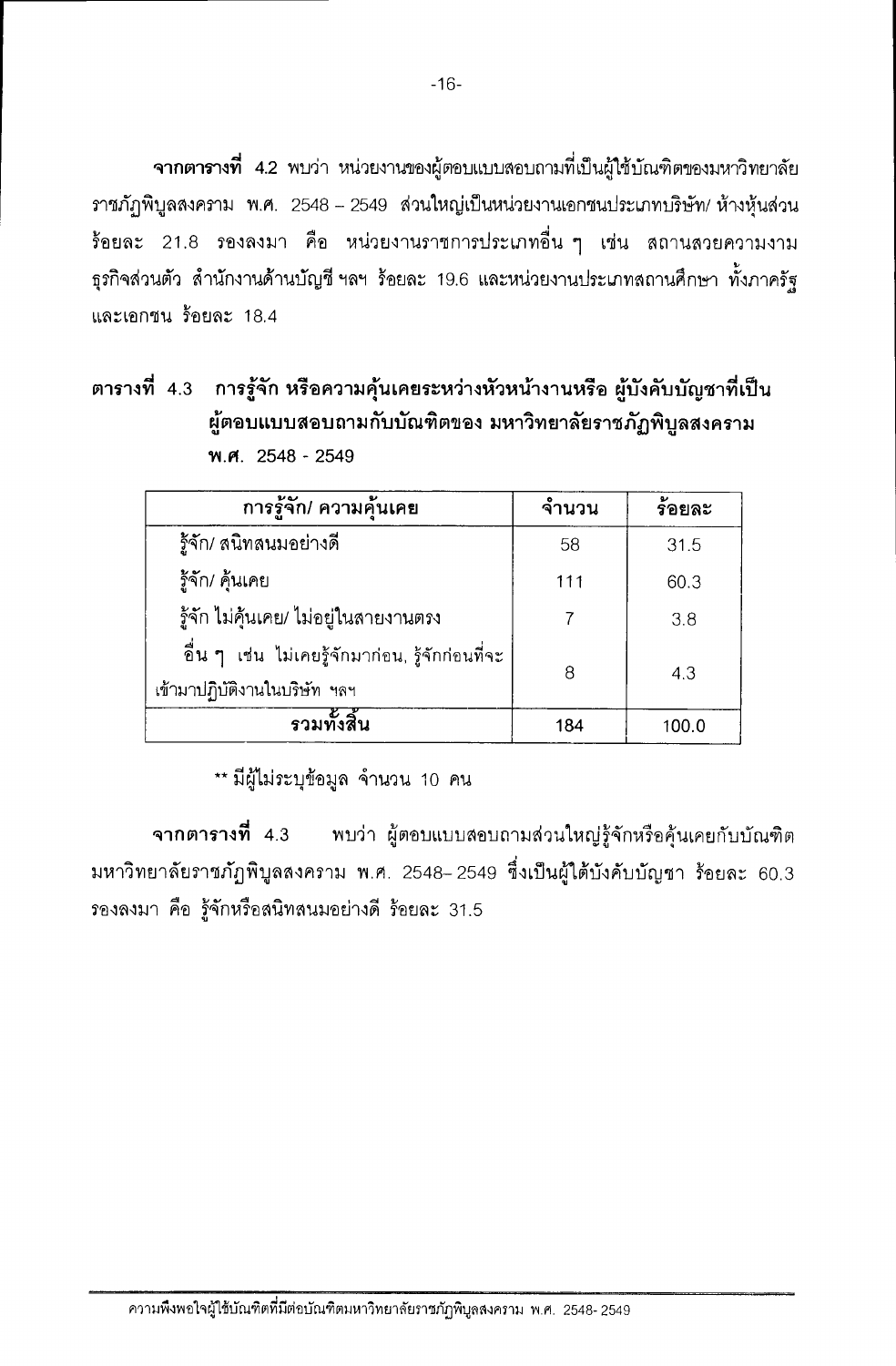**จากตารางที่** 4.2 พบว่า หน่วยงานของผู้ตอบแบบสอบถามที่เป็นผู้ใช้บัณฑิตของมหาวิทยาลัยราชภัฏพิบูลสงคราม พ.ศ. 2548 – 2549 ส่วนใหญ่เป็นหน่วยงานเอกชนประเภทบริษัท/ ห้างหุ้นส่วน ร้อยละ 21.8 รองลงมา คือ หน่วยงานราชการประเภทอื่น ๆ เช่น สถานสวยความงาม ธุรกิจส่วนตัว สำนักงานด้านบัญชี ฯลฯ ร้อยละ 19.6 และหน่วยงานประเภทสถานศึกษา ทั้งภาครัฐและเอกชน ร้อยละ 18.4

**ตารางที่ 4.3 การรู้จัก หรือความคุ้นเคยระหว่างหัวหน้างานหรือ ผู้บังคับบัญชาที่เป็นผู้ตอบแบบสอบถามกับบัณฑิตของ มหาวิทยาลัยราชภัฏพิบูลสงคราม พ.ศ. 2548 - 2549**

| การรู้จัก/ ความคุ้นเคย | จำนวน | ร้อยละ |
|---|---|---|
| รู้จัก/ สนิทสนมอย่างดี | 58 | 31.5 |
| รู้จัก/ คุ้นเคย | 111 | 60.3 |
| รู้จัก ไม่คุ้นเคย/ ไม่อยู่ในสายงานตรง | 7 | 3.8 |
| อื่น ๆ เช่น ไม่เคยรู้จักมาก่อน, รู้จักก่อนที่จะเข้ามาปฏิบัติงานในบริษัท ฯลฯ | 8 | 4.3 |
| **รวมทั้งสิ้น** | 184 | 100.0 |

** มีผู้ไม่ระบุข้อมูล จำนวน 10 คน

**จากตารางที่** 4.3 พบว่า ผู้ตอบแบบสอบถามส่วนใหญ่รู้จักหรือคุ้นเคยกับบัณฑิต มหาวิทยาลัยราชภัฏพิบูลสงคราม พ.ศ. 2548– 2549 ซึ่งเป็นผู้ใต้บังคับบัญชา ร้อยละ 60.3 รองลงมา คือ รู้จักหรือสนิทสนมอย่างดี ร้อยละ 31.5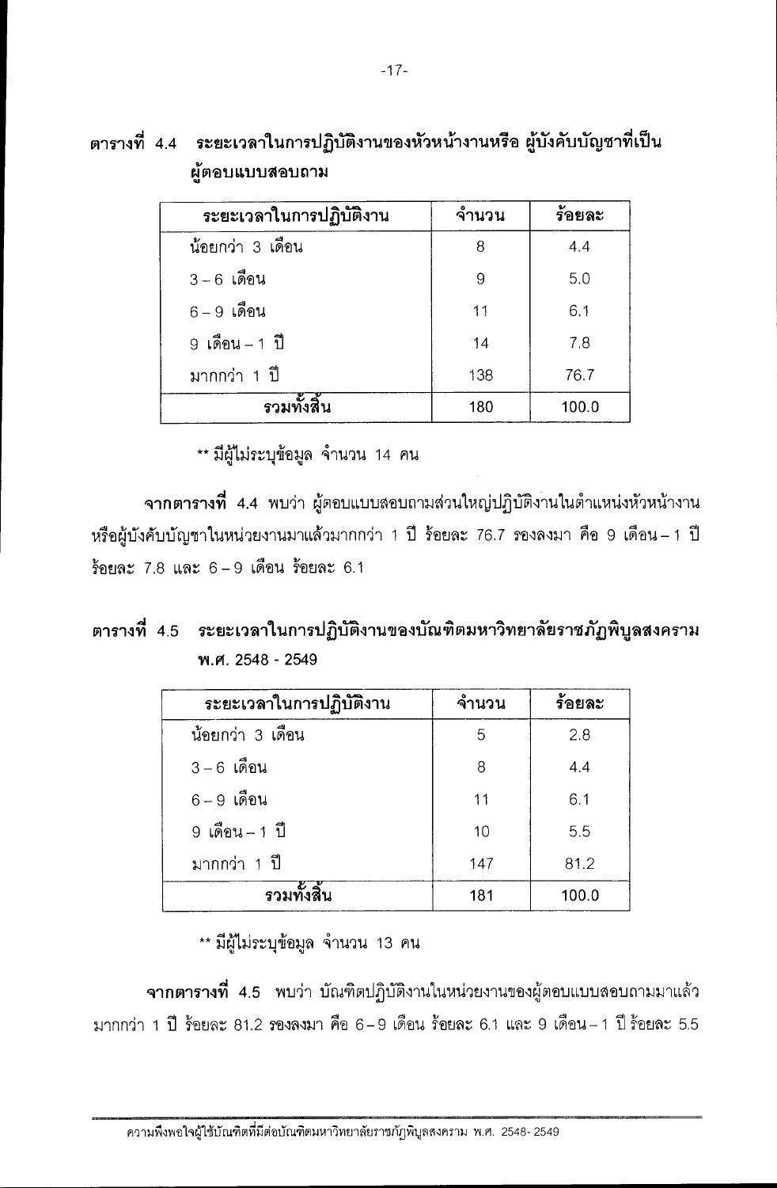**ตารางที่ 4.4 ระยะเวลาในการปฏิบัติงานของหัวหน้างานหรือ ผู้บังคับบัญชาที่เป็นผู้ตอบแบบสอบถาม**

| ระยะเวลาในการปฏิบัติงาน | จำนวน | ร้อยละ |
|---|---|---|
| น้อยกว่า 3 เดือน | 8 | 4.4 |
| 3 – 6 เดือน | 9 | 5.0 |
| 6 – 9 เดือน | 11 | 6.1 |
| 9 เดือน – 1 ปี | 14 | 7.8 |
| มากกว่า 1 ปี | 138 | 76.7 |
| **รวมทั้งสิ้น** | 180 | 100.0 |

** มีผู้ไม่ระบุข้อมูล จำนวน 14 คน

**จากตารางที่ 4.4** พบว่า ผู้ตอบแบบสอบถามส่วนใหญ่ปฏิบัติงานในตำแหน่งหัวหน้างานหรือผู้บังคับบัญชาในหน่วยงานมาแล้วมากกว่า 1 ปี ร้อยละ 76.7 รองลงมา คือ 9 เดือน – 1 ปี ร้อยละ 7.8 และ 6 – 9 เดือน ร้อยละ 6.1

**ตารางที่ 4.5 ระยะเวลาในการปฏิบัติงานของบัณฑิตมหาวิทยาลัยราชภัฏพิบูลสงคราม พ.ศ. 2548 - 2549**

| ระยะเวลาในการปฏิบัติงาน | จำนวน | ร้อยละ |
|---|---|---|
| น้อยกว่า 3 เดือน | 5 | 2.8 |
| 3 – 6 เดือน | 8 | 4.4 |
| 6 – 9 เดือน | 11 | 6.1 |
| 9 เดือน – 1 ปี | 10 | 5.5 |
| มากกว่า 1 ปี | 147 | 81.2 |
| **รวมทั้งสิ้น** | 181 | 100.0 |

** มีผู้ไม่ระบุข้อมูล จำนวน 13 คน

**จากตารางที่ 4.5** พบว่า บัณฑิตปฏิบัติงานในหน่วยงานของผู้ตอบแบบสอบถามมาแล้วมากกว่า 1 ปี ร้อยละ 81.2 รองลงมา คือ 6 – 9 เดือน ร้อยละ 6.1 และ 9 เดือน – 1 ปี ร้อยละ 5.5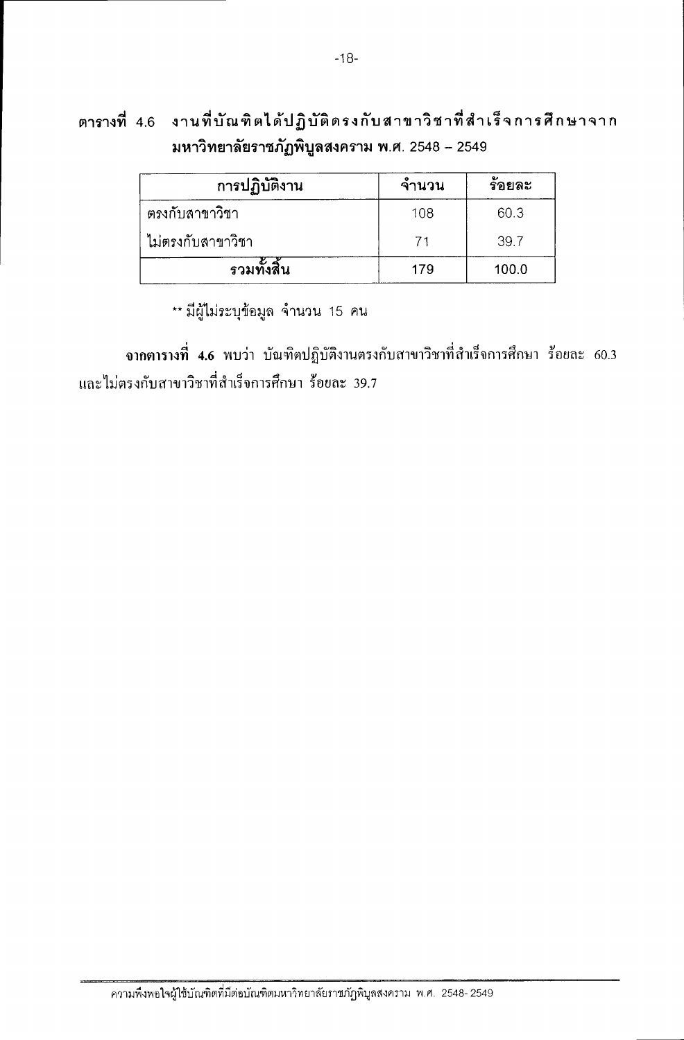**ตารางที่ 4.6 งานที่บัณฑิตได้ปฏิบัติตรงกับสาขาวิชาที่สำเร็จการศึกษาจากมหาวิทยาลัยราชภัฏพิบูลสงคราม พ.ศ. 2548 – 2549**

| การปฏิบัติงาน | จำนวน | ร้อยละ |
|---|---|---|
| ตรงกับสาขาวิชา | 108 | 60.3 |
| ไม่ตรงกับสาขาวิชา | 71 | 39.7 |
| **รวมทั้งสิ้น** | 179 | 100.0 |

** มีผู้ไม่ระบุข้อมูล จำนวน 15 คน

**จากตารางที่ 4.6** พบว่า บัณฑิตปฏิบัติงานตรงกับสาขาวิชาที่สำเร็จการศึกษา ร้อยละ 60.3 และไม่ตรงกับสาขาวิชาที่สำเร็จการศึกษา ร้อยละ 39.7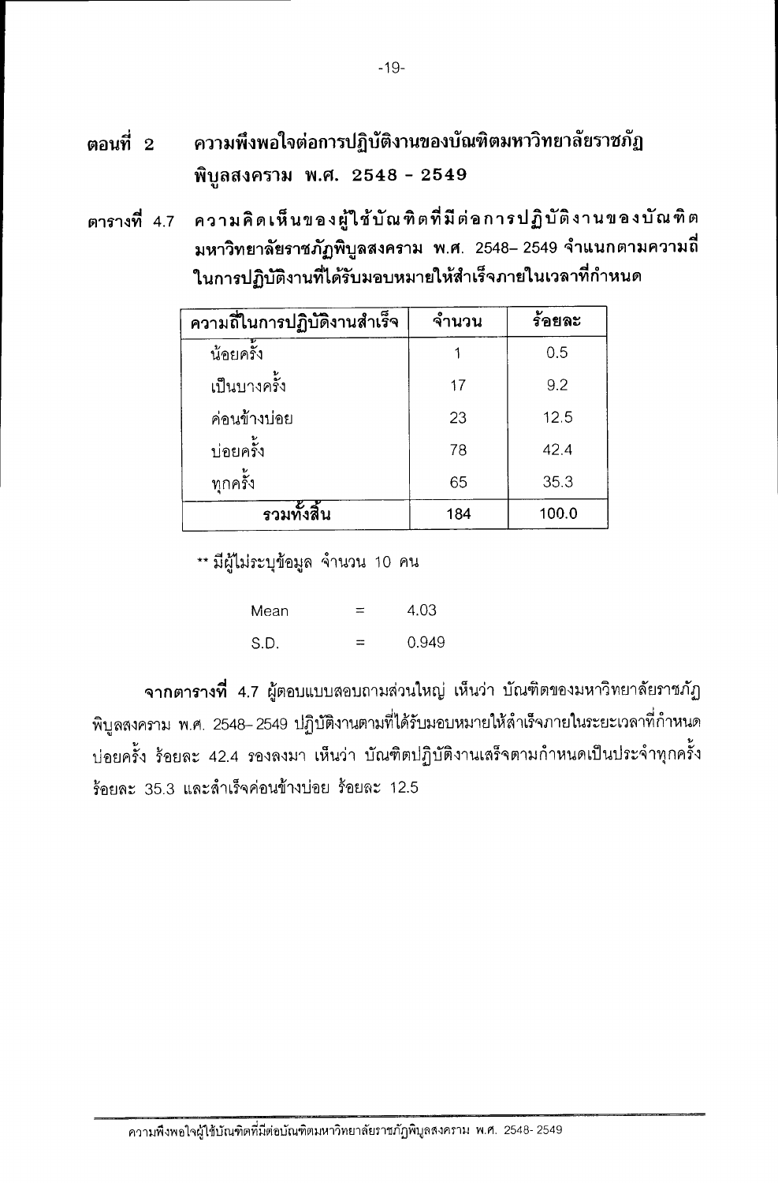## ตอนที่ 2 ความพึงพอใจต่อการปฏิบัติงานของบัณฑิตมหาวิทยาลัยราชภัฏพิบูลสงคราม พ.ศ. 2548 - 2549

**ตารางที่ 4.7 ความคิดเห็นของผู้ใช้บัณฑิตที่มีต่อการปฏิบัติงานของบัณฑิตมหาวิทยาลัยราชภัฏพิบูลสงคราม พ.ศ. 2548– 2549 จำแนกตามความถี่ในการปฏิบัติงานที่ได้รับมอบหมายให้สำเร็จภายในเวลาที่กำหนด**

| ความถี่ในการปฏิบัติงานสำเร็จ | จำนวน | ร้อยละ |
|---|---|---|
| น้อยครั้ง | 1 | 0.5 |
| เป็นบางครั้ง | 17 | 9.2 |
| ค่อนข้างบ่อย | 23 | 12.5 |
| บ่อยครั้ง | 78 | 42.4 |
| ทุกครั้ง | 65 | 35.3 |
| **รวมทั้งสิ้น** | 184 | 100.0 |

** มีผู้ไม่ระบุข้อมูล จำนวน 10 คน

Mean = 4.03

S.D. = 0.949

**จากตารางที่** 4.7 ผู้ตอบแบบสอบถามส่วนใหญ่ เห็นว่า บัณฑิตของมหาวิทยาลัยราชภัฏพิบูลสงคราม พ.ศ. 2548– 2549 ปฏิบัติงานตามที่ได้รับมอบหมายให้สำเร็จภายในระยะเวลาที่กำหนดบ่อยครั้ง ร้อยละ 42.4 รองลงมา เห็นว่า บัณฑิตปฏิบัติงานเสร็จตามกำหนดเป็นประจำทุกครั้ง ร้อยละ 35.3 และสำเร็จค่อนข้างบ่อย ร้อยละ 12.5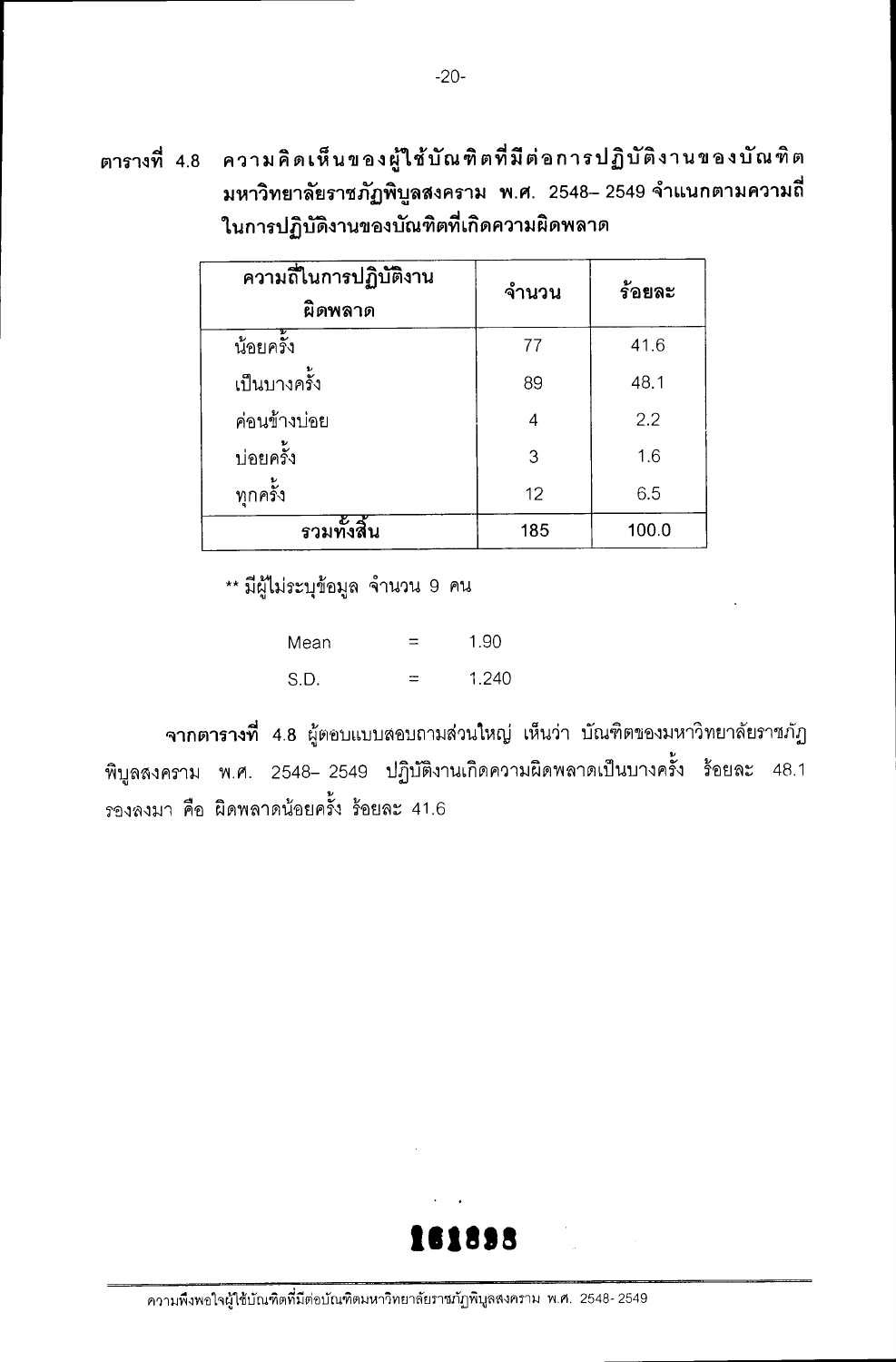**ตารางที่ 4.8 ความคิดเห็นของผู้ใช้บัณฑิตที่มีต่อการปฏิบัติงานของบัณฑิต มหาวิทยาลัยราชภัฏพิบูลสงคราม พ.ศ. 2548– 2549 จำแนกตามความถี่ในการปฏิบัติงานของบัณฑิตที่เกิดความผิดพลาด**

| ความถี่ในการปฏิบัติงานผิดพลาด | จำนวน | ร้อยละ |
|---|---|---|
| น้อยครั้ง | 77 | 41.6 |
| เป็นบางครั้ง | 89 | 48.1 |
| ค่อนข้างบ่อย | 4 | 2.2 |
| บ่อยครั้ง | 3 | 1.6 |
| ทุกครั้ง | 12 | 6.5 |
| **รวมทั้งสิ้น** | **185** | **100.0** |

** มีผู้ไม่ระบุข้อมูล จำนวน 9 คน

Mean = 1.90

S.D. = 1.240

**จากตารางที่** 4.8 ผู้ตอบแบบสอบถามส่วนใหญ่ เห็นว่า บัณฑิตของมหาวิทยาลัยราชภัฏพิบูลสงคราม พ.ศ. 2548– 2549 ปฏิบัติงานเกิดความผิดพลาดเป็นบางครั้ง ร้อยละ 48.1 รองลงมา คือ ผิดพลาดน้อยครั้ง ร้อยละ 41.6

161898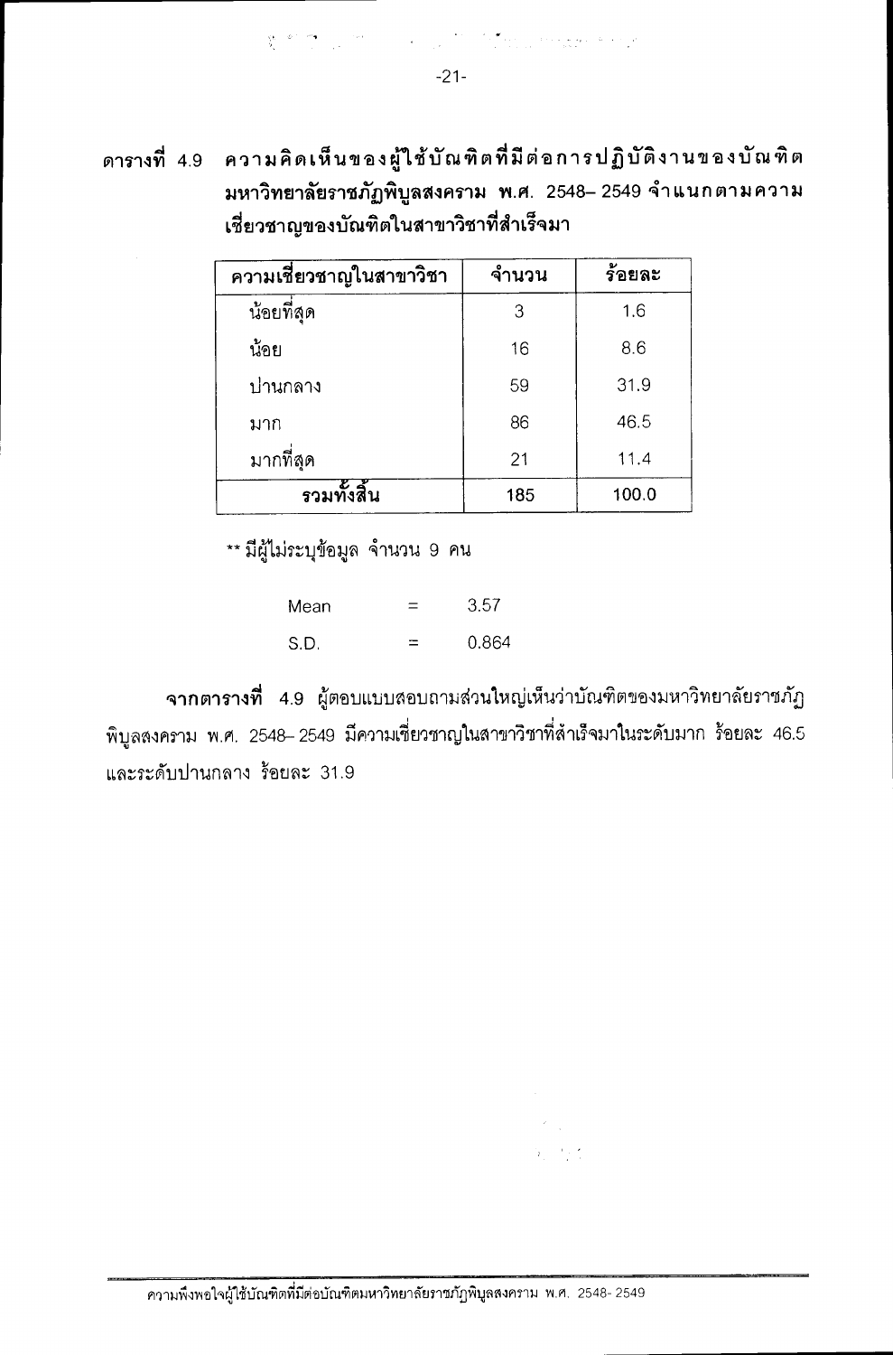ตารางที่ 4.9 **ความคิดเห็นของผู้ใช้บัณฑิตที่มีต่อการปฏิบัติงานของบัณฑิต มหาวิทยาลัยราชภัฏพิบูลสงคราม พ.ศ. 2548– 2549 จำแนกตามความเชี่ยวชาญของบัณฑิตในสาขาวิชาที่สำเร็จมา**

| ความเชี่ยวชาญในสาขาวิชา | จำนวน | ร้อยละ |
|---|---|---|
| น้อยที่สุด | 3 | 1.6 |
| น้อย | 16 | 8.6 |
| ปานกลาง | 59 | 31.9 |
| มาก | 86 | 46.5 |
| มากที่สุด | 21 | 11.4 |
| **รวมทั้งสิ้น** | **185** | **100.0** |

** มีผู้ไม่ระบุข้อมูล จำนวน 9 คน

Mean = 3.57

S.D. = 0.864

**จากตารางที่** 4.9 ผู้ตอบแบบสอบถามส่วนใหญ่เห็นว่าบัณฑิตของมหาวิทยาลัยราชภัฏพิบูลสงคราม พ.ศ. 2548– 2549 มีความเชี่ยวชาญในสาขาวิชาที่สำเร็จมาในระดับมาก ร้อยละ 46.5 และระดับปานกลาง ร้อยละ 31.9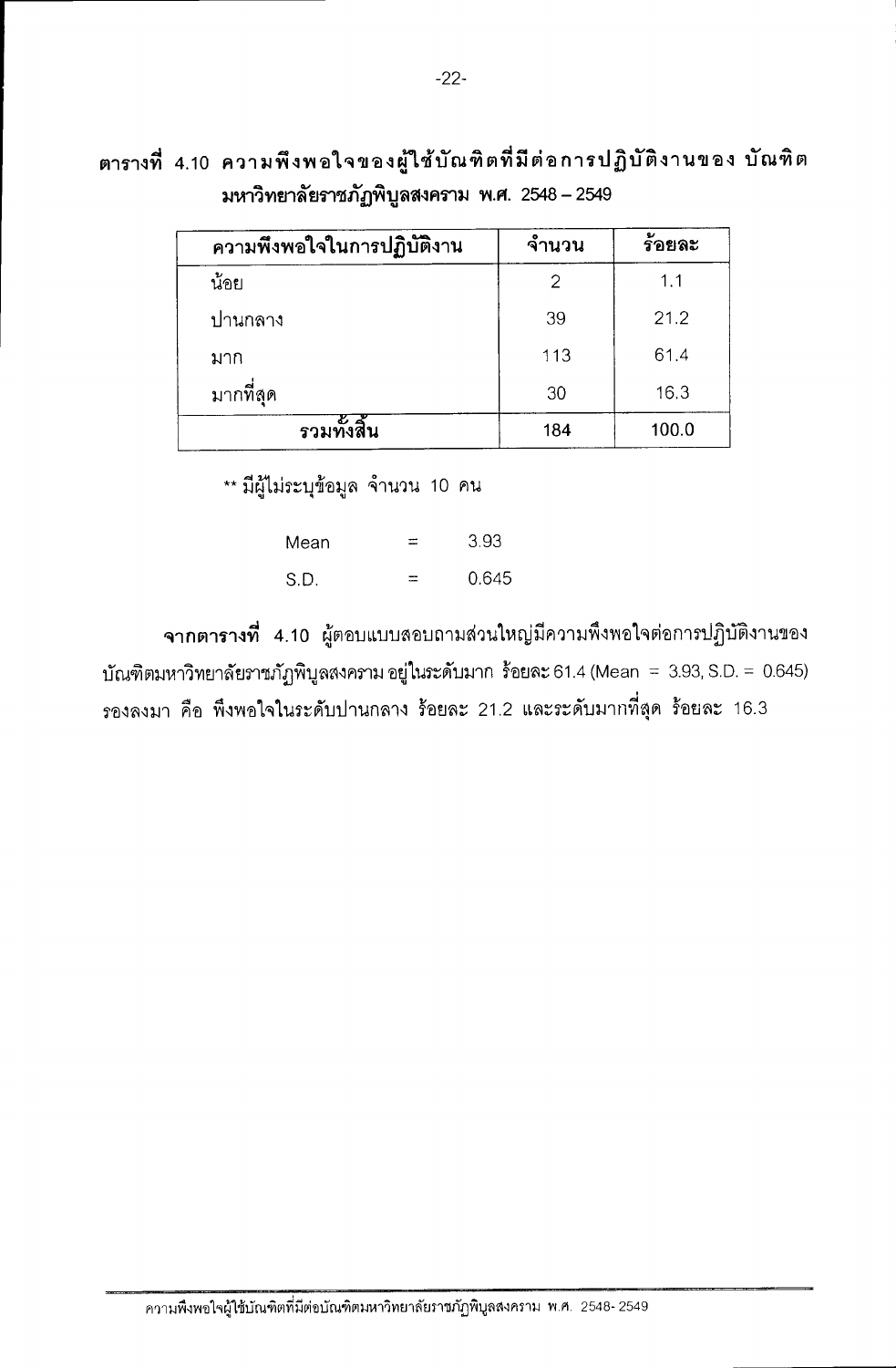**ตารางที่ 4.10 ความพึงพอใจของผู้ใช้บัณฑิตที่มีต่อการปฏิบัติงานของ บัณฑิตมหาวิทยาลัยราชภัฏพิบูลสงคราม พ.ศ. 2548 – 2549**

| ความพึงพอใจในการปฏิบัติงาน | จำนวน | ร้อยละ |
|---|---|---|
| น้อย | 2 | 1.1 |
| ปานกลาง | 39 | 21.2 |
| มาก | 113 | 61.4 |
| มากที่สุด | 30 | 16.3 |
| **รวมทั้งสิ้น** | **184** | **100.0** |

** มีผู้ไม่ระบุข้อมูล จำนวน 10 คน

Mean = 3.93

S.D. = 0.645

**จากตารางที่ 4.10** ผู้ตอบแบบสอบถามส่วนใหญ่มีความพึงพอใจต่อการปฏิบัติงานของบัณฑิตมหาวิทยาลัยราชภัฏพิบูลสงคราม อยู่ในระดับมาก ร้อยละ 61.4 (Mean = 3.93, S.D. = 0.645) รองลงมา คือ พึงพอใจในระดับปานกลาง ร้อยละ 21.2 และระดับมากที่สุด ร้อยละ 16.3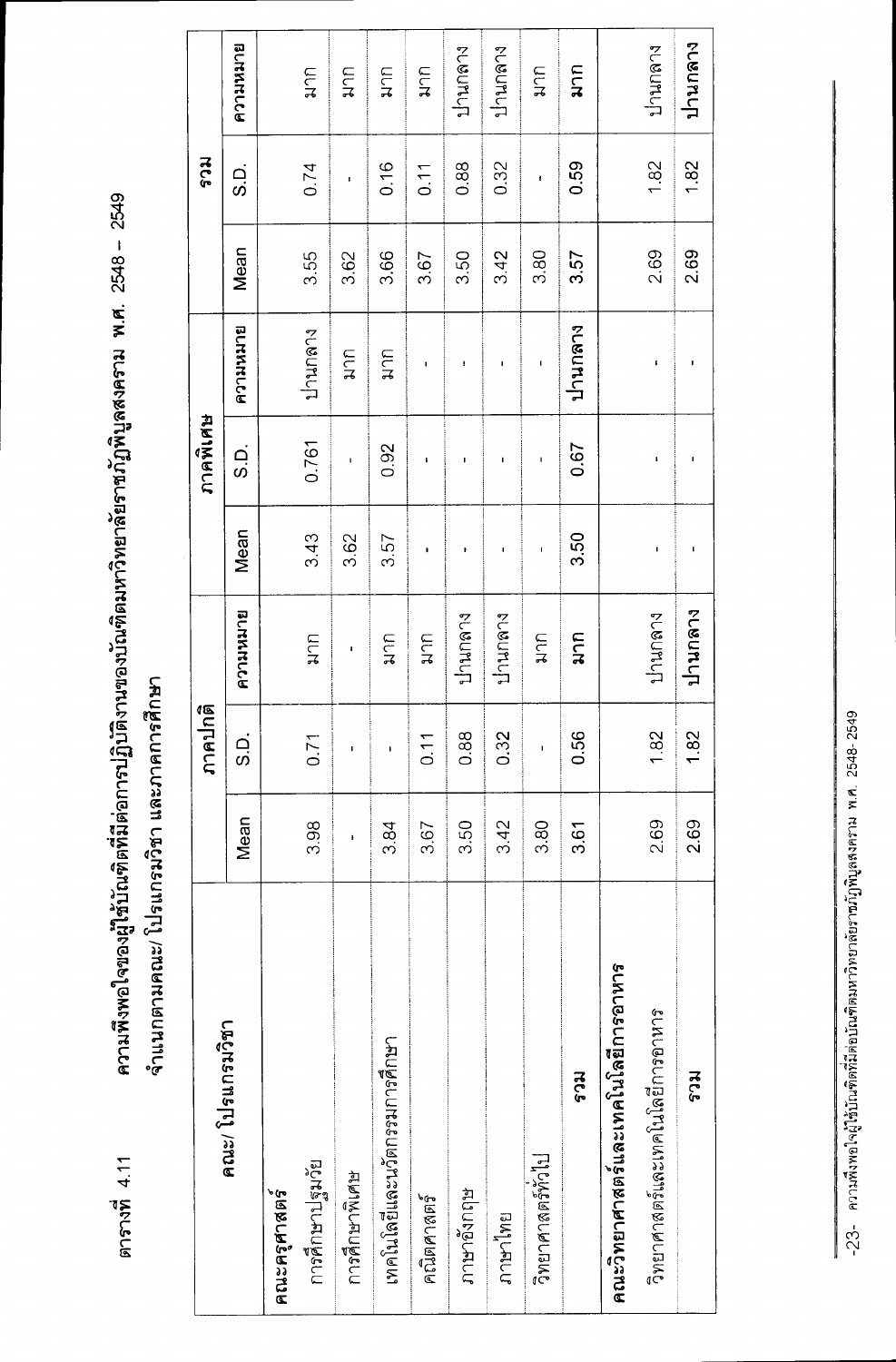ตารางที่ 4.11 ความพึงพอใจของผู้ใช้บัณฑิตที่มีต่อการปฏิบัติงานของบัณฑิตมหาวิทยาลัยราชภัฏพิบูลสงคราม พ.ศ. 2548 – 2549 จำแนกตามคณะ/ โปรแกรมวิชา และภาคการศึกษา

| คณะ/ โปรแกรมวิชา | ภาคปกติ | | | ภาคพิเศษ | | | รวม | | |
|---|---|---|---|---|---|---|---|---|---|
| | Mean | S.D. | ความหมาย | Mean | S.D. | ความหมาย | Mean | S.D. | ความหมาย |
| **คณะครุศาสตร์** | | | | | | | | | |
| การศึกษาปฐมวัย | 3.98 | 0.71 | มาก | 3.43 | 0.761 | ปานกลาง | 3.55 | 0.74 | มาก |
| การศึกษาพิเศษ | - | - | - | 3.62 | - | มาก | 3.62 | - | มาก |
| เทคโนโลยีและนวัตกรรมการศึกษา | 3.84 | - | มาก | 3.57 | 0.92 | มาก | 3.66 | 0.16 | มาก |
| คณิตศาสตร์ | 3.67 | 0.11 | มาก | - | - | - | 3.67 | 0.11 | มาก |
| ภาษาอังกฤษ | 3.50 | 0.88 | ปานกลาง | - | - | - | 3.50 | 0.88 | ปานกลาง |
| ภาษาไทย | 3.42 | 0.32 | ปานกลาง | - | - | - | 3.42 | 0.32 | ปานกลาง |
| วิทยาศาสตร์ทั่วไป | 3.80 | - | มาก | - | - | - | 3.80 | - | มาก |
| **รวม** | **3.61** | **0.56** | **มาก** | **3.50** | **0.67** | **ปานกลาง** | **3.57** | **0.59** | **มาก** |
| **คณะวิทยาศาสตร์และเทคโนโลยีการอาหาร** | | | | | | | | | |
| วิทยาศาสตร์และเทคโนโลยีการอาหาร | 2.69 | 1.82 | ปานกลาง | - | - | - | 2.69 | 1.82 | ปานกลาง |
| **รวม** | **2.69** | **1.82** | **ปานกลาง** | - | - | - | **2.69** | **1.82** | **ปานกลาง** |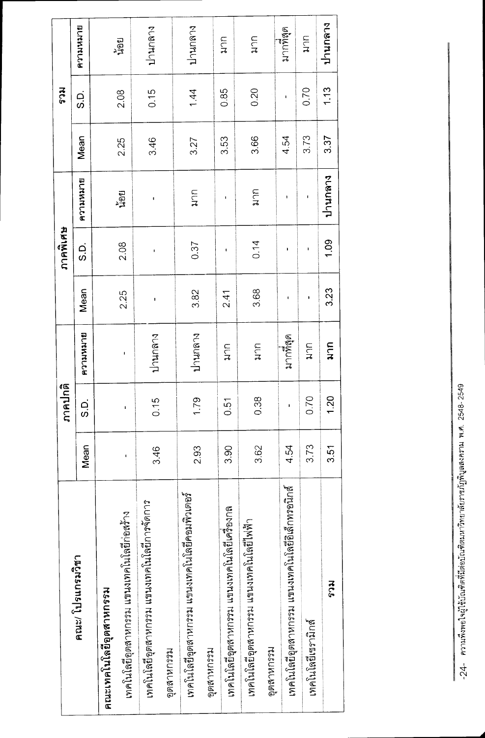| คณะ/ โปรแกรมวิชา | ภาคปกติ | | | ภาคพิเศษ | | | รวม | | |
|---|---|---|---|---|---|---|---|---|---|
| | Mean | S.D. | ความหมาย | Mean | S.D. | ความหมาย | Mean | S.D. | ความหมาย |
| **คณะเทคโนโลยีอุตสาหกรรม** | | | | | | | | | |
| เทคโนโลยีอุตสาหกรรม แขนงเทคโนโลยีก่อสร้าง | - | - | - | 2.25 | 2.08 | น้อย | 2.25 | 2.08 | น้อย |
| เทคโนโลยีอุตสาหกรรม แขนงเทคโนโลยีการจัดการอุตสาหกรรม | 3.46 | 0.15 | ปานกลาง | - | - | - | 3.46 | 0.15 | ปานกลาง |
| เทคโนโลยีอุตสาหกรรม แขนงเทคโนโลยีคอมพิวเตอร์อุตสาหกรรม | 2.93 | 1.79 | ปานกลาง | 3.82 | 0.37 | มาก | 3.27 | 1.44 | ปานกลาง |
| เทคโนโลยีอุตสาหกรรม แขนงเทคโนโลยีเครื่องกล | 3.90 | 0.51 | มาก | 2.41 | - | - | 3.53 | 0.85 | มาก |
| เทคโนโลยีอุตสาหกรรม แขนงเทคโนโลยีไฟฟ้าอุตสาหกรรม | 3.62 | 0.38 | มาก | 3.68 | 0.14 | มาก | 3.66 | 0.20 | มาก |
| เทคโนโลยีอุตสาหกรรม แขนงเทคโนโลยีอิเล็กทรอนิกส์ | 4.54 | - | มากที่สุด | - | - | - | 4.54 | - | มากที่สุด |
| เทคโนโลยีเซรามิกส์ | 3.73 | 0.70 | มาก | - | - | - | 3.73 | 0.70 | มาก |
| **รวม** | **3.51** | **1.20** | **มาก** | **3.23** | **1.09** | **ปานกลาง** | **3.37** | **1.13** | **ปานกลาง** |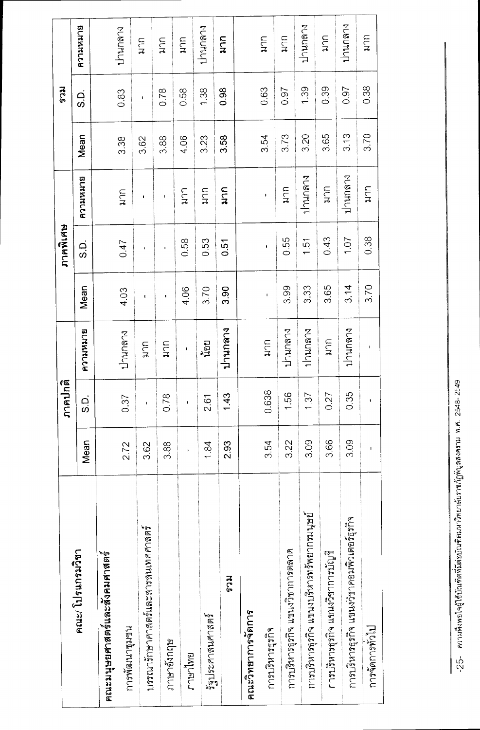| คณะ/ โปรแกรมวิชา | ภาคปกติ | | | ภาคพิเศษ | | | รวม | | |
|---|---|---|---|---|---|---|---|---|---|
| | Mean | S.D. | ความหมาย | Mean | S.D. | ความหมาย | Mean | S.D. | ความหมาย |
| **คณะมนุษยศาสตร์และสังคมศาสตร์** | | | | | | | | | |
| การพัฒนาชุมชน | 2.72 | 0.37 | ปานกลาง | 4.03 | 0.47 | มาก | 3.38 | 0.83 | ปานกลาง |
| บรรณารักษศาสตร์และสารสนเทศศาสตร์ | 3.62 | - | มาก | - | - | - | 3.62 | - | มาก |
| ภาษาอังกฤษ | 3.88 | 0.78 | มาก | - | - | - | 3.88 | 0.78 | มาก |
| ภาษาไทย | - | - | - | 4.06 | 0.58 | มาก | 4.06 | 0.58 | มาก |
| รัฐประศาสนศาสตร์ | 1.84 | 2.61 | น้อย | 3.70 | 0.53 | มาก | 3.23 | 1.38 | ปานกลาง |
| **รวม** | **2.93** | **1.43** | **ปานกลาง** | **3.90** | **0.51** | **มาก** | **3.58** | **0.98** | **มาก** |
| **คณะวิทยาการจัดการ** | | | | | | | | | |
| การบริหารธุรกิจ | 3.54 | 0.638 | มาก | - | - | - | 3.54 | 0.63 | มาก |
| การบริหารธุรกิจ แขนงวิชาการตลาด | 3.22 | 1.56 | ปานกลาง | 3.99 | 0.55 | มาก | 3.73 | 0.97 | มาก |
| การบริหารธุรกิจ แขนงบริหารทรัพยากรมนุษย์ | 3.09 | 1.37 | ปานกลาง | 3.33 | 1.51 | ปานกลาง | 3.20 | 1.39 | ปานกลาง |
| การบริหารธุรกิจ แขนงวิชาการบัญชี | 3.66 | 0.27 | มาก | 3.65 | 0.43 | มาก | 3.65 | 0.39 | มาก |
| การบริหารธุรกิจ แขนงวิชาคอมพิวเตอร์ธุรกิจ | 3.09 | 0.35 | ปานกลาง | 3.14 | 1.07 | ปานกลาง | 3.13 | 0.97 | ปานกลาง |
| การจัดการทั่วไป | - | - | - | 3.70 | 0.38 | มาก | 3.70 | 0.38 | มาก |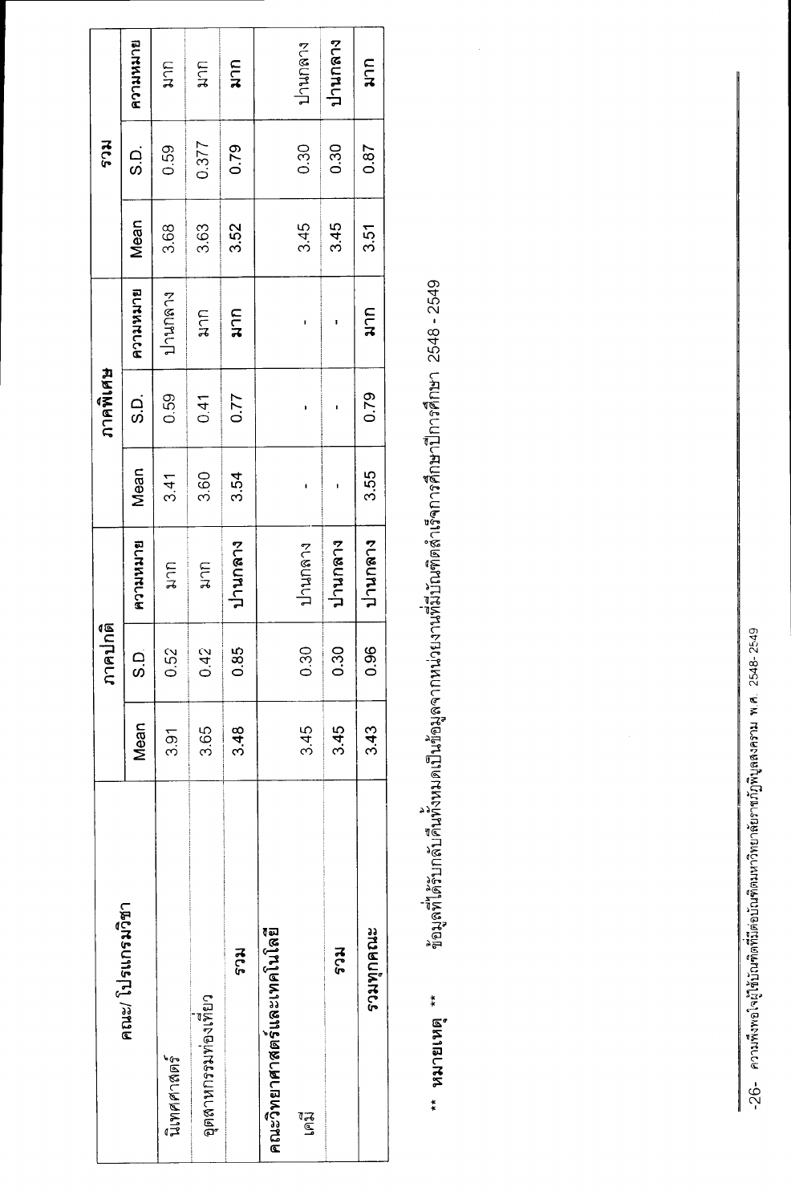| คณะ/ โปรแกรมวิชา | ภาคปกติ | | | ภาคพิเศษ | | | รวม | | |
|---|---|---|---|---|---|---|---|---|---|
| | Mean | S.D. | ความหมาย | Mean | S.D. | ความหมาย | Mean | S.D. | ความหมาย |
| นิเทศศาสตร์ | 3.91 | 0.52 | มาก | 3.41 | 0.59 | ปานกลาง | 3.68 | 0.59 | มาก |
| อุตสาหกรรมท่องเที่ยว | 3.65 | 0.42 | มาก | 3.60 | 0.41 | มาก | 3.63 | 0.377 | มาก |
| **รวม** | 3.48 | 0.85 | **ปานกลาง** | 3.54 | 0.77 | **มาก** | 3.52 | 0.79 | **มาก** |
| **คณะวิทยาศาสตร์และเทคโนโลยี** | | | | | | | | | |
| เคมี | 3.45 | 0.30 | ปานกลาง | - | - | - | 3.45 | 0.30 | ปานกลาง |
| **รวม** | 3.45 | 0.30 | **ปานกลาง** | - | - | - | 3.45 | 0.30 | **ปานกลาง** |
| **รวมทุกคณะ** | 3.43 | 0.96 | **ปานกลาง** | 3.55 | 0.79 | **มาก** | 3.51 | 0.87 | **มาก** |

** **หมายเหตุ** ** ข้อมูลที่ได้รับกลับคืนทั้งหมดเป็นข้อมูลจากหน่วยงานที่มีบัณฑิตสำเร็จการศึกษาปีการศึกษา 2548 - 2549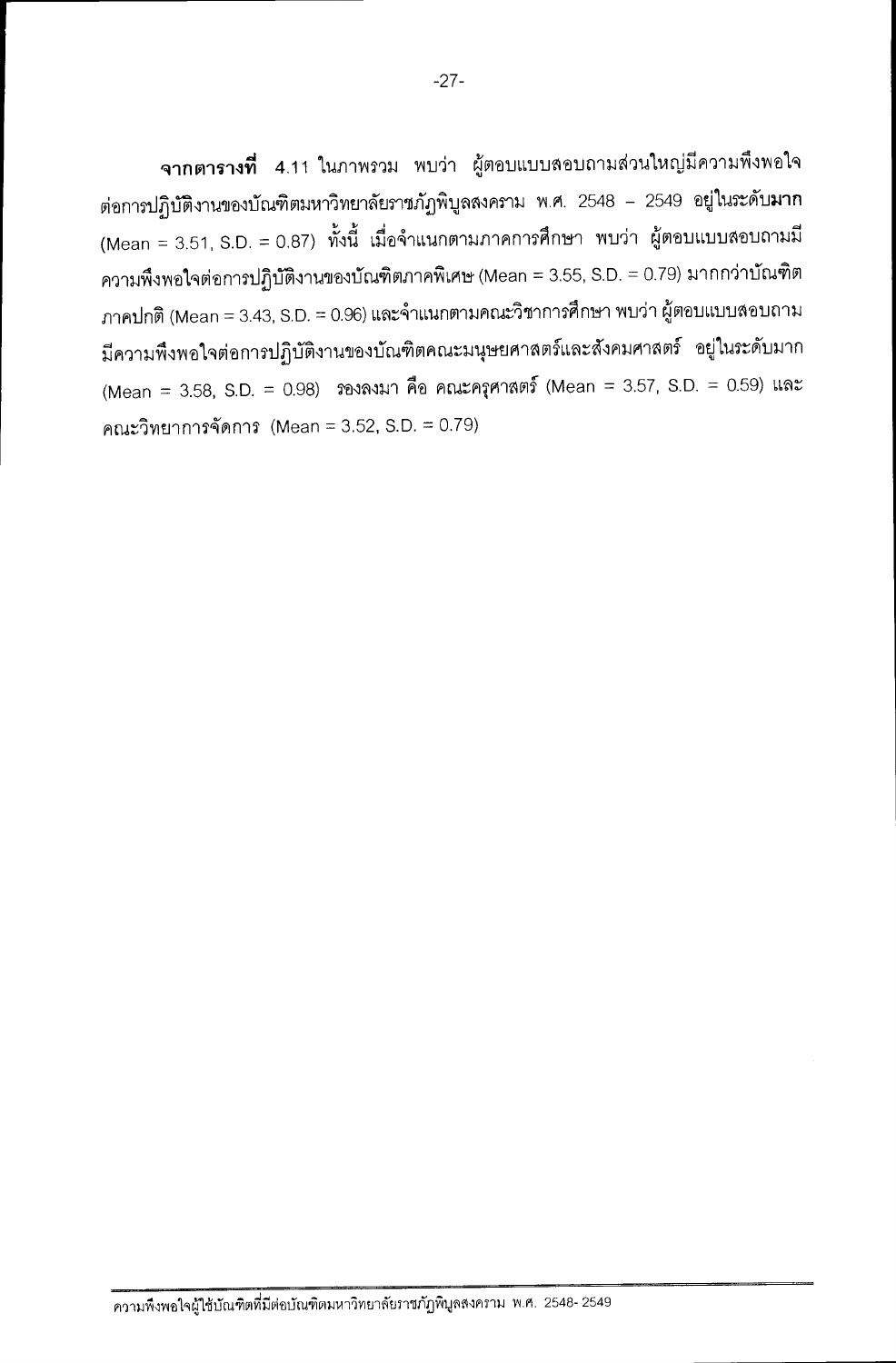**จากตารางที่** 4.11 ในภาพรวม พบว่า ผู้ตอบแบบสอบถามส่วนใหญ่มีความพึงพอใจต่อการปฏิบัติงานของบัณฑิตมหาวิทยาลัยราชภัฏพิบูลสงคราม พ.ศ. 2548 – 2549 อยู่ในระดับ**มาก** (Mean = 3.51, S.D. = 0.87) ทั้งนี้ เมื่อจำแนกตามภาคการศึกษา พบว่า ผู้ตอบแบบสอบถามมีความพึงพอใจต่อการปฏิบัติงานของบัณฑิตภาคพิเศษ (Mean = 3.55, S.D. = 0.79) มากกว่าบัณฑิตภาคปกติ (Mean = 3.43, S.D. = 0.96) และจำแนกตามคณะวิชาการศึกษา พบว่า ผู้ตอบแบบสอบถามมีความพึงพอใจต่อการปฏิบัติงานของบัณฑิตคณะมนุษยศาสตร์และสังคมศาสตร์ อยู่ในระดับมาก (Mean = 3.58, S.D. = 0.98) รองลงมา คือ คณะครุศาสตร์ (Mean = 3.57, S.D. = 0.59) และคณะวิทยาการจัดการ (Mean = 3.52, S.D. = 0.79)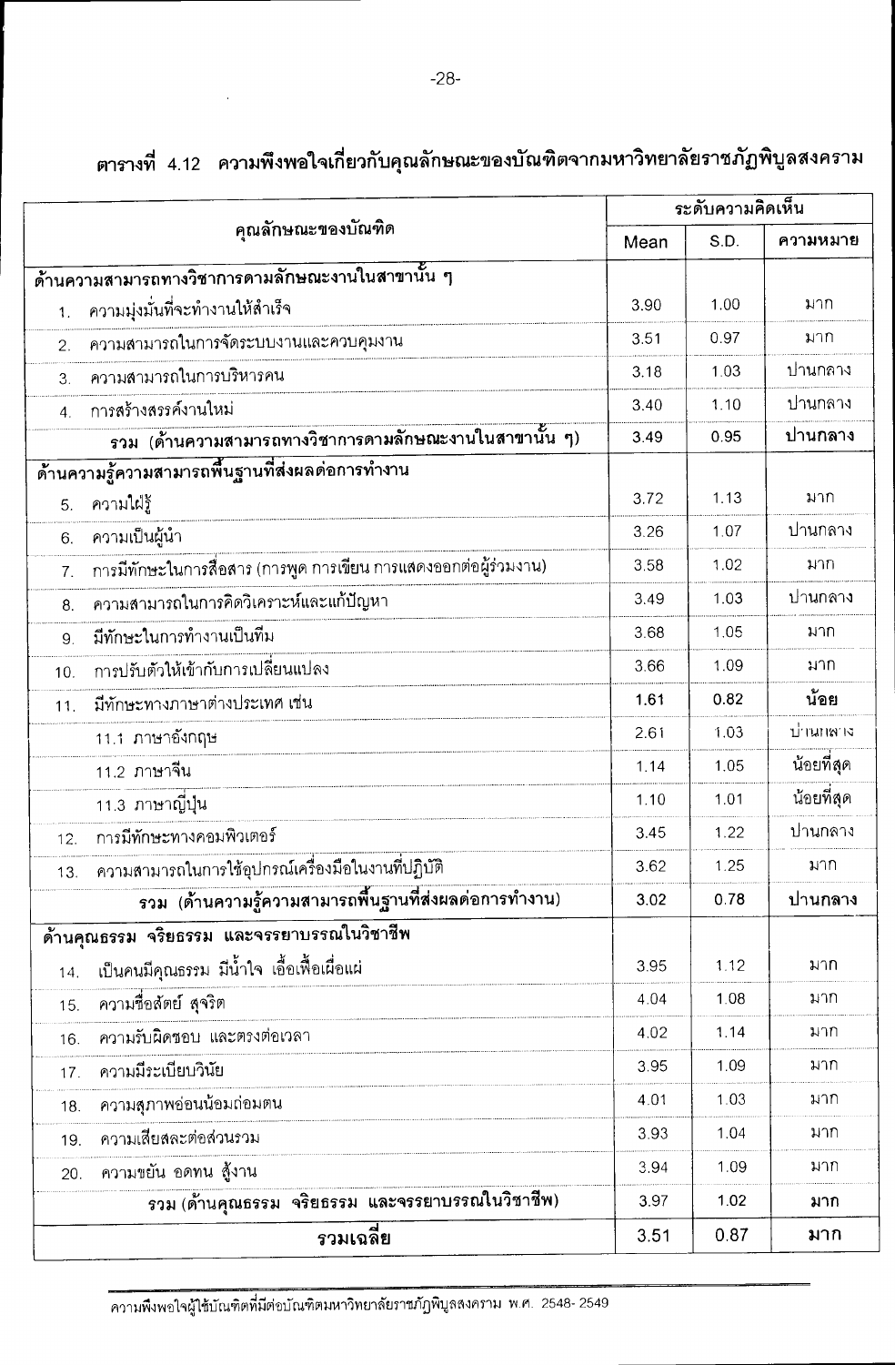ตารางที่ 4.12 ความพึงพอใจเกี่ยวกับคุณลักษณะของบัณฑิตจากมหาวิทยาลัยราชภัฏพิบูลสงคราม

| คุณลักษณะของบัณฑิต | ระดับความคิดเห็น | | |
|---|---|---|---|
| | Mean | S.D. | ความหมาย |
| **ด้านความสามารถทางวิชาการตามลักษณะงานในสาขานั้น ๆ** | | | |
| 1. ความมุ่งมั่นที่จะทำงานให้สำเร็จ | 3.90 | 1.00 | มาก |
| 2. ความสามารถในการจัดระบบงานและควบคุมงาน | 3.51 | 0.97 | มาก |
| 3. ความสามารถในการบริหารคน | 3.18 | 1.03 | ปานกลาง |
| 4. การสร้างสรรค์งานใหม่ | 3.40 | 1.10 | ปานกลาง |
| **รวม (ด้านความสามารถทางวิชาการตามลักษณะงานในสาขานั้น ๆ)** | **3.49** | **0.95** | **ปานกลาง** |
| **ด้านความรู้ความสามารถพื้นฐานที่ส่งผลต่อการทำงาน** | | | |
| 5. ความใฝ่รู้ | 3.72 | 1.13 | มาก |
| 6. ความเป็นผู้นำ | 3.26 | 1.07 | ปานกลาง |
| 7. การมีทักษะในการสื่อสาร (การพูด การเขียน การแสดงออกต่อผู้ร่วมงาน) | 3.58 | 1.02 | มาก |
| 8. ความสามารถในการคิดวิเคราะห์และแก้ปัญหา | 3.49 | 1.03 | ปานกลาง |
| 9. มีทักษะในการทำงานเป็นทีม | 3.68 | 1.05 | มาก |
| 10. การปรับตัวให้เข้ากับการเปลี่ยนแปลง | 3.66 | 1.09 | มาก |
| 11. มีทักษะทางภาษาต่างประเทศ เช่น | **1.61** | **0.82** | **น้อย** |
| 11.1 ภาษาอังกฤษ | 2.61 | 1.03 | ปานกลาง |
| 11.2 ภาษาจีน | 1.14 | 1.05 | น้อยที่สุด |
| 11.3 ภาษาญี่ปุ่น | 1.10 | 1.01 | น้อยที่สุด |
| 12. การมีทักษะทางคอมพิวเตอร์ | 3.45 | 1.22 | ปานกลาง |
| 13. ความสามารถในการใช้อุปกรณ์เครื่องมือในงานที่ปฏิบัติ | 3.62 | 1.25 | มาก |
| **รวม (ด้านความรู้ความสามารถพื้นฐานที่ส่งผลต่อการทำงาน)** | **3.02** | **0.78** | **ปานกลาง** |
| **ด้านคุณธรรม จริยธรรม และจรรยาบรรณในวิชาชีพ** | | | |
| 14. เป็นคนมีคุณธรรม มีน้ำใจ เอื้อเฟื้อเผื่อแผ่ | 3.95 | 1.12 | มาก |
| 15. ความซื่อสัตย์ สุจริต | 4.04 | 1.08 | มาก |
| 16. ความรับผิดชอบ และตรงต่อเวลา | 4.02 | 1.14 | มาก |
| 17. ความมีระเบียบวินัย | 3.95 | 1.09 | มาก |
| 18. ความสุภาพอ่อนน้อมถ่อมตน | 4.01 | 1.03 | มาก |
| 19. ความเสียสละต่อส่วนรวม | 3.93 | 1.04 | มาก |
| 20. ความขยัน อดทน สู้งาน | 3.94 | 1.09 | มาก |
| **รวม (ด้านคุณธรรม จริยธรรม และจรรยาบรรณในวิชาชีพ)** | **3.97** | **1.02** | **มาก** |
| **รวมเฉลี่ย** | **3.51** | **0.87** | **มาก** |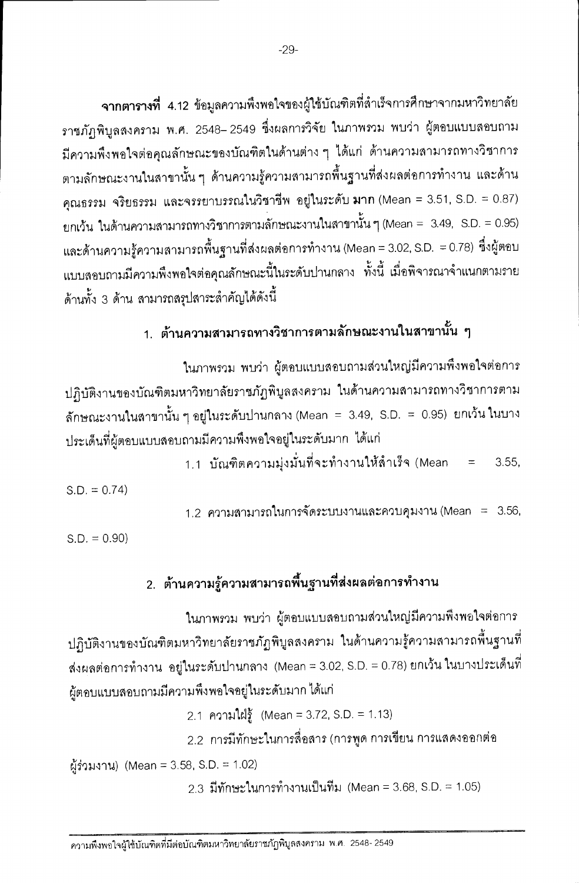**จากตารางที่ 4.12** ข้อมูลความพึงพอใจของผู้ใช้บัณฑิตที่สำเร็จการศึกษาจากมหาวิทยาลัยราชภัฏพิบูลสงคราม พ.ศ. 2548– 2549 ซึ่งผลการวิจัย ในภาพรวม พบว่า ผู้ตอบแบบสอบถามมีความพึงพอใจต่อคุณลักษณะของบัณฑิตในด้านต่าง ๆ ได้แก่ ด้านความสามารถทางวิชาการตามลักษณะงานในสาขานั้น ๆ ด้านความรู้ความสามารถพื้นฐานที่ส่งผลต่อการทำงาน และด้านคุณธรรม จริยธรรม และจรรยาบรรณในวิชาชีพ อยู่ในระดับ **มาก** (Mean = 3.51, S.D. = 0.87) ยกเว้น ในด้านความสามารถทางวิชาการตามลักษณะงานในสาขานั้นๆ (Mean = 3.49, S.D. = 0.95) และด้านความรู้ความสามารถพื้นฐานที่ส่งผลต่อการทำงาน (Mean = 3.02, S.D. = 0.78) ซึ่งผู้ตอบแบบสอบถามมีความพึงพอใจต่อคุณลักษณะนี้ในระดับปานกลาง ทั้งนี้ เมื่อพิจารณาจำแนกตามรายด้านทั้ง 3 ด้าน สามารถสรุปสาระสำคัญได้ดังนี้

## 1. ด้านความสามารถทางวิชาการตามลักษณะงานในสาขานั้น ๆ

ในภาพรวม พบว่า ผู้ตอบแบบสอบถามส่วนใหญ่มีความพึงพอใจต่อการปฏิบัติงานของบัณฑิตมหาวิทยาลัยราชภัฏพิบูลสงคราม ในด้านความสามารถทางวิชาการตามลักษณะงานในสาขานั้น ๆ อยู่ในระดับปานกลาง (Mean = 3.49, S.D. = 0.95) ยกเว้น ในบางประเด็นที่ผู้ตอบแบบสอบถามมีความพึงพอใจอยู่ในระดับมาก ได้แก่

1.1 บัณฑิตความมุ่งมั่นที่จะทำงานให้สำเร็จ (Mean = 3.55, S.D. = 0.74)

1.2 ความสามารถในการจัดระบบงานและควบคุมงาน (Mean = 3.56, S.D. = 0.90)

## 2. ด้านความรู้ความสามารถพื้นฐานที่ส่งผลต่อการทำงาน

ในภาพรวม พบว่า ผู้ตอบแบบสอบถามส่วนใหญ่มีความพึงพอใจต่อการปฏิบัติงานของบัณฑิตมหาวิทยาลัยราชภัฏพิบูลสงคราม ในด้านความรู้ความสามารถพื้นฐานที่ส่งผลต่อการทำงาน อยู่ในระดับปานกลาง (Mean = 3.02, S.D. = 0.78) ยกเว้น ในบางประเด็นที่ผู้ตอบแบบสอบถามมีความพึงพอใจอยู่ในระดับมาก ได้แก่

2.1 ความใฝ่รู้ (Mean = 3.72, S.D. = 1.13)

2.2 การมีทักษะในการสื่อสาร (การพูด การเขียน การแสดงออกต่อผู้ร่วมงาน) (Mean = 3.58, S.D. = 1.02)

2.3 มีทักษะในการทำงานเป็นทีม (Mean = 3.68, S.D. = 1.05)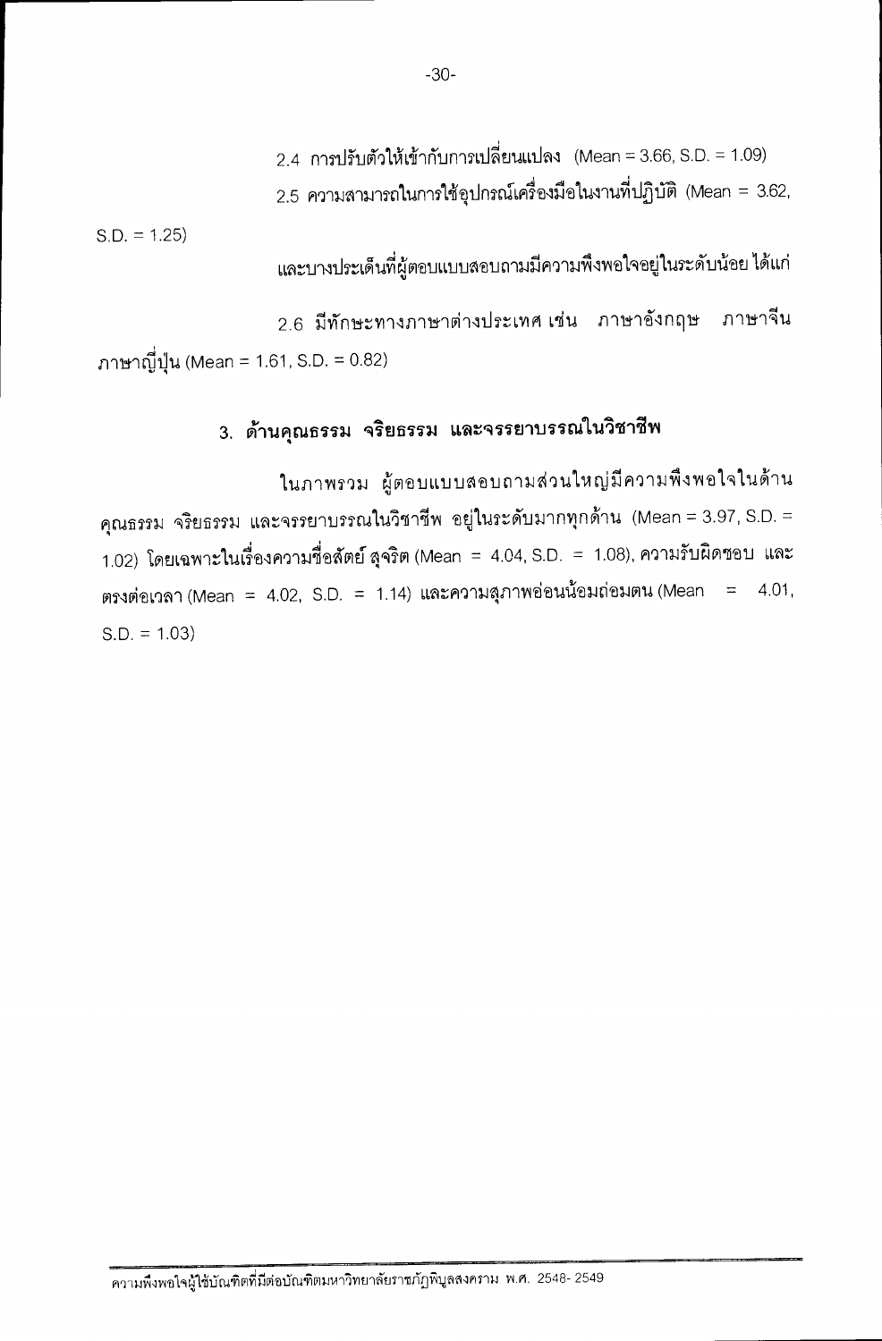2.4 การปรับตัวให้เข้ากับการเปลี่ยนแปลง (Mean = 3.66, S.D. = 1.09)

2.5 ความสามารถในการใช้อุปกรณ์เครื่องมือในงานที่ปฏิบัติ (Mean = 3.62, S.D. = 1.25)

และบางประเด็นที่ผู้ตอบแบบสอบถามมีความพึงพอใจอยู่ในระดับน้อย ได้แก่

2.6 มีทักษะทางภาษาต่างประเทศ เช่น ภาษาอังกฤษ ภาษาจีน ภาษาญี่ปุ่น (Mean = 1.61, S.D. = 0.82)

### 3. ด้านคุณธรรม จริยธรรม และจรรยาบรรณในวิชาชีพ

ในภาพรวม ผู้ตอบแบบสอบถามส่วนใหญ่มีความพึงพอใจในด้านคุณธรรม จริยธรรม และจรรยาบรรณในวิชาชีพ อยู่ในระดับมากทุกด้าน (Mean = 3.97, S.D. = 1.02) โดยเฉพาะในเรื่องความซื่อสัตย์ สุจริต (Mean = 4.04, S.D. = 1.08), ความรับผิดชอบ และตรงต่อเวลา (Mean = 4.02, S.D. = 1.14) และความสุภาพอ่อนน้อมถ่อมตน (Mean = 4.01, S.D. = 1.03)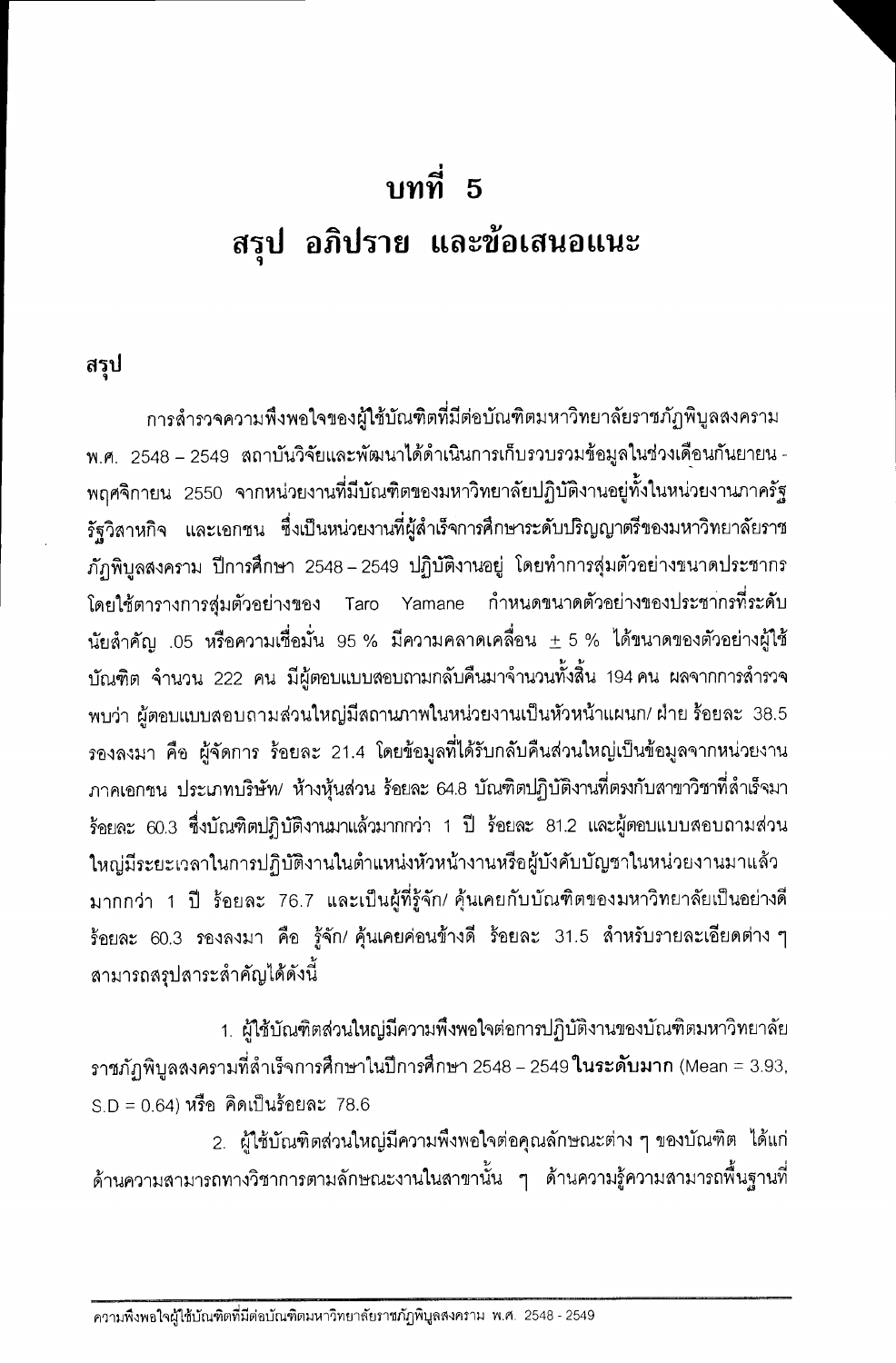# บทที่ 5

# สรุป อภิปราย และข้อเสนอแนะ

## สรุป

การสำรวจความพึงพอใจของผู้ใช้บัณฑิตที่มีต่อบัณฑิตมหาวิทยาลัยราชภัฏพิบูลสงคราม พ.ศ. 2548 – 2549 สถาบันวิจัยและพัฒนาได้ดำเนินการเก็บรวบรวมข้อมูลในช่วงเดือนกันยายน - พฤศจิกายน 2550 จากหน่วยงานที่มีบัณฑิตของมหาวิทยาลัยปฏิบัติงานอยู่ทั้งในหน่วยงานภาครัฐ รัฐวิสาหกิจ และเอกชน ซึ่งเป็นหน่วยงานที่ผู้สำเร็จการศึกษาระดับปริญญาตรีของมหาวิทยาลัยราชภัฏพิบูลสงคราม ปีการศึกษา 2548 – 2549 ปฏิบัติงานอยู่ โดยทำการสุ่มตัวอย่างขนาดประชากรโดยใช้ตารางการสุ่มตัวอย่างของ Taro Yamane กำหนดขนาดตัวอย่างของประชากรที่ระดับนัยสำคัญ .05 หรือความเชื่อมั่น 95 % มีความคลาดเคลื่อน ± 5 % ได้ขนาดของตัวอย่างผู้ใช้บัณฑิต จำนวน 222 คน มีผู้ตอบแบบสอบถามกลับคืนมาจำนวนทั้งสิ้น 194 คน ผลจากการสำรวจพบว่า ผู้ตอบแบบสอบถามส่วนใหญ่มีสถานภาพในหน่วยงานเป็นหัวหน้าแผนก/ ฝ่าย ร้อยละ 38.5 รองลงมา คือ ผู้จัดการ ร้อยละ 21.4 โดยข้อมูลที่ได้รับกลับคืนส่วนใหญ่เป็นข้อมูลจากหน่วยงานภาคเอกชน ประเภทบริษัท/ ห้างหุ้นส่วน ร้อยละ 64.8 บัณฑิตปฏิบัติงานที่ตรงกับสาขาวิชาที่สำเร็จมา ร้อยละ 60.3 ซึ่งบัณฑิตปฏิบัติงานมาแล้วมากกว่า 1 ปี ร้อยละ 81.2 และผู้ตอบแบบสอบถามส่วนใหญ่มีระยะเวลาในการปฏิบัติงานในตำแหน่งหัวหน้างานหรือผู้บังคับบัญชาในหน่วยงานมาแล้วมากกว่า 1 ปี ร้อยละ 76.7 และเป็นผู้ที่รู้จัก/ คุ้นเคยกับบัณฑิตของมหาวิทยาลัยเป็นอย่างดี ร้อยละ 60.3 รองลงมา คือ รู้จัก/ คุ้นเคยค่อนข้างดี ร้อยละ 31.5 สำหรับรายละเอียดต่าง ๆ สามารถสรุปสาระสำคัญได้ดังนี้

1. ผู้ใช้บัณฑิตส่วนใหญ่มีความพึงพอใจต่อการปฏิบัติงานของบัณฑิตมหาวิทยาลัยราชภัฏพิบูลสงครามที่สำเร็จการศึกษาในปีการศึกษา 2548 – 2549 **ในระดับมาก** (Mean = 3.93, S.D = 0.64) หรือ คิดเป็นร้อยละ 78.6

2. ผู้ใช้บัณฑิตส่วนใหญ่มีความพึงพอใจต่อคุณลักษณะต่าง ๆ ของบัณฑิต ได้แก่ ด้านความสามารถทางวิชาการตามลักษณะงานในสาขานั้น ๆ ด้านความรู้ความสามารถพื้นฐานที่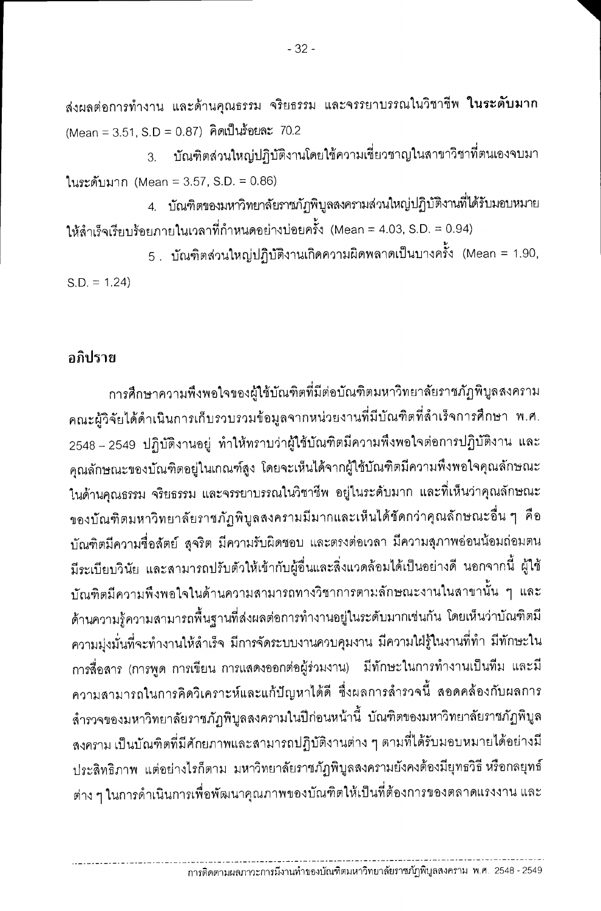ส่งผลต่อการทำงาน และด้านคุณธรรม จริยธรรม และจรรยาบรรณในวิชาชีพ **ในระดับมาก** (Mean = 3.51, S.D = 0.87) คิดเป็นร้อยละ 70.2

3. บัณฑิตส่วนใหญ่ปฏิบัติงานโดยใช้ความเชี่ยวชาญในสาขาวิชาที่ตนเองจบมาในระดับมาก (Mean = 3.57, S.D. = 0.86)

4. บัณฑิตของมหาวิทยาลัยราชภัฏพิบูลสงครามส่วนใหญ่ปฏิบัติงานที่ได้รับมอบหมายให้สำเร็จเรียบร้อยภายในเวลาที่กำหนดอย่างบ่อยครั้ง (Mean = 4.03, S.D. = 0.94)

5. บัณฑิตส่วนใหญ่ปฏิบัติงานเกิดความผิดพลาดเป็นบางครั้ง (Mean = 1.90, S.D. = 1.24)

## อภิปราย

การศึกษาความพึงพอใจของผู้ใช้บัณฑิตที่มีต่อบัณฑิตมหาวิทยาลัยราชภัฏพิบูลสงคราม คณะผู้วิจัยได้ดำเนินการเก็บรวบรวมข้อมูลจากหน่วยงานที่มีบัณฑิตที่สำเร็จการศึกษา พ.ศ. 2548 – 2549 ปฏิบัติงานอยู่ ทำให้ทราบว่าผู้ใช้บัณฑิตมีความพึงพอใจต่อการปฏิบัติงาน และคุณลักษณะของบัณฑิตอยู่ในเกณฑ์สูง โดยจะเห็นได้จากผู้ใช้บัณฑิตมีความพึงพอใจคุณลักษณะในด้านคุณธรรม จริยธรรม และจรรยาบรรณในวิชาชีพ อยู่ในระดับมาก และที่เห็นว่าคุณลักษณะของบัณฑิตมหาวิทยาลัยราชภัฏพิบูลสงครามมีมากและเห็นได้ชัดกว่าคุณลักษณะอื่น ๆ คือ บัณฑิตมีความซื่อสัตย์ สุจริต มีความรับผิดชอบ และตรงต่อเวลา มีความสุภาพอ่อนน้อมถ่อมตน มีระเบียบวินัย และสามารถปรับตัวให้เข้ากับผู้อื่นและสิ่งแวดล้อมได้เป็นอย่างดี นอกจากนี้ ผู้ใช้บัณฑิตมีความพึงพอใจในด้านความสามารถทางวิชาการตามลักษณะงานในสาขานั้น ๆ และด้านความรู้ความสามารถพื้นฐานที่ส่งผลต่อการทำงานอยู่ในระดับมากเช่นกัน โดยเห็นว่าบัณฑิตมีความมุ่งมั่นที่จะทำงานให้สำเร็จ มีการจัดระบบงานควบคุมงาน มีความใฝ่รู้ในงานที่ทำ มีทักษะในการสื่อสาร (การพูด การเขียน การแสดงออกต่อผู้ร่วมงาน) มีทักษะในการทำงานเป็นทีม และมีความสามารถในการคิดวิเคราะห์และแก้ปัญหาได้ดี ซึ่งผลการสำรวจนี้ สอดคล้องกับผลการสำรวจของมหาวิทยาลัยราชภัฏพิบูลสงครามในปีก่อนหน้านี้ บัณฑิตของมหาวิทยาลัยราชภัฏพิบูลสงคราม เป็นบัณฑิตที่มีศักยภาพและสามารถปฏิบัติงานต่าง ๆ ตามที่ได้รับมอบหมายได้อย่างมีประสิทธิภาพ แต่อย่างไรก็ตาม มหาวิทยาลัยราชภัฏพิบูลสงครามยังคงต้องมียุทธวิธี หรือกลยุทธ์ต่าง ๆ ในการดำเนินการเพื่อพัฒนาคุณภาพของบัณฑิตให้เป็นที่ต้องการของตลาดแรงงาน และ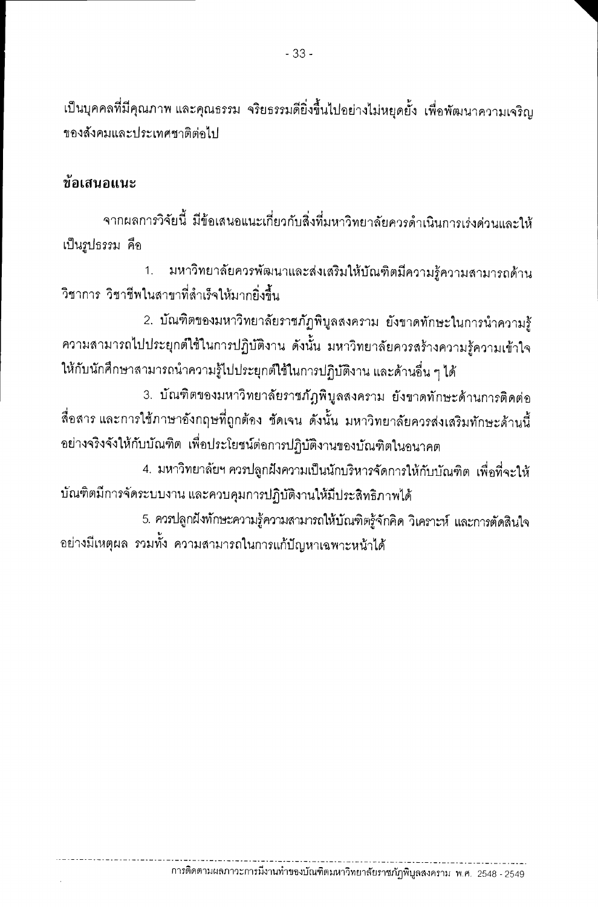เป็นบุคคลที่มีคุณภาพ และคุณธรรม จริยธรรมดียิ่งขึ้นไปอย่างไม่หยุดยั้ง เพื่อพัฒนาความเจริญของสังคมและประเทศชาติต่อไป

## ข้อเสนอแนะ

จากผลการวิจัยนี้ มีข้อเสนอแนะเกี่ยวกับสิ่งที่มหาวิทยาลัยควรดำเนินการเร่งด่วนและให้เป็นรูปธรรม คือ

1. มหาวิทยาลัยควรพัฒนาและส่งเสริมให้บัณฑิตมีความรู้ความสามารถด้านวิชาการ วิชาชีพในสาขาที่สำเร็จให้มากยิ่งขึ้น

2. บัณฑิตของมหาวิทยาลัยราชภัฏพิบูลสงคราม ยังขาดทักษะในการนำความรู้ความสามารถไปประยุกต์ใช้ในการปฏิบัติงาน ดังนั้น มหาวิทยาลัยควรสร้างความรู้ความเข้าใจให้กับนักศึกษาสามารถนำความรู้ไปประยุกต์ใช้ในการปฏิบัติงาน และด้านอื่น ๆ ได้

3. บัณฑิตของมหาวิทยาลัยราชภัฏพิบูลสงคราม ยังขาดทักษะด้านการติดต่อสื่อสาร และการใช้ภาษาอังกฤษที่ถูกต้อง ชัดเจน ดังนั้น มหาวิทยาลัยควรส่งเสริมทักษะด้านนี้อย่างจริงจังให้กับบัณฑิต เพื่อประโยชน์ต่อการปฏิบัติงานของบัณฑิตในอนาคต

4. มหาวิทยาลัยฯ ควรปลูกฝังความเป็นนักบริหารจัดการให้กับบัณฑิต เพื่อที่จะให้บัณฑิตมีการจัดระบบงาน และควบคุมการปฏิบัติงานให้มีประสิทธิภาพได้

5. ควรปลูกฝังทักษะความรู้ความสามารถให้บัณฑิตรู้จักคิด วิเคราะห์ และการตัดสินใจอย่างมีเหตุผล รวมทั้ง ความสามารถในการแก้ปัญหาเฉพาะหน้าได้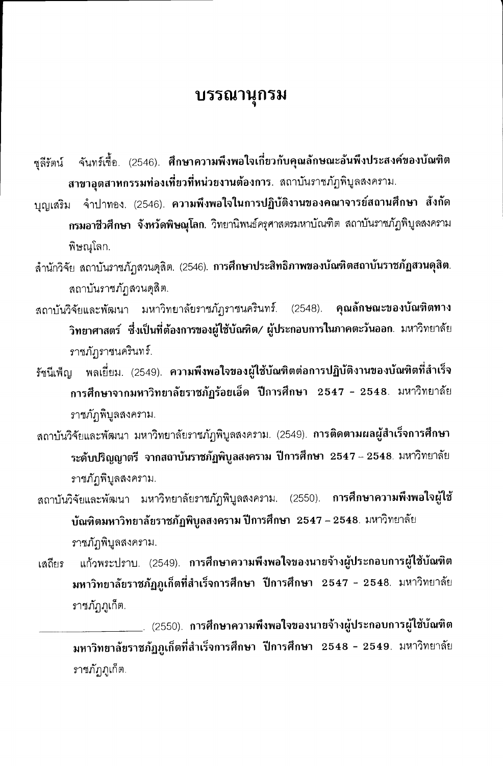# บรรณานุกรม

ชุลีรัตน์ จันทร์เชื้อ. (2546). **ศึกษาความพึงพอใจเกี่ยวกับคุณลักษณะอันพึงประสงค์ของบัณฑิตสาขาอุตสาหกรรมท่องเที่ยวที่หน่วยงานต้องการ.** สถาบันราชภัฏพิบูลสงคราม.

บุญเสริม จำปาทอง. (2546). **ความพึงพอใจในการปฏิบัติงานของคณาจารย์สถานศึกษา สังกัดกรมอาชีวศึกษา จังหวัดพิษณุโลก.** วิทยานิพนธ์ครุศาสตรมหาบัณฑิต สถาบันราชภัฏพิบูลสงคราม พิษณุโลก.

สำนักวิจัย สถาบันราชภัฏสวนดุสิต. (2546). **การศึกษาประสิทธิภาพของบัณฑิตสถาบันราชภัฏสวนดุสิต.** สถาบันราชภัฏสวนดุสิต.

สถาบันวิจัยและพัฒนา มหาวิทยาลัยราชภัฏราชนครินทร์. (2548). **คุณลักษณะของบัณฑิตทางวิทยาศาสตร์ ซึ่งเป็นที่ต้องการของผู้ใช้บัณฑิต/ ผู้ประกอบการในภาคตะวันออก.** มหาวิทยาลัยราชภัฏราชนครินทร์.

รัชนีเพ็ญ พลเยี่ยม. (2549). **ความพึงพอใจของผู้ใช้บัณฑิตต่อการปฏิบัติงานของบัณฑิตที่สำเร็จการศึกษาจากมหาวิทยาลัยราชภัฏร้อยเอ็ด ปีการศึกษา 2547 - 2548.** มหาวิทยาลัยราชภัฏพิบูลสงคราม.

สถาบันวิจัยและพัฒนา มหาวิทยาลัยราชภัฏพิบูลสงคราม. (2549). **การติดตามผลผู้สำเร็จการศึกษาระดับปริญญาตรี จากสถาบันราชภัฏพิบูลสงคราม ปีการศึกษา 2547 – 2548.** มหาวิทยาลัยราชภัฏพิบูลสงคราม.

สถาบันวิจัยและพัฒนา มหาวิทยาลัยราชภัฏพิบูลสงคราม. (2550). **การศึกษาความพึงพอใจผู้ใช้บัณฑิตมหาวิทยาลัยราชภัฏพิบูลสงคราม ปีการศึกษา 2547 – 2548.** มหาวิทยาลัยราชภัฏพิบูลสงคราม.

เสถียร แก้วพระปราบ. (2549). **การศึกษาความพึงพอใจของนายจ้างผู้ประกอบการผู้ใช้บัณฑิตมหาวิทยาลัยราชภัฏภูเก็ตที่สำเร็จการศึกษา ปีการศึกษา 2547 - 2548.** มหาวิทยาลัยราชภัฏภูเก็ต.

\_\_\_\_\_\_\_\_\_\_\_\_\_\_\_\_. (2550). **การศึกษาความพึงพอใจของนายจ้างผู้ประกอบการผู้ใช้บัณฑิตมหาวิทยาลัยราชภัฏภูเก็ตที่สำเร็จการศึกษา ปีการศึกษา 2548 - 2549.** มหาวิทยาลัยราชภัฏภูเก็ต.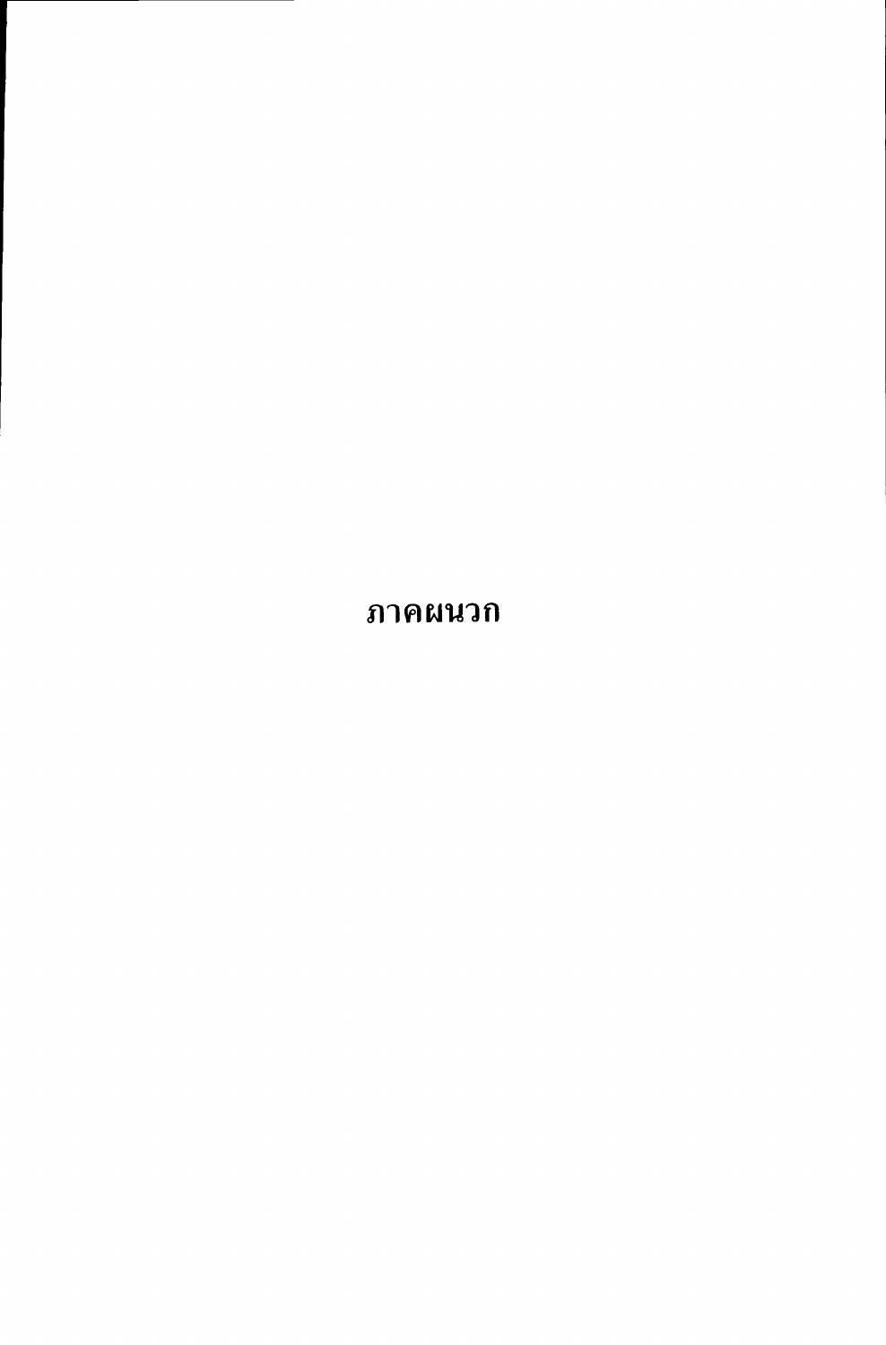# ภาคผนวก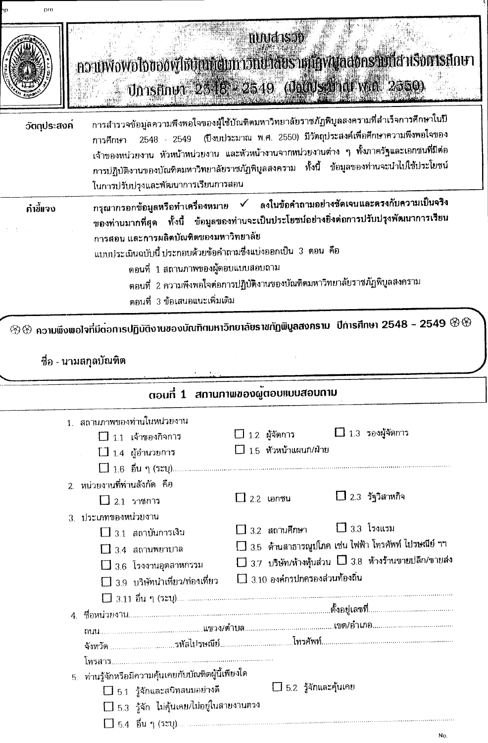# แบบสำรวจ
# ความพึงพอใจของผู้ใช้บัณฑิตมหาวิทยาลัยราชภัฏพิบูลสงครามที่สำเร็จการศึกษา
# ปีการศึกษา 2548 - 2549 (ปีงบประมาณ พ.ศ. 2550)

**วัตถุประสงค์** การสำรวจข้อมูลความพึงพอใจของผู้ใช้บัณฑิตมหาวิทยาลัยราชภัฏพิบูลสงครามที่สำเร็จการศึกษาในปีการศึกษา 2548 - 2549 (ปีงบประมาณ พ.ศ. 2550) มีวัตถุประสงค์เพื่อศึกษาความพึงพอใจของเจ้าของหน่วยงาน หัวหน้าหน่วยงาน และหัวหน้างานจากหน่วยงานต่าง ๆ ทั้งภาครัฐและเอกชนที่มีต่อการปฏิบัติงานของบัณฑิตมหาวิทยาลัยราชภัฏพิบูลสงคราม ทั้งนี้ ข้อมูลของท่านจะนำไปใช้ประโยชน์ในการปรับปรุงและพัฒนาการเรียนการสอน

**คำชี้แจง** **กรุณากรอกข้อมูลหรือทำเครื่องหมาย ✓ ลงในข้อคำถามอย่างชัดเจนและตรงกับความเป็นจริงของท่านมากที่สุด ทั้งนี้ ข้อมูลของท่านจะเป็นประโยชน์อย่างยิ่งต่อการปรับปรุงพัฒนาการเรียนการสอน และการผลิตบัณฑิตของมหาวิทยาลัย**

แบบประเมินฉบับนี้ ประกอบด้วยข้อคำถามซึ่งแบ่งออกเป็น 3 ตอน คือ

- ตอนที่ 1 สถานภาพของผู้ตอบแบบสอบถาม
- ตอนที่ 2 ความพึงพอใจต่อการปฏิบัติงานของบัณฑิตมหาวิทยาลัยราชภัฏพิบูลสงคราม
- ตอนที่ 3 ข้อเสนอแนะเพิ่มเติม

**ความพึงพอใจที่มีต่อการปฏิบัติงานของบัณฑิตมหาวิทยาลัยราชภัฏพิบูลสงคราม ปีการศึกษา 2548 - 2549**

**ชื่อ - นามสกุลบัณฑิต**

## ตอนที่ 1 สถานภาพของผู้ตอบแบบสอบถาม

1. สถานภาพของท่านในหน่วยงาน
   - ☐ 1.1 เจ้าของกิจการ
   - ☐ 1.2 ผู้จัดการ
   - ☐ 1.3 รองผู้จัดการ
   - ☐ 1.4 ผู้อำนวยการ
   - ☐ 1.5 หัวหน้าแผนก/ฝ่าย
   - ☐ 1.6 อื่น ๆ (ระบุ)..............................
2. หน่วยงานที่ท่านสังกัด คือ
   - ☐ 2.1 ราชการ
   - ☐ 2.2 เอกชน
   - ☐ 2.3 รัฐวิสาหกิจ
3. ประเภทของหน่วยงาน
   - ☐ 3.1 สถาบันการเงิน
   - ☐ 3.2 สถานศึกษา
   - ☐ 3.3 โรงแรม
   - ☐ 3.4 สถานพยาบาล
   - ☐ 3.5 ด้านสาธารณูปโภค เช่น ไฟฟ้า โทรศัพท์ ไปรษณีย์ ฯฯ
   - ☐ 3.6 โรงงานอุตสาหกรรม
   - ☐ 3.7 บริษัท/ห้างหุ้นส่วน
   - ☐ 3.8 ห้างร้านขายปลีก/ขายส่ง
   - ☐ 3.9 บริษัทนำเที่ยว/ท่องเที่ยว
   - ☐ 3.10 องค์กรปกครองส่วนท้องถิ่น
   - ☐ 3.11 อื่น ๆ (ระบุ)..............................
4. ชื่อหน่วยงาน..............................ตั้งอยู่เลขที่..............................
   ถนน..............................แขวง/ตำบล..............................เขต/อำเภอ..............................
   จังหวัด..............................รหัสไปรษณีย์..............................โทรศัพท์..............................
   โทรสาร..............................
5. ท่านรู้จักหรือมีความคุ้นเคยกับบัณฑิตผู้นี้เพียงใด
   - ☐ 5.1 รู้จักและสนิทสนมอย่างดี
   - ☐ 5.2 รู้จักและคุ้นเคย
   - ☐ 5.3 รู้จัก ไม่คุ้นเคย/ไม่อยู่ในสายงานตรง
   - ☐ 5.4 อื่น ๆ (ระบุ)..............................

No.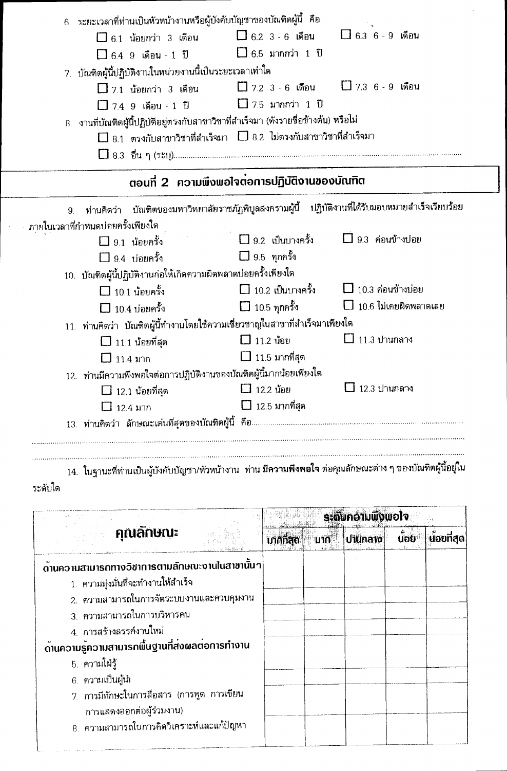6. ระยะเวลาที่ท่านเป็นหัวหน้างานหรือผู้บังคับบัญชาของบัณฑิตผู้นี้ คือ

☐ 6.1 น้อยกว่า 3 เดือน ☐ 6.2 3 - 6 เดือน ☐ 6.3 6 - 9 เดือน

☐ 6.4 9 เดือน - 1 ปี ☐ 6.5 มากกว่า 1 ปี

7. บัณฑิตผู้นี้ปฏิบัติงานในหน่วยงานนี้เป็นระยะเวลาเท่าใด

☐ 7.1 น้อยกว่า 3 เดือน ☐ 7.2 3 - 6 เดือน ☐ 7.3 6 - 9 เดือน

☐ 7.4 9 เดือน - 1 ปี ☐ 7.5 มากกว่า 1 ปี

8. งานที่บัณฑิตผู้นี้ปฏิบัติอยู่ตรงกับสาขาวิชาที่สำเร็จมา (ดังรายชื่อข้างต้น) หรือไม่

☐ 8.1 ตรงกับสาขาวิชาที่สำเร็จมา ☐ 8.2 ไม่ตรงกับสาขาวิชาที่สำเร็จมา

☐ 8.3 อื่น ๆ (ระบุ)..........................................................................................................

## ตอนที่ 2 ความพึงพอใจต่อการปฏิบัติงานของบัณฑิต

9. ท่านคิดว่า บัณฑิตของมหาวิทยาลัยราชภัฏพิบูลสงครามผู้นี้ ปฏิบัติงานที่ได้รับมอบหมายสำเร็จเรียบร้อยภายในเวลาที่กำหนดบ่อยครั้งเพียงใด

☐ 9.1 น้อยครั้ง ☐ 9.2 เป็นบางครั้ง ☐ 9.3 ค่อนข้างบ่อย

☐ 9.4 บ่อยครั้ง ☐ 9.5 ทุกครั้ง

10. บัณฑิตผู้นี้ปฏิบัติงานก่อให้เกิดความผิดพลาดบ่อยครั้งเพียงใด

☐ 10.1 น้อยครั้ง ☐ 10.2 เป็นบางครั้ง ☐ 10.3 ค่อนข้างบ่อย

☐ 10.4 บ่อยครั้ง ☐ 10.5 ทุกครั้ง ☐ 10.6 ไม่เคยผิดพลาดเลย

11. ท่านคิดว่า บัณฑิตผู้นี้ทำงานโดยใช้ความเชี่ยวชาญในสาขาที่สำเร็จมาเพียงใด

☐ 11.1 น้อยที่สุด ☐ 11.2 น้อย ☐ 11.3 ปานกลาง

☐ 11.4 มาก ☐ 11.5 มากที่สุด

12. ท่านมีความพึงพอใจต่อการปฏิบัติงานของบัณฑิตผู้นี้มากน้อยเพียงใด

☐ 12.1 น้อยที่สุด ☐ 12.2 น้อย ☐ 12.3 ปานกลาง

☐ 12.4 มาก ☐ 12.5 มากที่สุด

13. ท่านคิดว่า ลักษณะเด่นที่สุดของบัณฑิตผู้นี้ คือ..........................................................................................

..........................................................................................................................................................

..........................................................................................................................................................

14. ในฐานะที่ท่านเป็นผู้บังคับบัญชา/หัวหน้างาน ท่าน **มีความพึงพอใจ** ต่อคุณลักษณะต่าง ๆ ของบัณฑิตผู้นี้อยู่ในระดับใด

| คุณลักษณะ | ระดับความพึงพอใจ | | | | |
|---|---|---|---|---|---|
| | มากที่สุด | มาก | ปานกลาง | น้อย | น้อยที่สุด |
| **ด้านความสามารถทางวิชาการตามลักษณะงานในสาขานั้นๆ** | | | | | |
| 1. ความมุ่งมั่นที่จะทำงานให้สำเร็จ | | | | | |
| 2. ความสามารถในการจัดระบบงานและควบคุมงาน | | | | | |
| 3. ความสามารถในการบริหารคน | | | | | |
| 4. การสร้างสรรค์งานใหม่ | | | | | |
| **ด้านความรู้ความสามารถพื้นฐานที่ส่งผลต่อการทำงาน** | | | | | |
| 5. ความใฝ่รู้ | | | | | |
| 6. ความเป็นผู้นำ | | | | | |
| 7. การมีทักษะในการสื่อสาร (การพูด การเขียน การแสดงออกต่อผู้ร่วมงาน) | | | | | |
| 8. ความสามารถในการคิดวิเคราะห์และแก้ปัญหา | | | | | |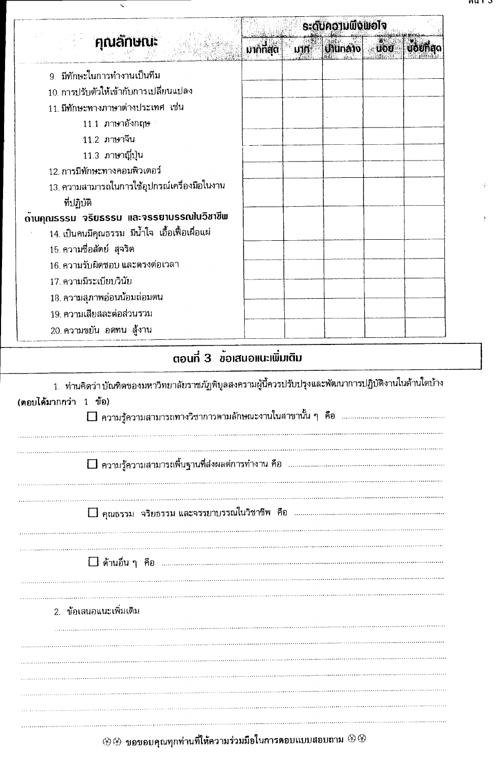| คุณลักษณะ | ระดับความพึงพอใจ | | | | |
|---|---|---|---|---|---|
| | มากที่สุด | มาก | ปานกลาง | น้อย | น้อยที่สุด |
| 9. มีทักษะในการทำงานเป็นทีม | | | | | |
| 10. การปรับตัวให้เข้ากับการเปลี่ยนแปลง | | | | | |
| 11. มีทักษะทางภาษาต่างประเทศ เช่น | | | | | |
| 11.1 ภาษาอังกฤษ | | | | | |
| 11.2 ภาษาจีน | | | | | |
| 11.3 ภาษาญี่ปุ่น | | | | | |
| 12. การมีทักษะทางคอมพิวเตอร์ | | | | | |
| 13. ความสามารถในการใช้อุปกรณ์เครื่องมือในงานที่ปฏิบัติ | | | | | |
| **ด้านคุณธรรม จริยธรรม และจรรยาบรรณในวิชาชีพ** | | | | | |
| 14. เป็นคนมีคุณธรรม มีน้ำใจ เอื้อเฟื้อเผื่อแผ่ | | | | | |
| 15. ความซื่อสัตย์ สุจริต | | | | | |
| 16. ความรับผิดชอบ และตรงต่อเวลา | | | | | |
| 17. ความมีระเบียบวินัย | | | | | |
| 18. ความสุภาพอ่อนน้อมถ่อมตน | | | | | |
| 19. ความเสียสละต่อส่วนรวม | | | | | |
| 20. ความขยัน อดทน สู้งาน | | | | | |

## ตอนที่ 3 ข้อเสนอแนะเพิ่มเติม

1. ท่านคิดว่า บัณฑิตของมหาวิทยาลัยราชภัฏพิบูลสงครามผู้นี้ควรปรับปรุงและพัฒนาการปฏิบัติงานในด้านใดบ้าง **(ตอบได้มากกว่า 1 ข้อ)**

☐ ความรู้ความสามารถทางวิชาการตามลักษณะงานในสาขานั้น ๆ คือ ..............................................................

..............................................................................................................................................................

..............................................................................................................................................................

☐ ความรู้ความสามารถพื้นฐานที่ส่งผลต่อการทำงาน คือ ..............................................................

..............................................................................................................................................................

..............................................................................................................................................................

☐ คุณธรรม จริยธรรม และจรรยาบรรณในวิชาชีพ คือ ..............................................................

..............................................................................................................................................................

..............................................................................................................................................................

☐ ด้านอื่น ๆ คือ ..............................................................

..............................................................................................................................................................

..............................................................................................................................................................

2. ข้อเสนอแนะเพิ่มเติม

..............................................................................................................................................................

..............................................................................................................................................................

..............................................................................................................................................................

..............................................................................................................................................................

..............................................................................................................................................................

..............................................................................................................................................................

..............................................................................................................................................................

..............................................................................................................................................................

ขอขอบคุณทุกท่านที่ให้ความร่วมมือในการตอบแบบสอบถาม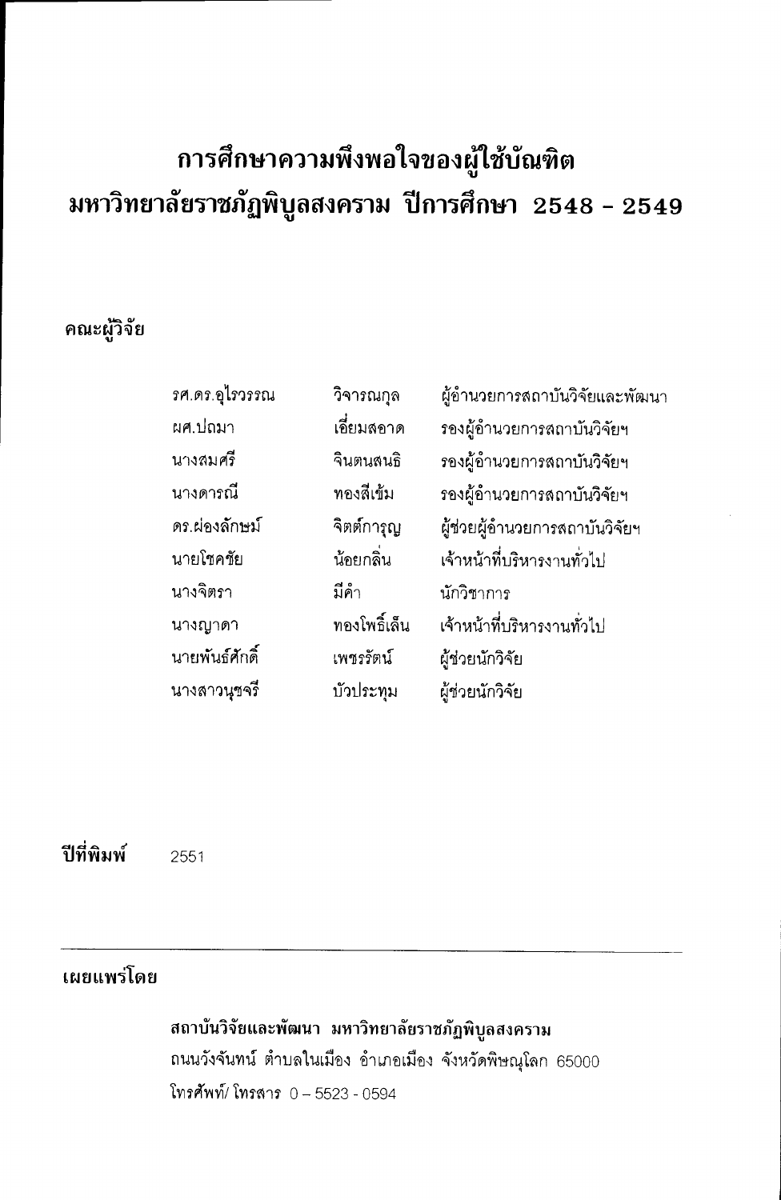# การศึกษาความพึงพอใจของผู้ใช้บัณฑิต มหาวิทยาลัยราชภัฏพิบูลสงคราม ปีการศึกษา 2548 - 2549

## คณะผู้วิจัย

| | | |
|---|---|---|
| รศ.ดร.อุไรวรรณ | วิจารณกุล | ผู้อำนวยการสถาบันวิจัยและพัฒนา |
| ผศ.ปถมา | เอี่ยมสอาด | รองผู้อำนวยการสถาบันวิจัยฯ |
| นางสมศรี | จินตนสนธิ | รองผู้อำนวยการสถาบันวิจัยฯ |
| นางดารณี | ทองสีเข้ม | รองผู้อำนวยการสถาบันวิจัยฯ |
| ดร.ผ่องลักษม์ | จิตต์การุญ | ผู้ช่วยผู้อำนวยการสถาบันวิจัยฯ |
| นายโชคชัย | น้อยกลิ่น | เจ้าหน้าที่บริหารงานทั่วไป |
| นางจิตรา | มีคำ | นักวิชาการ |
| นางญาดา | ทองโพธิ์เล็น | เจ้าหน้าที่บริหารงานทั่วไป |
| นายพันธ์ศักดิ์ | เพชรรัตน์ | ผู้ช่วยนักวิจัย |
| นางสาวนุชจรี | บัวประทุม | ผู้ช่วยนักวิจัย |

**ปีที่พิมพ์** 2551

---

## เผยแพร่โดย

**สถาบันวิจัยและพัฒนา มหาวิทยาลัยราชภัฏพิบูลสงคราม**
ถนนวังจันทน์ ตำบลในเมือง อำเภอเมือง จังหวัดพิษณุโลก 65000
โทรศัพท์/ โทรสาร 0 – 5523 - 0594